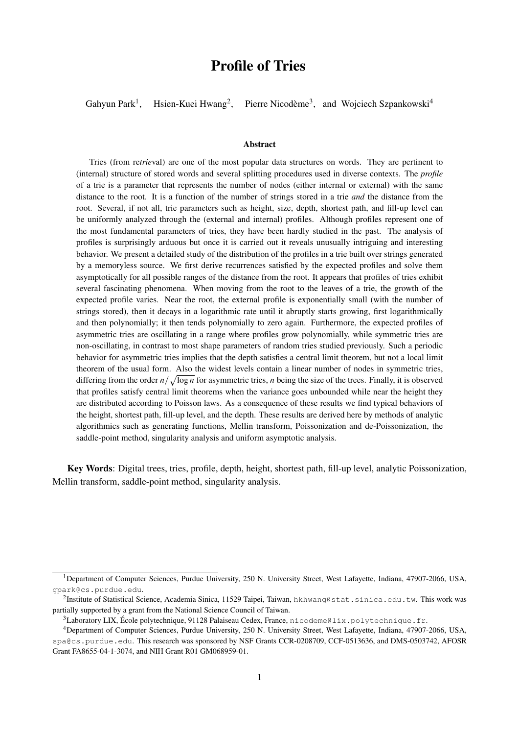# Profile of Tries

Gahyun Park[1], Hsien-Kuei Hwang[2], Pierre Nicodème[3], and Wojciech Szpankowski[4]

### Abstract

Tries (from re*trie*val) are one of the most popular data structures on words. They are pertinent to (internal) structure of stored words and several splitting procedures used in diverse contexts. The *profile* of a trie is a parameter that represents the number of nodes (either internal or external) with the same distance to the root. It is a function of the number of strings stored in a trie *and* the distance from the root. Several, if not all, trie parameters such as height, size, depth, shortest path, and fill-up level can be uniformly analyzed through the (external and internal) profiles. Although profiles represent one of the most fundamental parameters of tries, they have been hardly studied in the past. The analysis of profiles is surprisingly arduous but once it is carried out it reveals unusually intriguing and interesting behavior. We present a detailed study of the distribution of the profiles in a trie built over strings generated by a memoryless source. We first derive recurrences satisfied by the expected profiles and solve them asymptotically for all possible ranges of the distance from the root. It appears that profiles of tries exhibit several fascinating phenomena. When moving from the root to the leaves of a trie, the growth of the expected profile varies. Near the root, the external profile is exponentially small (with the number of strings stored), then it decays in a logarithmic rate until it abruptly starts growing, first logarithmically and then polynomially; it then tends polynomially to zero again. Furthermore, the expected profiles of asymmetric tries are oscillating in a range where profiles grow polynomially, while symmetric tries are non-oscillating, in contrast to most shape parameters of random tries studied previously. Such a periodic behavior for asymmetric tries implies that the depth satisfies a central limit theorem, but not a local limit theorem of the usual form. Also the widest levels contain a linear number of nodes in symmetric tries, differing from the order $n/\sqrt{\log n}$ for asymmetric tries, $n$ being the size of the trees. Finally, it is observed that profiles satisfy central limit theorems when the variance goes unbounded while near the height they are distributed according to Poisson laws. As a consequence of these results we find typical behaviors of the height, shortest path, fill-up level, and the depth. These results are derived here by methods of analytic algorithmics such as generating functions, Mellin transform, Poissonization and de-Poissonization, the saddle-point method, singularity analysis and uniform asymptotic analysis.

**Key Words**: Digital trees, tries, profile, depth, height, shortest path, fill-up level, analytic Poissonization, Mellin transform, saddle-point method, singularity analysis.

---

[1] Department of Computer Sciences, Purdue University, 250 N. University Street, West Lafayette, Indiana, 47907-2066, USA, gpark@cs.purdue.edu.

[2] Institute of Statistical Science, Academia Sinica, 11529 Taipei, Taiwan, hkhwang@stat.sinica.edu.tw. This work was partially supported by a grant from the National Science Council of Taiwan.

[3] Laboratory LIX, École polytechnique, 91128 Palaiseau Cedex, France, nicodeme@lix.polytechnique.fr.

[4] Department of Computer Sciences, Purdue University, 250 N. University Street, West Lafayette, Indiana, 47907-2066, USA, spa@cs.purdue.edu. This research was sponsored by NSF Grants CCR-0208709, CCF-0513636, and DMS-0503742, AFOSR Grant FA8655-04-1-3074, and NIH Grant R01 GM068959-01.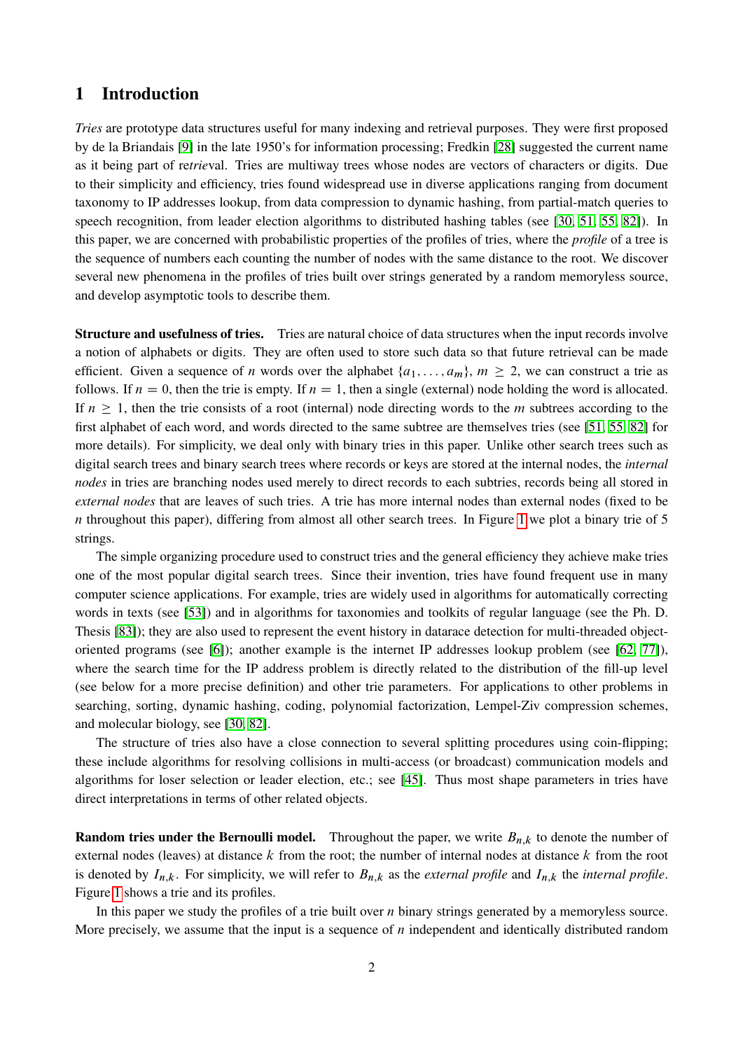# 1 Introduction

*Tries* are prototype data structures useful for many indexing and retrieval purposes. They were first proposed by de la Briandais [9] in the late 1950's for information processing; Fredkin [28] suggested the current name as it being part of re*trie*val. Tries are multiway trees whose nodes are vectors of characters or digits. Due to their simplicity and efficiency, tries found widespread use in diverse applications ranging from document taxonomy to IP addresses lookup, from data compression to dynamic hashing, from partial-match queries to speech recognition, from leader election algorithms to distributed hashing tables (see [30, 51, 55, 82]). In this paper, we are concerned with probabilistic properties of the profiles of tries, where the *profile* of a tree is the sequence of numbers each counting the number of nodes with the same distance to the root. We discover several new phenomena in the profiles of tries built over strings generated by a random memoryless source, and develop asymptotic tools to describe them.

**Structure and usefulness of tries.** Tries are natural choice of data structures when the input records involve a notion of alphabets or digits. They are often used to store such data so that future retrieval can be made efficient. Given a sequence of $n$ words over the alphabet $\{a_1, \dots, a_m\}$, $m \geq 2$, we can construct a trie as follows. If $n = 0$, then the trie is empty. If $n = 1$, then a single (external) node holding the word is allocated. If $n \geq 1$, then the trie consists of a root (internal) node directing words to the $m$ subtrees according to the first alphabet of each word, and words directed to the same subtree are themselves tries (see [51, 55, 82] for more details). For simplicity, we deal only with binary tries in this paper. Unlike other search trees such as digital search trees and binary search trees where records or keys are stored at the internal nodes, the *internal nodes* in tries are branching nodes used merely to direct records to each subtries, records being all stored in *external nodes* that are leaves of such tries. A trie has more internal nodes than external nodes (fixed to be $n$ throughout this paper), differing from almost all other search trees. In Figure 1 we plot a binary trie of 5 strings.

The simple organizing procedure used to construct tries and the general efficiency they achieve make tries one of the most popular digital search trees. Since their invention, tries have found frequent use in many computer science applications. For example, tries are widely used in algorithms for automatically correcting words in texts (see [53]) and in algorithms for taxonomies and toolkits of regular language (see the Ph. D. Thesis [83]); they are also used to represent the event history in datarace detection for multi-threaded object-oriented programs (see [6]); another example is the internet IP addresses lookup problem (see [62, 77]), where the search time for the IP address problem is directly related to the distribution of the fill-up level (see below for a more precise definition) and other trie parameters. For applications to other problems in searching, sorting, dynamic hashing, coding, polynomial factorization, Lempel-Ziv compression schemes, and molecular biology, see [30, 82].

The structure of tries also have a close connection to several splitting procedures using coin-flipping; these include algorithms for resolving collisions in multi-access (or broadcast) communication models and algorithms for loser selection or leader election, etc.; see [45]. Thus most shape parameters in tries have direct interpretations in terms of other related objects.

**Random tries under the Bernoulli model.** Throughout the paper, we write $B_{n,k}$ to denote the number of external nodes (leaves) at distance $k$ from the root; the number of internal nodes at distance $k$ from the root is denoted by $I_{n,k}$. For simplicity, we will refer to $B_{n,k}$ as the *external profile* and $I_{n,k}$ the *internal profile*. Figure 1 shows a trie and its profiles.

In this paper we study the profiles of a trie built over $n$ binary strings generated by a memoryless source. More precisely, we assume that the input is a sequence of $n$ independent and identically distributed random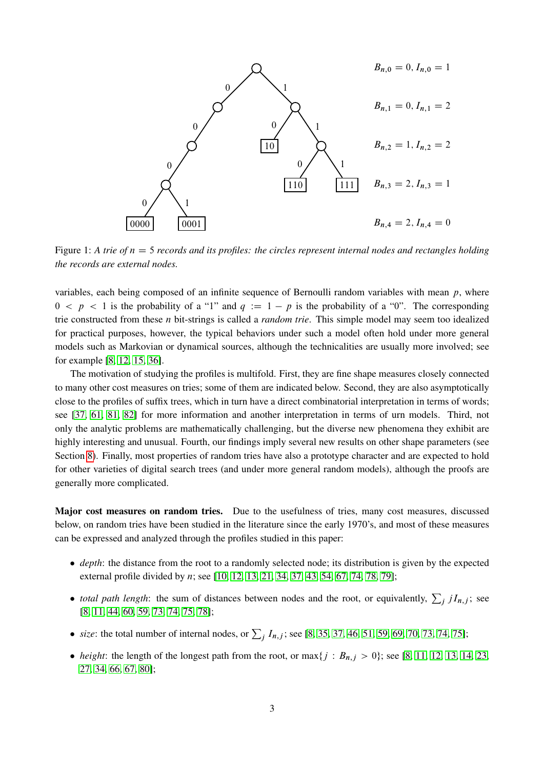$B_{n,0} = 0, I_{n,0} = 1$

$B_{n,1} = 0, I_{n,1} = 2$

$B_{n,2} = 1, I_{n,2} = 2$

$B_{n,3} = 2, I_{n,3} = 1$

$B_{n,4} = 2, I_{n,4} = 0$

Figure 1: *A trie of $n = 5$ records and its profiles: the circles represent internal nodes and rectangles holding the records are external nodes.*

variables, each being composed of an infinite sequence of Bernoulli random variables with mean $p$, where $0 < p < 1$ is the probability of a "1" and $q := 1 - p$ is the probability of a "0". The corresponding trie constructed from these $n$ bit-strings is called a *random trie*. This simple model may seem too idealized for practical purposes, however, the typical behaviors under such a model often hold under more general models such as Markovian or dynamical sources, although the technicalities are usually more involved; see for example [8, 12, 15, 36].

The motivation of studying the profiles is multifold. First, they are fine shape measures closely connected to many other cost measures on tries; some of them are indicated below. Second, they are also asymptotically close to the profiles of suffix trees, which in turn have a direct combinatorial interpretation in terms of words; see [37, 61, 81, 82] for more information and another interpretation in terms of urn models. Third, not only the analytic problems are mathematically challenging, but the diverse new phenomena they exhibit are highly interesting and unusual. Fourth, our findings imply several new results on other shape parameters (see Section 8). Finally, most properties of random tries have also a prototype character and are expected to hold for other varieties of digital search trees (and under more general random models), although the proofs are generally more complicated.

**Major cost measures on random tries.** Due to the usefulness of tries, many cost measures, discussed below, on random tries have been studied in the literature since the early 1970's, and most of these measures can be expressed and analyzed through the profiles studied in this paper:

- *depth*: the distance from the root to a randomly selected node; its distribution is given by the expected external profile divided by $n$; see [10, 12, 13, 21, 34, 37, 43, 54, 67, 74, 78, 79];
- *total path length*: the sum of distances between nodes and the root, or equivalently, $\sum_j jI_{n,j}$; see [8, 11, 44, 60, 59, 73, 74, 75, 78];
- *size*: the total number of internal nodes, or $\sum_j I_{n,j}$; see [8, 35, 37, 46, 51, 59, 69, 70, 73, 74, 75];
- *height*: the length of the longest path from the root, or $\max\{j : B_{n,j} > 0\}$; see [8, 11, 12, 13, 14, 23, 27, 34, 66, 67, 80];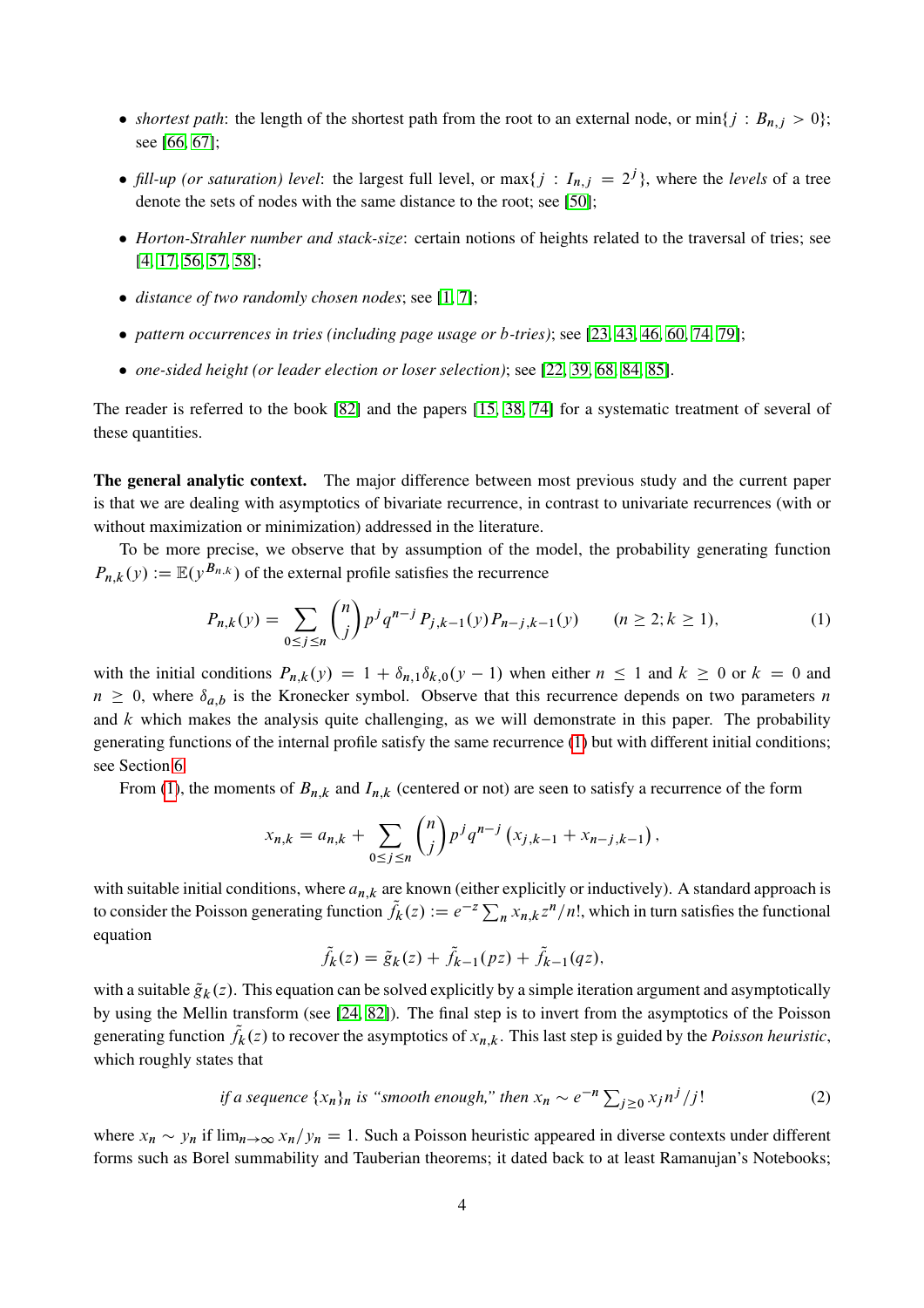- *shortest path*: the length of the shortest path from the root to an external node, or $\min\{j : B_{n,j} > 0\}$; see [66, 67];
- *fill-up (or saturation) level*: the largest full level, or $\max\{j : I_{n,j} = 2^j\}$, where the *levels* of a tree denote the sets of nodes with the same distance to the root; see [50];
- *Horton-Strahler number and stack-size*: certain notions of heights related to the traversal of tries; see [4, 17, 56, 57, 58];
- *distance of two randomly chosen nodes*; see [1, 7];
- *pattern occurrences in tries (including page usage or b-tries)*; see [23, 43, 46, 60, 74, 79];
- *one-sided height (or leader election or loser selection)*; see [22, 39, 68, 84, 85].

The reader is referred to the book [82] and the papers [15, 38, 74] for a systematic treatment of several of these quantities.

**The general analytic context.** The major difference between most previous study and the current paper is that we are dealing with asymptotics of bivariate recurrence, in contrast to univariate recurrences (with or without maximization or minimization) addressed in the literature.

To be more precise, we observe that by assumption of the model, the probability generating function $P_{n,k}(y) := \mathbb{E}(y^{B_{n,k}})$ of the external profile satisfies the recurrence

$$P_{n,k}(y) = \sum_{0\le j\le n} \binom{n}{j} p^j q^{n-j} P_{j,k-1}(y) P_{n-j,k-1}(y) \qquad (n \ge 2; k \ge 1), \tag{1}$$

with the initial conditions $P_{n,k}(y) = 1 + \delta_{n,1}\delta_{k,0}(y-1)$ when either $n \le 1$ and $k \ge 0$ or $k = 0$ and $n \ge 0$, where $\delta_{a,b}$ is the Kronecker symbol. Observe that this recurrence depends on two parameters $n$ and $k$ which makes the analysis quite challenging, as we will demonstrate in this paper. The probability generating functions of the internal profile satisfy the same recurrence (1) but with different initial conditions; see Section 6.

From (1), the moments of $B_{n,k}$ and $I_{n,k}$ (centered or not) are seen to satisfy a recurrence of the form

$$x_{n,k} = a_{n,k} + \sum_{0\le j\le n} \binom{n}{j} p^j q^{n-j} \left(x_{j,k-1} + x_{n-j,k-1}\right),$$

with suitable initial conditions, where $a_{n,k}$ are known (either explicitly or inductively). A standard approach is to consider the Poisson generating function $\tilde{f}_k(z) := e^{-z}\sum_n x_{n,k} z^n/n!$, which in turn satisfies the functional equation

$$\tilde{f}_k(z) = \tilde{g}_k(z) + \tilde{f}_{k-1}(pz) + \tilde{f}_{k-1}(qz),$$

with a suitable $\tilde{g}_k(z)$. This equation can be solved explicitly by a simple iteration argument and asymptotically by using the Mellin transform (see [24, 82]). The final step is to invert from the asymptotics of the Poisson generating function $\tilde{f}_k(z)$ to recover the asymptotics of $x_{n,k}$. This last step is guided by the *Poisson heuristic*, which roughly states that

$$\textit{if a sequence } \{x_n\}_n \textit{ is "smooth enough," then } x_n \sim e^{-n}\sum_{j\ge 0} x_j n^j/j! \tag{2}$$

where $x_n \sim y_n$ if $\lim_{n\to\infty} x_n/y_n = 1$. Such a Poisson heuristic appeared in diverse contexts under different forms such as Borel summability and Tauberian theorems; it dated back to at least Ramanujan's Notebooks;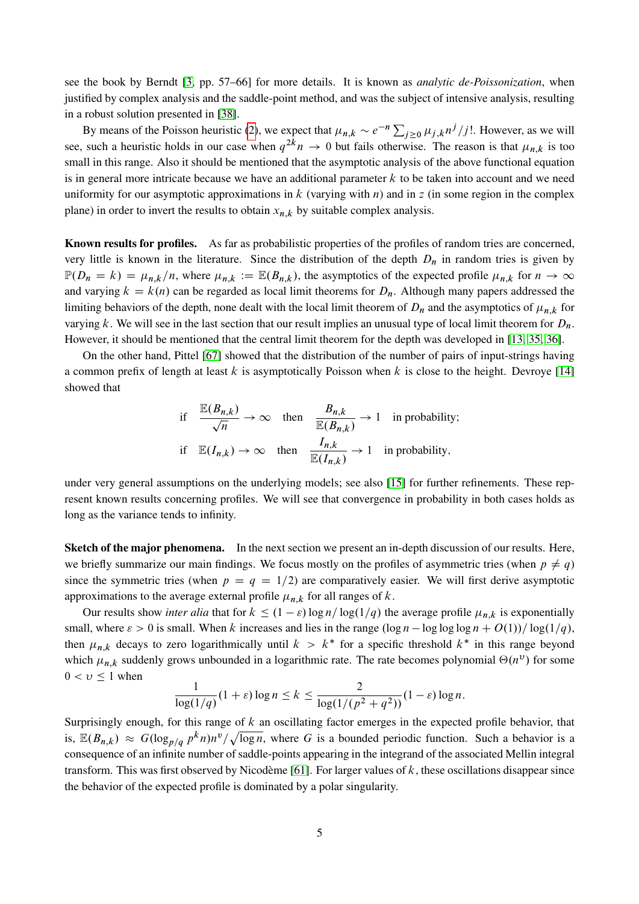see the book by Berndt [3, pp. 57–66] for more details. It is known as *analytic de-Poissonization*, when justified by complex analysis and the saddle-point method, and was the subject of intensive analysis, resulting in a robust solution presented in [38].

By means of the Poisson heuristic (2), we expect that $\mu_{n,k} \sim e^{-n} \sum_{j\ge 0} \mu_{j,k} n^j/j!$. However, as we will see, such a heuristic holds in our case when $q^{2k} n \to 0$ but fails otherwise. The reason is that $\mu_{n,k}$ is too small in this range. Also it should be mentioned that the asymptotic analysis of the above functional equation is in general more intricate because we have an additional parameter $k$ to be taken into account and we need uniformity for our asymptotic approximations in $k$ (varying with $n$) and in $z$ (in some region in the complex plane) in order to invert the results to obtain $x_{n,k}$ by suitable complex analysis.

**Known results for profiles.** As far as probabilistic properties of the profiles of random tries are concerned, very little is known in the literature. Since the distribution of the depth $D_n$ in random tries is given by $\mathbb{P}(D_n = k) = \mu_{n,k}/n$, where $\mu_{n,k} := \mathbb{E}(B_{n,k})$, the asymptotics of the expected profile $\mu_{n,k}$ for $n \to \infty$ and varying $k = k(n)$ can be regarded as local limit theorems for $D_n$. Although many papers addressed the limiting behaviors of the depth, none dealt with the local limit theorem of $D_n$ and the asymptotics of $\mu_{n,k}$ for varying $k$. We will see in the last section that our result implies an unusual type of local limit theorem for $D_n$. However, it should be mentioned that the central limit theorem for the depth was developed in [13, 35, 36].

On the other hand, Pittel [67] showed that the distribution of the number of pairs of input-strings having a common prefix of length at least $k$ is asymptotically Poisson when $k$ is close to the height. Devroye [14] showed that

$$\text{if} \quad \frac{\mathbb{E}(B_{n,k})}{\sqrt{n}} \to \infty \quad \text{then} \quad \frac{B_{n,k}}{\mathbb{E}(B_{n,k})} \to 1 \quad \text{in probability;}$$

$$\text{if} \quad \mathbb{E}(I_{n,k}) \to \infty \quad \text{then} \quad \frac{I_{n,k}}{\mathbb{E}(I_{n,k})} \to 1 \quad \text{in probability,}$$

under very general assumptions on the underlying models; see also [15] for further refinements. These represent known results concerning profiles. We will see that convergence in probability in both cases holds as long as the variance tends to infinity.

**Sketch of the major phenomena.** In the next section we present an in-depth discussion of our results. Here, we briefly summarize our main findings. We focus mostly on the profiles of asymmetric tries (when $p \neq q$) since the symmetric tries (when $p = q = 1/2$) are comparatively easier. We will first derive asymptotic approximations to the average external profile $\mu_{n,k}$ for all ranges of $k$.

Our results show *inter alia* that for $k \le (1-\varepsilon)\log n/\log(1/q)$ the average profile $\mu_{n,k}$ is exponentially small, where $\varepsilon > 0$ is small. When $k$ increases and lies in the range $(\log n - \log\log\log n + O(1))/\log(1/q)$, then $\mu_{n,k}$ decays to zero logarithmically until $k > k^*$ for a specific threshold $k^*$ in this range beyond which $\mu_{n,k}$ suddenly grows unbounded in a logarithmic rate. The rate becomes polynomial $\Theta(n^\upsilon)$ for some $0 < \upsilon \le 1$ when

$$\frac{1}{\log(1/q)}(1+\varepsilon)\log n \le k \le \frac{2}{\log(1/(p^2+q^2))}(1-\varepsilon)\log n.$$

Surprisingly enough, for this range of $k$ an oscillating factor emerges in the expected profile behavior, that is, $\mathbb{E}(B_{n,k}) \approx G(\log_{p/q} p^k n) n^\upsilon/\sqrt{\log n}$, where $G$ is a bounded periodic function. Such a behavior is a consequence of an infinite number of saddle-points appearing in the integrand of the associated Mellin integral transform. This was first observed by Nicodème [61]. For larger values of $k$, these oscillations disappear since the behavior of the expected profile is dominated by a polar singularity.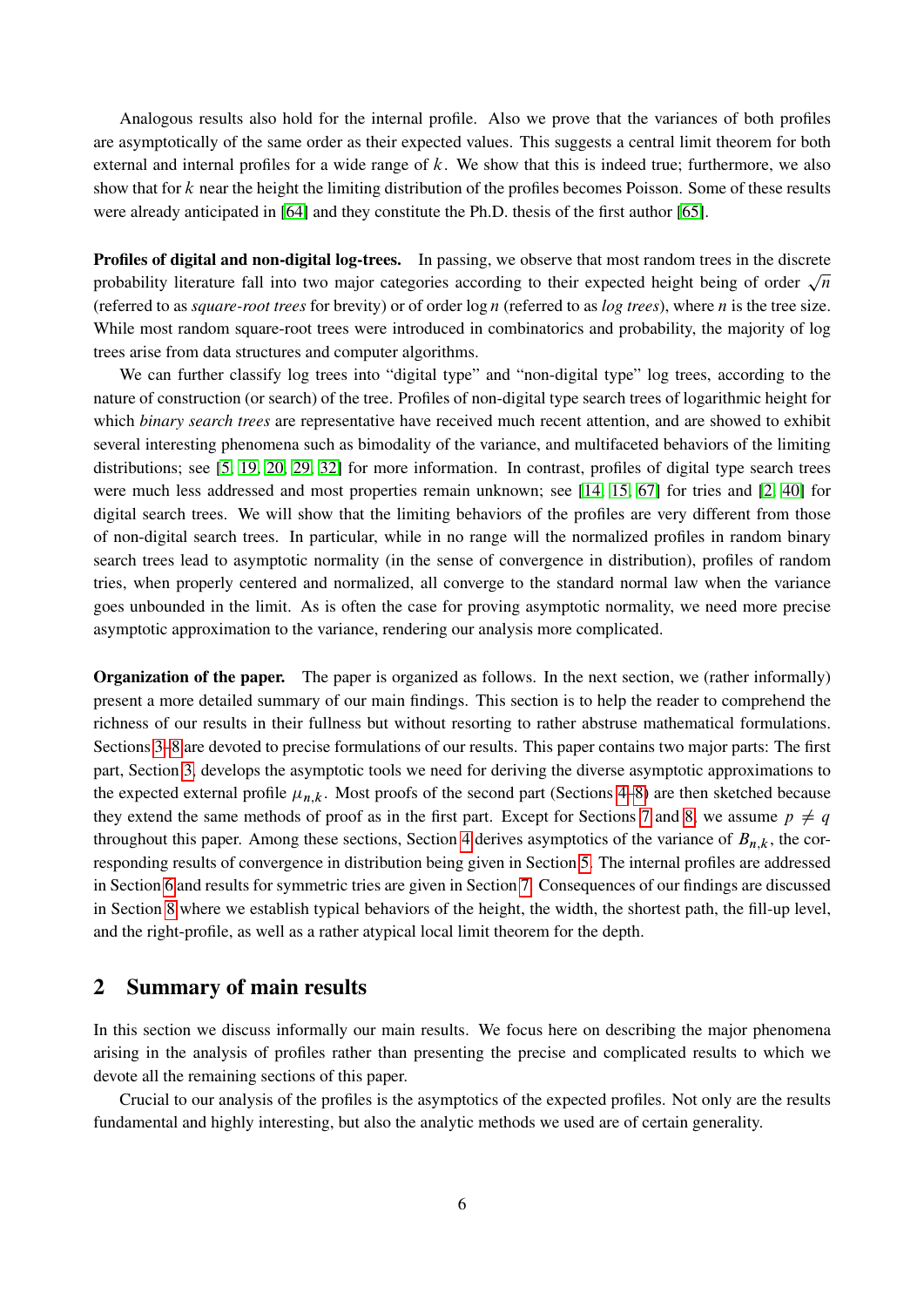Analogous results also hold for the internal profile. Also we prove that the variances of both profiles are asymptotically of the same order as their expected values. This suggests a central limit theorem for both external and internal profiles for a wide range of $k$. We show that this is indeed true; furthermore, we also show that for $k$ near the height the limiting distribution of the profiles becomes Poisson. Some of these results were already anticipated in [64] and they constitute the Ph.D. thesis of the first author [65].

**Profiles of digital and non-digital log-trees.** In passing, we observe that most random trees in the discrete probability literature fall into two major categories according to their expected height being of order $\sqrt{n}$ (referred to as *square-root trees* for brevity) or of order $\log n$ (referred to as *log trees*), where $n$ is the tree size. While most random square-root trees were introduced in combinatorics and probability, the majority of log trees arise from data structures and computer algorithms.

We can further classify log trees into "digital type" and "non-digital type" log trees, according to the nature of construction (or search) of the tree. Profiles of non-digital type search trees of logarithmic height for which *binary search trees* are representative have received much recent attention, and are showed to exhibit several interesting phenomena such as bimodality of the variance, and multifaceted behaviors of the limiting distributions; see [5, 19, 20, 29, 32] for more information. In contrast, profiles of digital type search trees were much less addressed and most properties remain unknown; see [14, 15, 67] for tries and [2, 40] for digital search trees. We will show that the limiting behaviors of the profiles are very different from those of non-digital search trees. In particular, while in no range will the normalized profiles in random binary search trees lead to asymptotic normality (in the sense of convergence in distribution), profiles of random tries, when properly centered and normalized, all converge to the standard normal law when the variance goes unbounded in the limit. As is often the case for proving asymptotic normality, we need more precise asymptotic approximation to the variance, rendering our analysis more complicated.

**Organization of the paper.** The paper is organized as follows. In the next section, we (rather informally) present a more detailed summary of our main findings. This section is to help the reader to comprehend the richness of our results in their fullness but without resorting to rather abstruse mathematical formulations. Sections 3–8 are devoted to precise formulations of our results. This paper contains two major parts: The first part, Section 3, develops the asymptotic tools we need for deriving the diverse asymptotic approximations to the expected external profile $\mu_{n,k}$. Most proofs of the second part (Sections 4–8) are then sketched because they extend the same methods of proof as in the first part. Except for Sections 7 and 8, we assume $p \neq q$ throughout this paper. Among these sections, Section 4 derives asymptotics of the variance of $B_{n,k}$, the corresponding results of convergence in distribution being given in Section 5. The internal profiles are addressed in Section 6 and results for symmetric tries are given in Section 7. Consequences of our findings are discussed in Section 8 where we establish typical behaviors of the height, the width, the shortest path, the fill-up level, and the right-profile, as well as a rather atypical local limit theorem for the depth.

## 2 Summary of main results

In this section we discuss informally our main results. We focus here on describing the major phenomena arising in the analysis of profiles rather than presenting the precise and complicated results to which we devote all the remaining sections of this paper.

Crucial to our analysis of the profiles is the asymptotics of the expected profiles. Not only are the results fundamental and highly interesting, but also the analytic methods we used are of certain generality.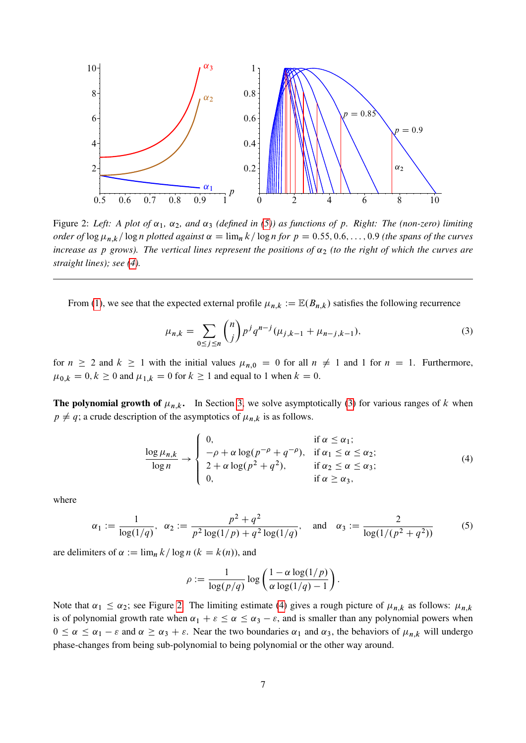Figure 2: *Left: A plot of $\alpha_1$, $\alpha_2$, and $\alpha_3$ (defined in (5)) as functions of $p$. Right: The (non-zero) limiting order of $\log \mu_{n,k}/\log n$ plotted against $\alpha = \lim_n k/\log n$ for $p = 0.55, 0.6, \dots, 0.9$ (the spans of the curves increase as $p$ grows). The vertical lines represent the positions of $\alpha_2$ (to the right of which the curves are straight lines); see (4).*

---

From (1), we see that the expected external profile $\mu_{n,k} := \mathbb{E}(B_{n,k})$ satisfies the following recurrence

$$\mu_{n,k} = \sum_{0 \le j \le n} \binom{n}{j} p^j q^{n-j} (\mu_{j,k-1} + \mu_{n-j,k-1}), \tag{3}$$

for $n \ge 2$ and $k \ge 1$ with the initial values $\mu_{n,0} = 0$ for all $n \ne 1$ and 1 for $n = 1$. Furthermore, $\mu_{0,k} = 0, k \ge 0$ and $\mu_{1,k} = 0$ for $k \ge 1$ and equal to 1 when $k = 0$.

**The polynomial growth of $\mu_{n,k}$.** In Section 3, we solve asymptotically (3) for various ranges of $k$ when $p \ne q$; a crude description of the asymptotics of $\mu_{n,k}$ is as follows.

$$\frac{\log \mu_{n,k}}{\log n} \to \begin{cases} 0, & \text{if } \alpha \le \alpha_1; \\ -\rho + \alpha \log(p^{-\rho} + q^{-\rho}), & \text{if } \alpha_1 \le \alpha \le \alpha_2; \\ 2 + \alpha \log(p^2 + q^2), & \text{if } \alpha_2 \le \alpha \le \alpha_3; \\ 0, & \text{if } \alpha \ge \alpha_3, \end{cases} \tag{4}$$

where

$$\alpha_1 := \frac{1}{\log(1/q)}, \quad \alpha_2 := \frac{p^2 + q^2}{p^2 \log(1/p) + q^2 \log(1/q)}, \quad \text{and} \quad \alpha_3 := \frac{2}{\log(1/(p^2 + q^2))} \tag{5}$$

are delimiters of $\alpha := \lim_n k/\log n$ ($k = k(n)$), and

$$\rho := \frac{1}{\log(p/q)} \log\left(\frac{1 - \alpha \log(1/p)}{\alpha \log(1/q) - 1}\right).$$

Note that $\alpha_1 \le \alpha_2$; see Figure 2. The limiting estimate (4) gives a rough picture of $\mu_{n,k}$ as follows: $\mu_{n,k}$ is of polynomial growth rate when $\alpha_1 + \varepsilon \le \alpha \le \alpha_3 - \varepsilon$, and is smaller than any polynomial powers when $0 \le \alpha \le \alpha_1 - \varepsilon$ and $\alpha \ge \alpha_3 + \varepsilon$. Near the two boundaries $\alpha_1$ and $\alpha_3$, the behaviors of $\mu_{n,k}$ will undergo phase-changes from being sub-polynomial to being polynomial or the other way around.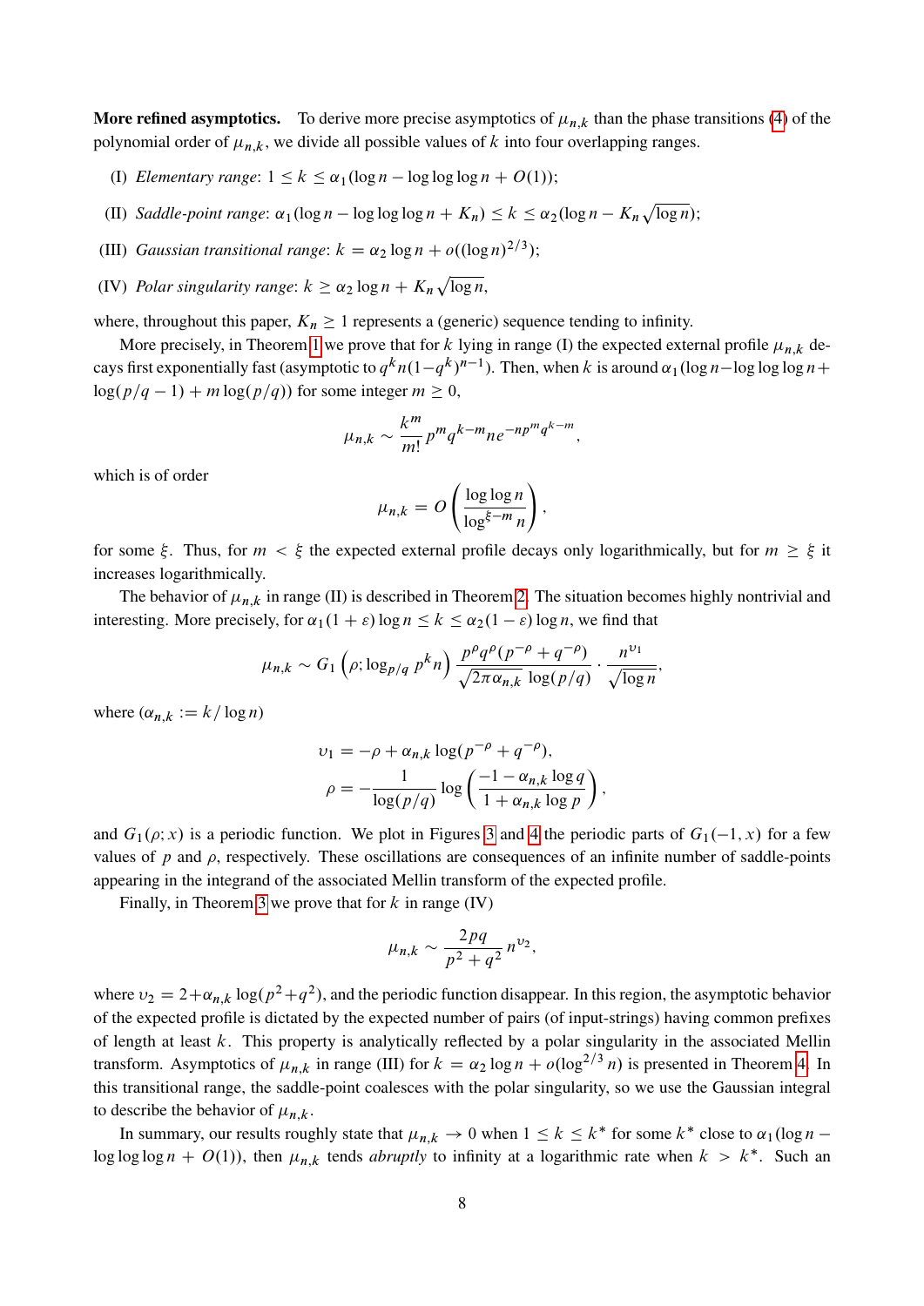**More refined asymptotics.** To derive more precise asymptotics of $\mu_{n,k}$ than the phase transitions (4) of the polynomial order of $\mu_{n,k}$, we divide all possible values of $k$ into four overlapping ranges.

(I) *Elementary range*: $1 \le k \le \alpha_1(\log n - \log\log\log n + O(1))$;

(II) *Saddle-point range*: $\alpha_1(\log n - \log\log\log n + K_n) \le k \le \alpha_2(\log n - K_n\sqrt{\log n})$;

(III) *Gaussian transitional range*: $k = \alpha_2 \log n + o((\log n)^{2/3})$;

(IV) *Polar singularity range*: $k \ge \alpha_2 \log n + K_n\sqrt{\log n}$,

where, throughout this paper, $K_n \ge 1$ represents a (generic) sequence tending to infinity.

More precisely, in Theorem 1 we prove that for $k$ lying in range (I) the expected external profile $\mu_{n,k}$ decays first exponentially fast (asymptotic to $q^k n(1-q^k)^{n-1}$). Then, when $k$ is around $\alpha_1(\log n - \log\log\log n + \log(p/q-1) + m\log(p/q))$ for some integer $m \ge 0$,

$$\mu_{n,k} \sim \frac{k^m}{m!} p^m q^{k-m} n e^{-np^m q^{k-m}},$$

which is of order

$$\mu_{n,k} = O\left(\frac{\log\log n}{\log^{\xi - m} n}\right),$$

for some $\xi$. Thus, for $m < \xi$ the expected external profile decays only logarithmically, but for $m \ge \xi$ it increases logarithmically.

The behavior of $\mu_{n,k}$ in range (II) is described in Theorem 2. The situation becomes highly nontrivial and interesting. More precisely, for $\alpha_1(1+\varepsilon)\log n \le k \le \alpha_2(1-\varepsilon)\log n$, we find that

$$\mu_{n,k} \sim G_1\left(\rho; \log_{p/q} p^k n\right) \frac{p^\rho q^\rho (p^{-\rho} + q^{-\rho})}{\sqrt{2\pi\alpha_{n,k}}\,\log(p/q)} \cdot \frac{n^{\upsilon_1}}{\sqrt{\log n}},$$

where ($\alpha_{n,k} := k/\log n$)

$$\upsilon_1 = -\rho + \alpha_{n,k}\log(p^{-\rho} + q^{-\rho}),$$
$$\rho = -\frac{1}{\log(p/q)} \log\left(\frac{-1 - \alpha_{n,k}\log q}{1 + \alpha_{n,k}\log p}\right),$$

and $G_1(\rho; x)$ is a periodic function. We plot in Figures 3 and 4 the periodic parts of $G_1(-1, x)$ for a few values of $p$ and $\rho$, respectively. These oscillations are consequences of an infinite number of saddle-points appearing in the integrand of the associated Mellin transform of the expected profile.

Finally, in Theorem 3 we prove that for $k$ in range (IV)

$$\mu_{n,k} \sim \frac{2pq}{p^2 + q^2} n^{\upsilon_2},$$

where $\upsilon_2 = 2 + \alpha_{n,k}\log(p^2+q^2)$, and the periodic function disappear. In this region, the asymptotic behavior of the expected profile is dictated by the expected number of pairs (of input-strings) having common prefixes of length at least $k$. This property is analytically reflected by a polar singularity in the associated Mellin transform. Asymptotics of $\mu_{n,k}$ in range (III) for $k = \alpha_2 \log n + o(\log^{2/3} n)$ is presented in Theorem 4. In this transitional range, the saddle-point coalesces with the polar singularity, so we use the Gaussian integral to describe the behavior of $\mu_{n,k}$.

In summary, our results roughly state that $\mu_{n,k} \to 0$ when $1 \le k \le k^*$ for some $k^*$ close to $\alpha_1(\log n - \log\log\log n + O(1))$, then $\mu_{n,k}$ tends *abruptly* to infinity at a logarithmic rate when $k > k^*$. Such an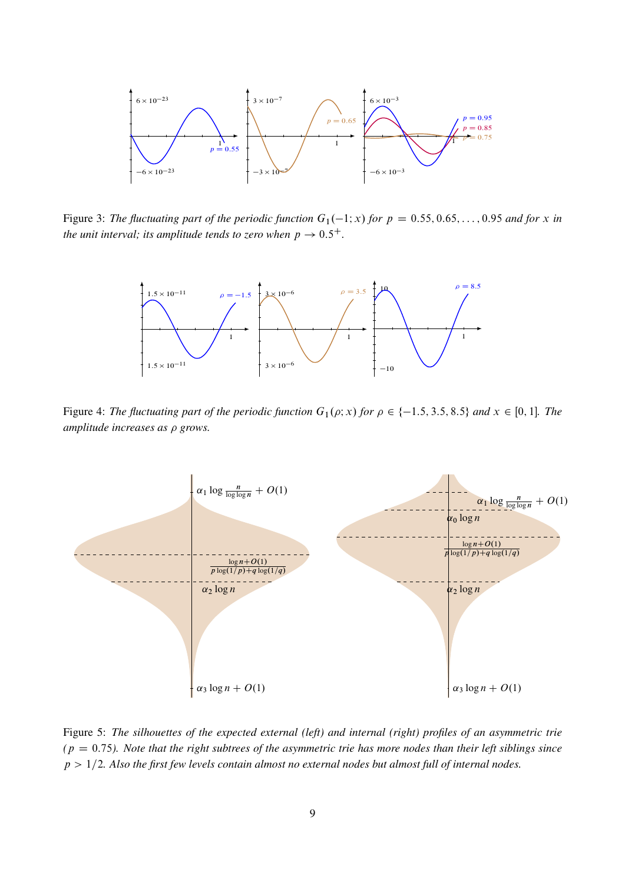Figure 3: *The fluctuating part of the periodic function $G_1(-1; x)$ for $p = 0.55, 0.65, \ldots, 0.95$ and for $x$ in the unit interval; its amplitude tends to zero when $p \to 0.5^+$.*

Figure 4: *The fluctuating part of the periodic function $G_1(\rho; x)$ for $\rho \in \{-1.5, 3.5, 8.5\}$ and $x \in [0, 1]$. The amplitude increases as $\rho$ grows.*

Figure 5: *The silhouettes of the expected external (left) and internal (right) profiles of an asymmetric trie ($p = 0.75$). Note that the right subtrees of the asymmetric trie has more nodes than their left siblings since $p > 1/2$. Also the first few levels contain almost no external nodes but almost full of internal nodes.*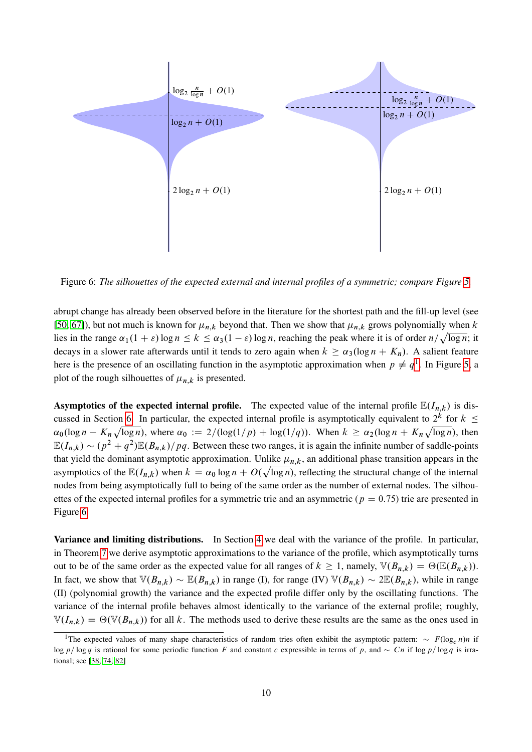Figure 6: *The silhouettes of the expected external and internal profiles of a symmetric; compare Figure 5.*

abrupt change has already been observed before in the literature for the shortest path and the fill-up level (see [50, 67]), but not much is known for $\mu_{n,k}$ beyond that. Then we show that $\mu_{n,k}$ grows polynomially when $k$ lies in the range $\alpha_1(1+\varepsilon)\log n \le k \le \alpha_3(1-\varepsilon)\log n$, reaching the peak where it is of order $n/\sqrt{\log n}$; it decays in a slower rate afterwards until it tends to zero again when $k \ge \alpha_3(\log n + K_n)$. A salient feature here is the presence of an oscillating function in the asymptotic approximation when $p \ne q$[1]. In Figure 5, a plot of the rough silhouettes of $\mu_{n,k}$ is presented.

**Asymptotics of the expected internal profile.** The expected value of the internal profile $\mathbb{E}(I_{n,k})$ is discussed in Section 6. In particular, the expected internal profile is asymptotically equivalent to $2^k$ for $k \le \alpha_0(\log n - K_n\sqrt{\log n})$, where $\alpha_0 := 2/(\log(1/p) + \log(1/q))$. When $k \ge \alpha_2(\log n + K_n\sqrt{\log n})$, then $\mathbb{E}(I_{n,k}) \sim (p^2+q^2)\mathbb{E}(B_{n,k})/pq$. Between these two ranges, it is again the infinite number of saddle-points that yield the dominant asymptotic approximation. Unlike $\mu_{n,k}$, an additional phase transition appears in the asymptotics of the $\mathbb{E}(I_{n,k})$ when $k = \alpha_0 \log n + O(\sqrt{\log n})$, reflecting the structural change of the internal nodes from being asymptotically full to being of the same order as the number of external nodes. The silhouettes of the expected internal profiles for a symmetric trie and an asymmetric ($p = 0.75$) trie are presented in Figure 6.

**Variance and limiting distributions.** In Section 4 we deal with the variance of the profile. In particular, in Theorem 7 we derive asymptotic approximations to the variance of the profile, which asymptotically turns out to be of the same order as the expected value for all ranges of $k \ge 1$, namely, $\mathbb{V}(B_{n,k}) = \Theta(\mathbb{E}(B_{n,k}))$. In fact, we show that $\mathbb{V}(B_{n,k}) \sim \mathbb{E}(B_{n,k})$ in range (I), for range (IV) $\mathbb{V}(B_{n,k}) \sim 2\mathbb{E}(B_{n,k})$, while in range (II) (polynomial growth) the variance and the expected profile differ only by the oscillating functions. The variance of the internal profile behaves almost identically to the variance of the external profile; roughly, $\mathbb{V}(I_{n,k}) = \Theta(\mathbb{V}(B_{n,k}))$ for all $k$. The methods used to derive these results are the same as the ones used in

[1] The expected values of many shape characteristics of random tries often exhibit the asymptotic pattern: $\sim F(\log_c n)n$ if $\log p/\log q$ is rational for some periodic function $F$ and constant $c$ expressible in terms of $p$, and $\sim Cn$ if $\log p/\log q$ is irrational; see [38, 74, 82].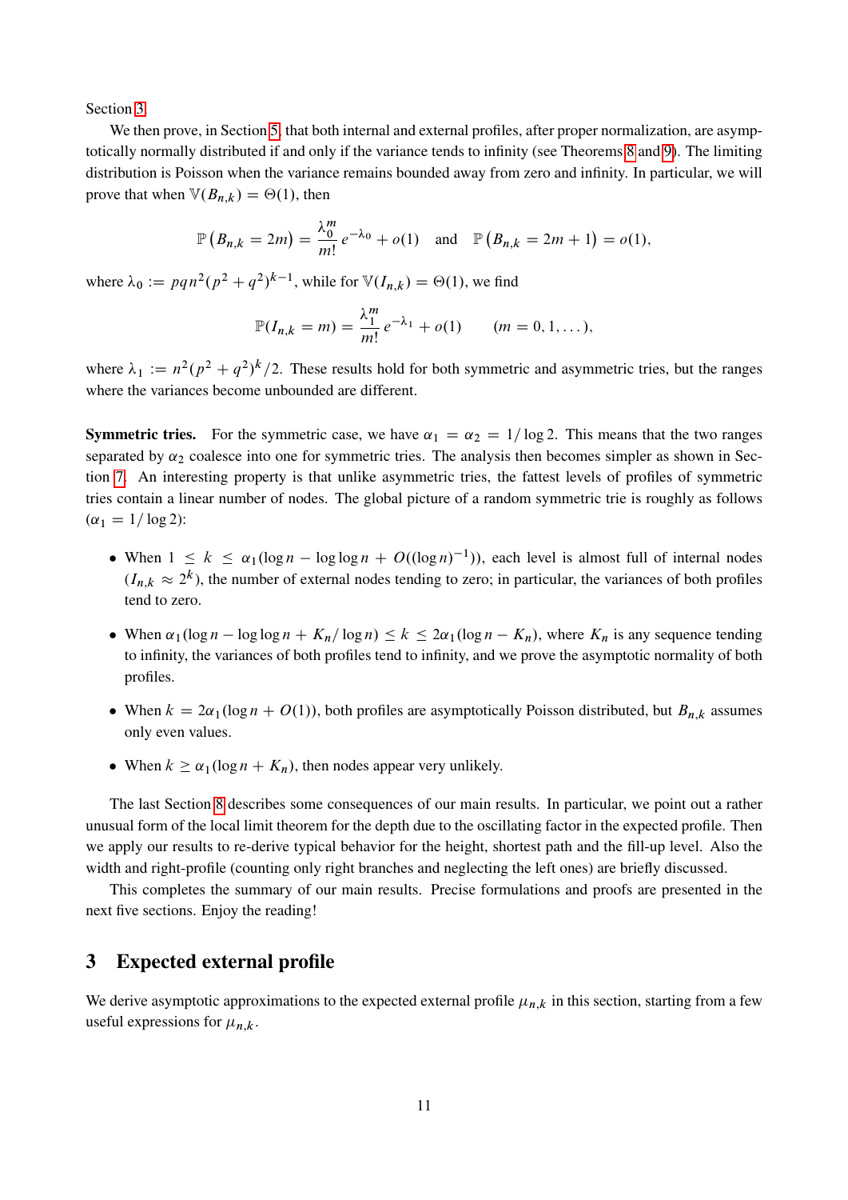Section 3.

We then prove, in Section 5, that both internal and external profiles, after proper normalization, are asymptotically normally distributed if and only if the variance tends to infinity (see Theorems 8 and 9). The limiting distribution is Poisson when the variance remains bounded away from zero and infinity. In particular, we will prove that when $\mathbb{V}(B_{n,k}) = \Theta(1)$, then

$$\mathbb{P}\left(B_{n,k} = 2m\right) = \frac{\lambda_0^m}{m!}\, e^{-\lambda_0} + o(1) \quad \text{and} \quad \mathbb{P}\left(B_{n,k} = 2m+1\right) = o(1),$$

where $\lambda_0 := pqn^2(p^2+q^2)^{k-1}$, while for $\mathbb{V}(I_{n,k}) = \Theta(1)$, we find

$$\mathbb{P}(I_{n,k} = m) = \frac{\lambda_1^m}{m!}\, e^{-\lambda_1} + o(1) \qquad (m = 0, 1, \dots),$$

where $\lambda_1 := n^2(p^2+q^2)^k/2$. These results hold for both symmetric and asymmetric tries, but the ranges where the variances become unbounded are different.

**Symmetric tries.** For the symmetric case, we have $\alpha_1 = \alpha_2 = 1/\log 2$. This means that the two ranges separated by $\alpha_2$ coalesce into one for symmetric tries. The analysis then becomes simpler as shown in Section 7. An interesting property is that unlike asymmetric tries, the fattest levels of profiles of symmetric tries contain a linear number of nodes. The global picture of a random symmetric trie is roughly as follows ($\alpha_1 = 1/\log 2$):

- When $1 \le k \le \alpha_1(\log n - \log\log n + O((\log n)^{-1}))$, each level is almost full of internal nodes ($I_{n,k} \approx 2^k$), the number of external nodes tending to zero; in particular, the variances of both profiles tend to zero.
- When $\alpha_1(\log n - \log\log n + K_n/\log n) \le k \le 2\alpha_1(\log n - K_n)$, where $K_n$ is any sequence tending to infinity, the variances of both profiles tend to infinity, and we prove the asymptotic normality of both profiles.
- When $k = 2\alpha_1(\log n + O(1))$, both profiles are asymptotically Poisson distributed, but $B_{n,k}$ assumes only even values.
- When $k \ge \alpha_1(\log n + K_n)$, then nodes appear very unlikely.

The last Section 8 describes some consequences of our main results. In particular, we point out a rather unusual form of the local limit theorem for the depth due to the oscillating factor in the expected profile. Then we apply our results to re-derive typical behavior for the height, shortest path and the fill-up level. Also the width and right-profile (counting only right branches and neglecting the left ones) are briefly discussed.

This completes the summary of our main results. Precise formulations and proofs are presented in the next five sections. Enjoy the reading!

## 3 Expected external profile

We derive asymptotic approximations to the expected external profile $\mu_{n,k}$ in this section, starting from a few useful expressions for $\mu_{n,k}$.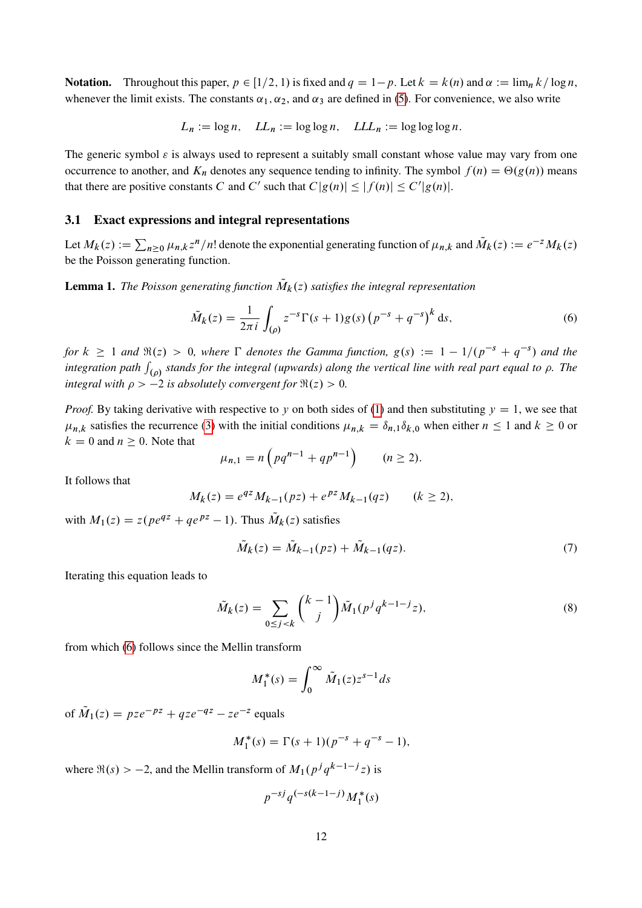**Notation.** Throughout this paper, $p \in [1/2, 1)$ is fixed and $q = 1-p$. Let $k = k(n)$ and $\alpha := \lim_n k/\log n$, whenever the limit exists. The constants $\alpha_1, \alpha_2$, and $\alpha_3$ are defined in (5). For convenience, we also write

$$L_n := \log n, \quad LL_n := \log\log n, \quad LLL_n := \log\log\log n.$$

The generic symbol $\varepsilon$ is always used to represent a suitably small constant whose value may vary from one occurrence to another, and $K_n$ denotes any sequence tending to infinity. The symbol $f(n) = \Theta(g(n))$ means that there are positive constants $C$ and $C'$ such that $C|g(n)| \le |f(n)| \le C'|g(n)|$.

### 3.1 Exact expressions and integral representations

Let $M_k(z) := \sum_{n\ge 0} \mu_{n,k} z^n/n!$ denote the exponential generating function of $\mu_{n,k}$ and $\tilde{M}_k(z) := e^{-z} M_k(z)$ be the Poisson generating function.

**Lemma 1.** *The Poisson generating function $\tilde{M}_k(z)$ satisfies the integral representation*

$$\tilde{M}_k(z) = \frac{1}{2\pi i} \int_{(\rho)} z^{-s} \Gamma(s+1) g(s) \left(p^{-s} + q^{-s}\right)^k \mathrm{d}s, \tag{6}$$

*for $k \ge 1$ and $\Re(z) > 0$, where $\Gamma$ denotes the Gamma function, $g(s) := 1 - 1/(p^{-s} + q^{-s})$ and the integration path $\int_{(\rho)}$ stands for the integral (upwards) along the vertical line with real part equal to $\rho$. The integral with $\rho > -2$ is absolutely convergent for $\Re(z) > 0$.*

*Proof.* By taking derivative with respective to $y$ on both sides of (1) and then substituting $y = 1$, we see that $\mu_{n,k}$ satisfies the recurrence (3) with the initial conditions $\mu_{n,k} = \delta_{n,1}\delta_{k,0}$ when either $n \le 1$ and $k \ge 0$ or $k = 0$ and $n \ge 0$. Note that

$$\mu_{n,1} = n\left(pq^{n-1} + qp^{n-1}\right) \qquad (n \ge 2).$$

It follows that

$$M_k(z) = e^{qz} M_{k-1}(pz) + e^{pz} M_{k-1}(qz) \qquad (k \ge 2),$$

with $M_1(z) = z(pe^{qz} + qe^{pz} - 1)$. Thus $\tilde{M}_k(z)$ satisfies

$$\tilde{M}_k(z) = \tilde{M}_{k-1}(pz) + \tilde{M}_{k-1}(qz). \tag{7}$$

Iterating this equation leads to

$$\tilde{M}_k(z) = \sum_{0 \le j < k} \binom{k-1}{j} \tilde{M}_1(p^j q^{k-1-j} z), \tag{8}$$

from which (6) follows since the Mellin transform

$$M_1^*(s) = \int_0^\infty \tilde{M}_1(z) z^{s-1} ds$$

of $\tilde{M}_1(z) = pze^{-pz} + qze^{-qz} - ze^{-z}$ equals

$$M_1^*(s) = \Gamma(s+1)(p^{-s} + q^{-s} - 1),$$

where $\Re(s) > -2$, and the Mellin transform of $M_1(p^j q^{k-1-j} z)$ is

$$p^{-sj} q^{(-s(k-1-j)} M_1^*(s)$$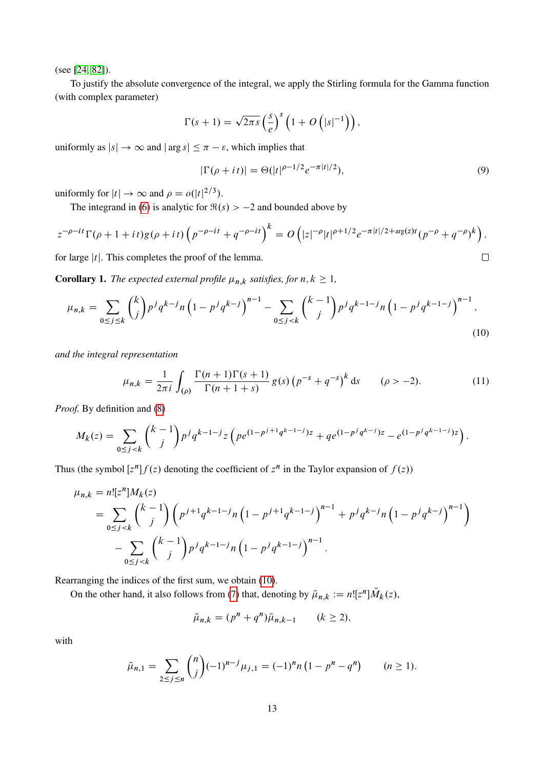(see [24, 82]).

To justify the absolute convergence of the integral, we apply the Stirling formula for the Gamma function (with complex parameter)

$$\Gamma(s+1) = \sqrt{2\pi s}\left(\frac{s}{e}\right)^s \left(1 + O\left(|s|^{-1}\right)\right),$$

uniformly as $|s| \to \infty$ and $|\arg s| \le \pi - \varepsilon$, which implies that

$$|\Gamma(\rho + it)| = \Theta(|t|^{\rho - 1/2} e^{-\pi|t|/2}), \tag{9}$$

uniformly for $|t| \to \infty$ and $\rho = o(|t|^{2/3})$.

The integrand in (6) is analytic for $\Re(s) > -2$ and bounded above by

$$z^{-\rho - it}\Gamma(\rho + 1 + it) g(\rho + it)\left(p^{-\rho - it} + q^{-\rho - it}\right)^k = O\left(|z|^{-\rho}|t|^{\rho + 1/2} e^{-\pi|t|/2 + \arg(z)t}(p^{-\rho} + q^{-\rho})^k\right),$$

for large $|t|$. This completes the proof of the lemma. □

**Corollary 1.** *The expected external profile $\mu_{n,k}$ satisfies, for $n, k \ge 1$,*

$$\mu_{n,k} = \sum_{0 \le j \le k}\binom{k}{j} p^j q^{k-j} n\left(1 - p^j q^{k-j}\right)^{n-1} - \sum_{0 \le j < k}\binom{k-1}{j} p^j q^{k-1-j} n\left(1 - p^j q^{k-1-j}\right)^{n-1}, \tag{10}$$

*and the integral representation*

$$\mu_{n,k} = \frac{1}{2\pi i}\int_{(\rho)} \frac{\Gamma(n+1)\Gamma(s+1)}{\Gamma(n+1+s)}\, g(s)\left(p^{-s} + q^{-s}\right)^k \mathrm{d}s \qquad (\rho > -2). \tag{11}$$

*Proof.* By definition and (8)

$$M_k(z) = \sum_{0 \le j < k}\binom{k-1}{j} p^j q^{k-1-j} z\left(p e^{(1 - p^{j+1}q^{k-1-j})z} + q e^{(1 - p^j q^{k-j})z} - e^{(1 - p^j q^{k-1-j})z}\right).$$

Thus (the symbol $[z^n]f(z)$ denoting the coefficient of $z^n$ in the Taylor expansion of $f(z)$)

$$\begin{aligned}
\mu_{n,k} &= n![z^n]M_k(z) \\
&= \sum_{0 \le j < k}\binom{k-1}{j}\left(p^{j+1} q^{k-1-j} n\left(1 - p^{j+1} q^{k-1-j}\right)^{n-1} + p^j q^{k-j} n\left(1 - p^j q^{k-j}\right)^{n-1}\right) \\
&\quad - \sum_{0 \le j < k}\binom{k-1}{j} p^j q^{k-1-j} n\left(1 - p^j q^{k-1-j}\right)^{n-1}.
\end{aligned}$$

Rearranging the indices of the first sum, we obtain (10).

On the other hand, it also follows from (7) that, denoting by $\tilde{\mu}_{n,k} := n![z^n]\tilde{M}_k(z)$,

$$\tilde{\mu}_{n,k} = (p^n + q^n)\tilde{\mu}_{n,k-1} \qquad (k \ge 2),$$

with

$$\tilde{\mu}_{n,1} = \sum_{2 \le j \le n}\binom{n}{j}(-1)^{n-j}\mu_{j,1} = (-1)^n n\left(1 - p^n - q^n\right) \qquad (n \ge 1).$$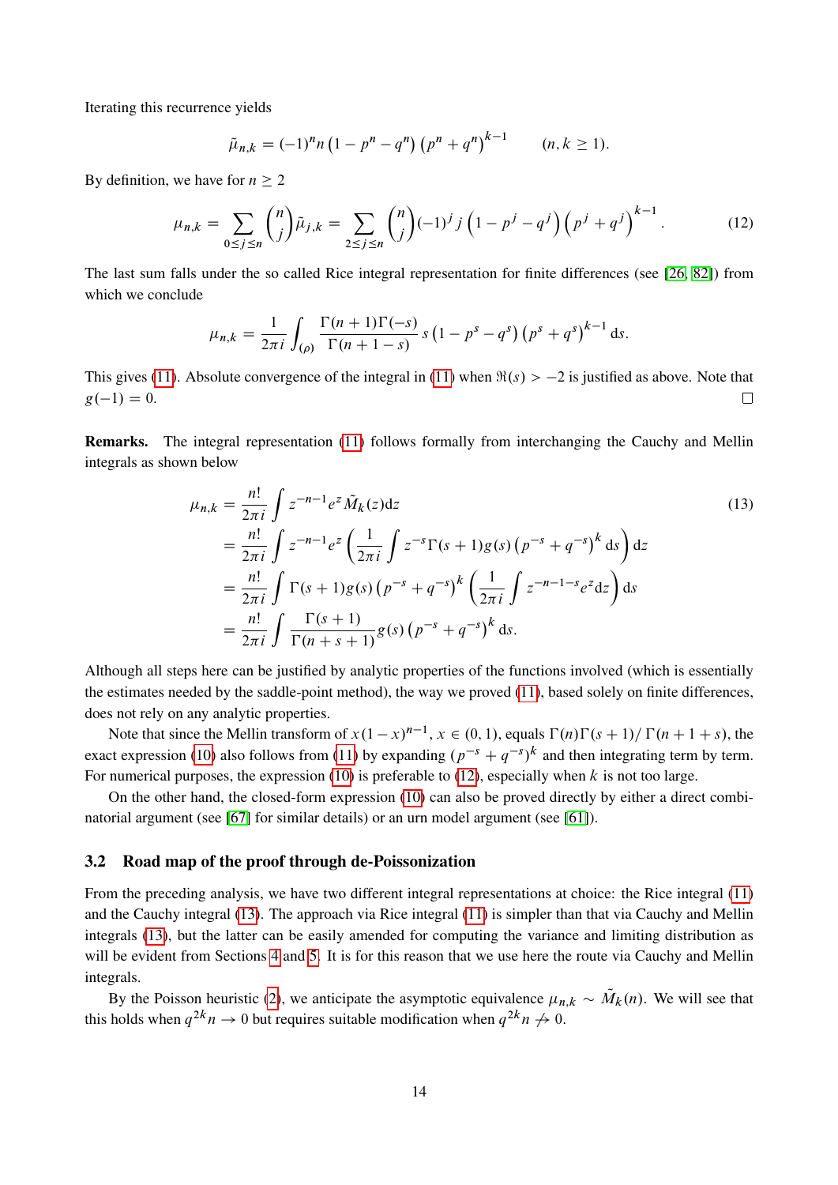Iterating this recurrence yields

$$\tilde{\mu}_{n,k} = (-1)^n n \left(1 - p^n - q^n\right) \left(p^n + q^n\right)^{k-1} \qquad (n, k \geq 1).$$

By definition, we have for $n \geq 2$

$$\mu_{n,k} = \sum_{0 \leq j \leq n} \binom{n}{j} \tilde{\mu}_{j,k} = \sum_{2 \leq j \leq n} \binom{n}{j} (-1)^j j \left(1 - p^j - q^j\right) \left(p^j + q^j\right)^{k-1}. \tag{12}$$

The last sum falls under the so called Rice integral representation for finite differences (see [26, 82]) from which we conclude

$$\mu_{n,k} = \frac{1}{2\pi i} \int_{(\rho)} \frac{\Gamma(n+1)\Gamma(-s)}{\Gamma(n+1-s)} s \left(1 - p^s - q^s\right) \left(p^s + q^s\right)^{k-1} \mathrm{d}s.$$

This gives (11). Absolute convergence of the integral in (11) when $\Re(s) > -2$ is justified as above. Note that $g(-1) = 0$. □

**Remarks.** The integral representation (11) follows formally from interchanging the Cauchy and Mellin integrals as shown below

$$\begin{aligned}
\mu_{n,k} &= \frac{n!}{2\pi i} \int z^{-n-1} e^z \tilde{M}_k(z) \mathrm{d}z \\
&= \frac{n!}{2\pi i} \int z^{-n-1} e^z \left( \frac{1}{2\pi i} \int z^{-s} \Gamma(s+1) g(s) \left(p^{-s} + q^{-s}\right)^k \mathrm{d}s \right) \mathrm{d}z \\
&= \frac{n!}{2\pi i} \int \Gamma(s+1) g(s) \left(p^{-s} + q^{-s}\right)^k \left( \frac{1}{2\pi i} \int z^{-n-1-s} e^z \mathrm{d}z \right) \mathrm{d}s \\
&= \frac{n!}{2\pi i} \int \frac{\Gamma(s+1)}{\Gamma(n+s+1)} g(s) \left(p^{-s} + q^{-s}\right)^k \mathrm{d}s.
\end{aligned} \tag{13}$$

Although all steps here can be justified by analytic properties of the functions involved (which is essentially the estimates needed by the saddle-point method), the way we proved (11), based solely on finite differences, does not rely on any analytic properties.

Note that since the Mellin transform of $x(1-x)^{n-1}$, $x \in (0, 1)$, equals $\Gamma(n)\Gamma(s+1)/\Gamma(n+1+s)$, the exact expression (10) also follows from (11) by expanding $(p^{-s} + q^{-s})^k$ and then integrating term by term. For numerical purposes, the expression (10) is preferable to (12), especially when $k$ is not too large.

On the other hand, the closed-form expression (10) can also be proved directly by either a direct combinatorial argument (see [67] for similar details) or an urn model argument (see [61]).

### 3.2 Road map of the proof through de-Poissonization

From the preceding analysis, we have two different integral representations at choice: the Rice integral (11) and the Cauchy integral (13). The approach via Rice integral (11) is simpler than that via Cauchy and Mellin integrals (13), but the latter can be easily amended for computing the variance and limiting distribution as will be evident from Sections 4 and 5. It is for this reason that we use here the route via Cauchy and Mellin integrals.

By the Poisson heuristic (2), we anticipate the asymptotic equivalence $\mu_{n,k} \sim \tilde{M}_k(n)$. We will see that this holds when $q^{2k}n \to 0$ but requires suitable modification when $q^{2k}n \not\to 0$.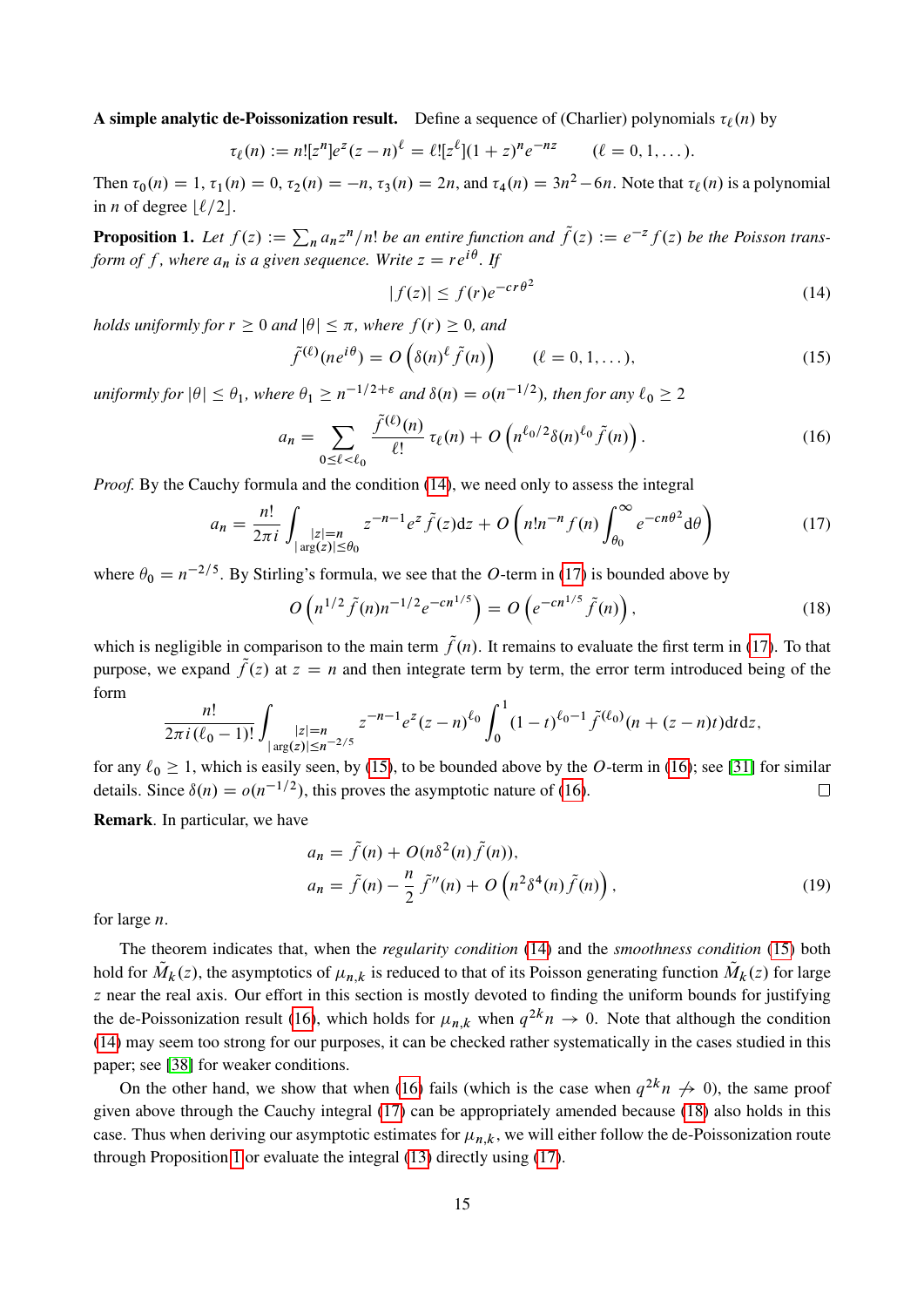**A simple analytic de-Poissonization result.** Define a sequence of (Charlier) polynomials $\tau_\ell(n)$ by

$$\tau_\ell(n) := n![z^n]e^z(z-n)^\ell = \ell![z^\ell](1+z)^n e^{-nz} \qquad (\ell = 0, 1, \dots).$$

Then $\tau_0(n) = 1$, $\tau_1(n) = 0$, $\tau_2(n) = -n$, $\tau_3(n) = 2n$, and $\tau_4(n) = 3n^2 - 6n$. Note that $\tau_\ell(n)$ is a polynomial in $n$ of degree $\lfloor \ell/2 \rfloor$.

**Proposition 1.** *Let $f(z) := \sum_n a_n z^n/n!$ be an entire function and $\tilde{f}(z) := e^{-z} f(z)$ be the Poisson transform of $f$, where $a_n$ is a given sequence. Write $z = re^{i\theta}$. If*

$$|f(z)| \le f(r)e^{-cr\theta^2} \tag{14}$$

*holds uniformly for $r \ge 0$ and $|\theta| \le \pi$, where $f(r) \ge 0$, and*

$$\tilde{f}^{(\ell)}(ne^{i\theta}) = O\left(\delta(n)^\ell \tilde{f}(n)\right) \qquad (\ell = 0, 1, \dots), \tag{15}$$

*uniformly for $|\theta| \le \theta_1$, where $\theta_1 \ge n^{-1/2+\varepsilon}$ and $\delta(n) = o(n^{-1/2})$, then for any $\ell_0 \ge 2$*

$$a_n = \sum_{0 \le \ell < \ell_0} \frac{\tilde{f}^{(\ell)}(n)}{\ell!} \tau_\ell(n) + O\left(n^{\ell_0/2} \delta(n)^{\ell_0} \tilde{f}(n)\right). \tag{16}$$

*Proof.* By the Cauchy formula and the condition (14), we need only to assess the integral

$$a_n = \frac{n!}{2\pi i} \int_{\substack{|z|=n \\ |\arg(z)| \le \theta_0}} z^{-n-1} e^z \tilde{f}(z) \mathrm{d}z + O\left(n! n^{-n} f(n) \int_{\theta_0}^{\infty} e^{-cn\theta^2} \mathrm{d}\theta\right) \tag{17}$$

where $\theta_0 = n^{-2/5}$. By Stirling's formula, we see that the $O$-term in (17) is bounded above by

$$O\left(n^{1/2} \tilde{f}(n) n^{-1/2} e^{-cn^{1/5}}\right) = O\left(e^{-cn^{1/5}} \tilde{f}(n)\right), \tag{18}$$

which is negligible in comparison to the main term $\tilde{f}(n)$. It remains to evaluate the first term in (17). To that purpose, we expand $\tilde{f}(z)$ at $z = n$ and then integrate term by term, the error term introduced being of the form

$$\frac{n!}{2\pi i(\ell_0 - 1)!} \int_{\substack{|z|=n \\ |\arg(z)| \le n^{-2/5}}} z^{-n-1} e^z (z-n)^{\ell_0} \int_0^1 (1-t)^{\ell_0 - 1} \tilde{f}^{(\ell_0)}(n + (z-n)t) \mathrm{d}t \mathrm{d}z,$$

for any $\ell_0 \ge 1$, which is easily seen, by (15), to be bounded above by the $O$-term in (16); see [31] for similar details. Since $\delta(n) = o(n^{-1/2})$, this proves the asymptotic nature of (16). $\square$

**Remark**. In particular, we have

$$\begin{aligned}
a_n &= \tilde{f}(n) + O(n\delta^2(n)\tilde{f}(n)), \\
a_n &= \tilde{f}(n) - \frac{n}{2}\tilde{f}''(n) + O\left(n^2\delta^4(n)\tilde{f}(n)\right),
\end{aligned} \tag{19}$$

for large $n$.

The theorem indicates that, when the *regularity condition* (14) and the *smoothness condition* (15) both hold for $\tilde{M}_k(z)$, the asymptotics of $\mu_{n,k}$ is reduced to that of its Poisson generating function $\tilde{M}_k(z)$ for large $z$ near the real axis. Our effort in this section is mostly devoted to finding the uniform bounds for justifying the de-Poissonization result (16), which holds for $\mu_{n,k}$ when $q^{2k}n \to 0$. Note that although the condition (14) may seem too strong for our purposes, it can be checked rather systematically in the cases studied in this paper; see [38] for weaker conditions.

On the other hand, we show that when (16) fails (which is the case when $q^{2k}n \not\to 0$), the same proof given above through the Cauchy integral (17) can be appropriately amended because (18) also holds in this case. Thus when deriving our asymptotic estimates for $\mu_{n,k}$, we will either follow the de-Poissonization route through Proposition 1 or evaluate the integral (13) directly using (17).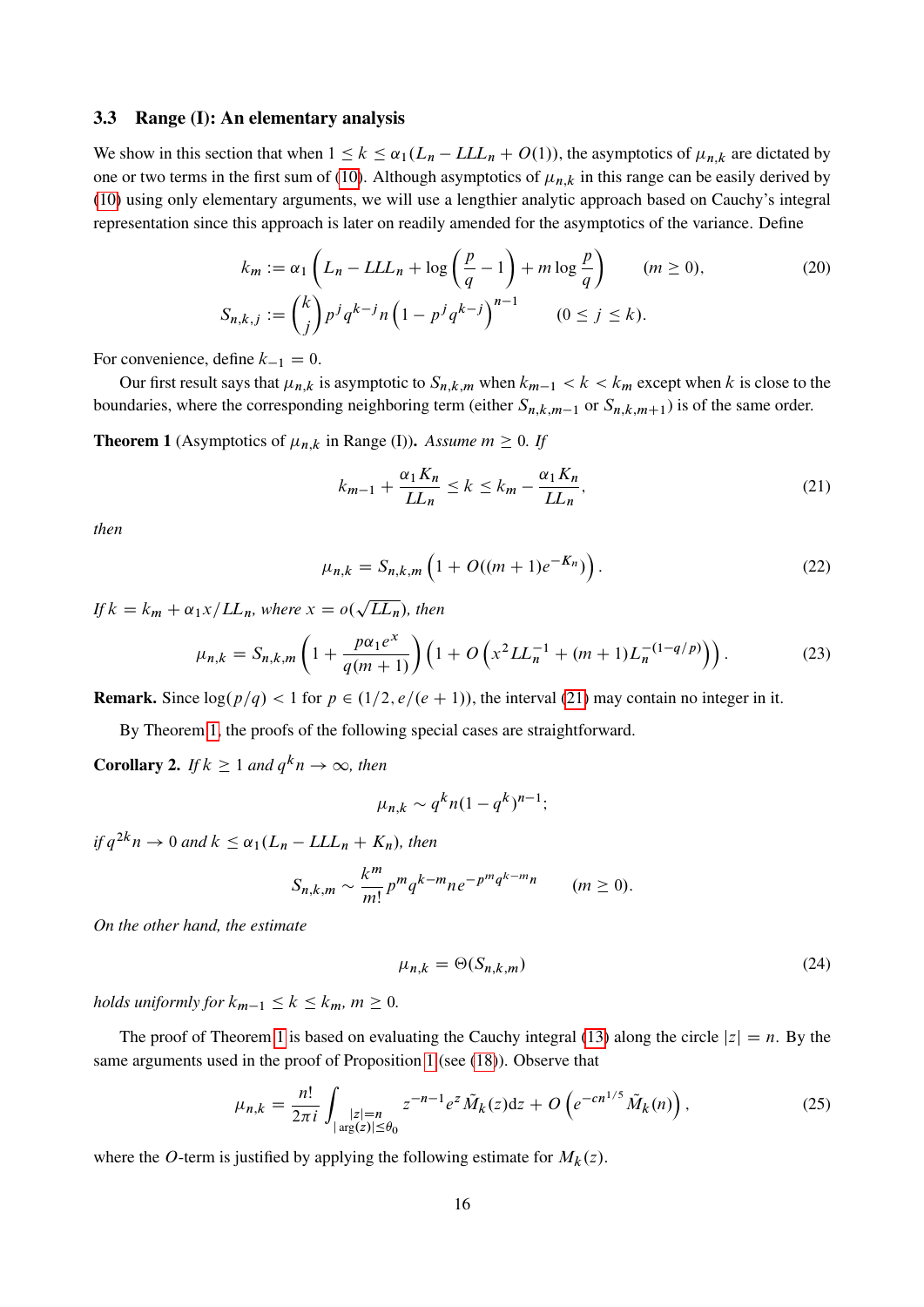### 3.3 Range (I): An elementary analysis

We show in this section that when $1 \le k \le \alpha_1(L_n - LL_n + O(1))$, the asymptotics of $\mu_{n,k}$ are dictated by one or two terms in the first sum of (10). Although asymptotics of $\mu_{n,k}$ in this range can be easily derived by (10) using only elementary arguments, we will use a lengthier analytic approach based on Cauchy's integral representation since this approach is later on readily amended for the asymptotics of the variance. Define

$$
\begin{aligned}
k_m &:= \alpha_1\left(L_n - LL_n + \log\left(\frac{p}{q} - 1\right) + m\log\frac{p}{q}\right) \qquad (m \ge 0), \qquad (20)\\
S_{n,k,j} &:= \binom{k}{j} p^j q^{k-j} n\left(1 - p^j q^{k-j}\right)^{n-1} \qquad (0 \le j \le k).
\end{aligned}
$$

For convenience, define $k_{-1} = 0$.

Our first result says that $\mu_{n,k}$ is asymptotic to $S_{n,k,m}$ when $k_{m-1} < k < k_m$ except when $k$ is close to the boundaries, where the corresponding neighboring term (either $S_{n,k,m-1}$ or $S_{n,k,m+1}$) is of the same order.

**Theorem 1** (Asymptotics of $\mu_{n,k}$ in Range (I))**.** *Assume $m \ge 0$. If*

$$
k_{m-1} + \frac{\alpha_1 K_n}{LL_n} \le k \le k_m - \frac{\alpha_1 K_n}{LL_n}, \qquad (21)
$$

*then*

$$
\mu_{n,k} = S_{n,k,m}\left(1 + O((m+1)e^{-K_n})\right). \qquad (22)
$$

*If $k = k_m + \alpha_1 x / LL_n$, where $x = o(\sqrt{LL_n})$, then*

$$
\mu_{n,k} = S_{n,k,m}\left(1 + \frac{p\alpha_1 e^x}{q(m+1)}\right)\left(1 + O\left(x^2 LL_n^{-1} + (m+1)L_n^{-(1-q/p)}\right)\right). \qquad (23)
$$

**Remark.** Since $\log(p/q) < 1$ for $p \in (1/2, e/(e+1))$, the interval (21) may contain no integer in it.

By Theorem 1, the proofs of the following special cases are straightforward.

**Corollary 2.** *If $k \ge 1$ and $q^k n \to \infty$, then*

$$
\mu_{n,k} \sim q^k n (1 - q^k)^{n-1};
$$

*if $q^{2k} n \to 0$ and $k \le \alpha_1(L_n - LL_n + K_n)$, then*

$$
S_{n,k,m} \sim \frac{k^m}{m!} p^m q^{k-m} n e^{-p^m q^{k-m} n} \qquad (m \ge 0).
$$

*On the other hand, the estimate*

$$
\mu_{n,k} = \Theta(S_{n,k,m}) \qquad (24)
$$

*holds uniformly for $k_{m-1} \le k \le k_m$, $m \ge 0$.*

The proof of Theorem 1 is based on evaluating the Cauchy integral (13) along the circle $|z| = n$. By the same arguments used in the proof of Proposition 1 (see (18)). Observe that

$$
\mu_{n,k} = \frac{n!}{2\pi i} \int_{\substack{|z|=n \\ |\arg(z)| \le \theta_0}} z^{-n-1} e^z \tilde{M}_k(z) \mathrm{d}z + O\left(e^{-cn^{1/5}} \tilde{M}_k(n)\right), \qquad (25)
$$

where the $O$-term is justified by applying the following estimate for $M_k(z)$.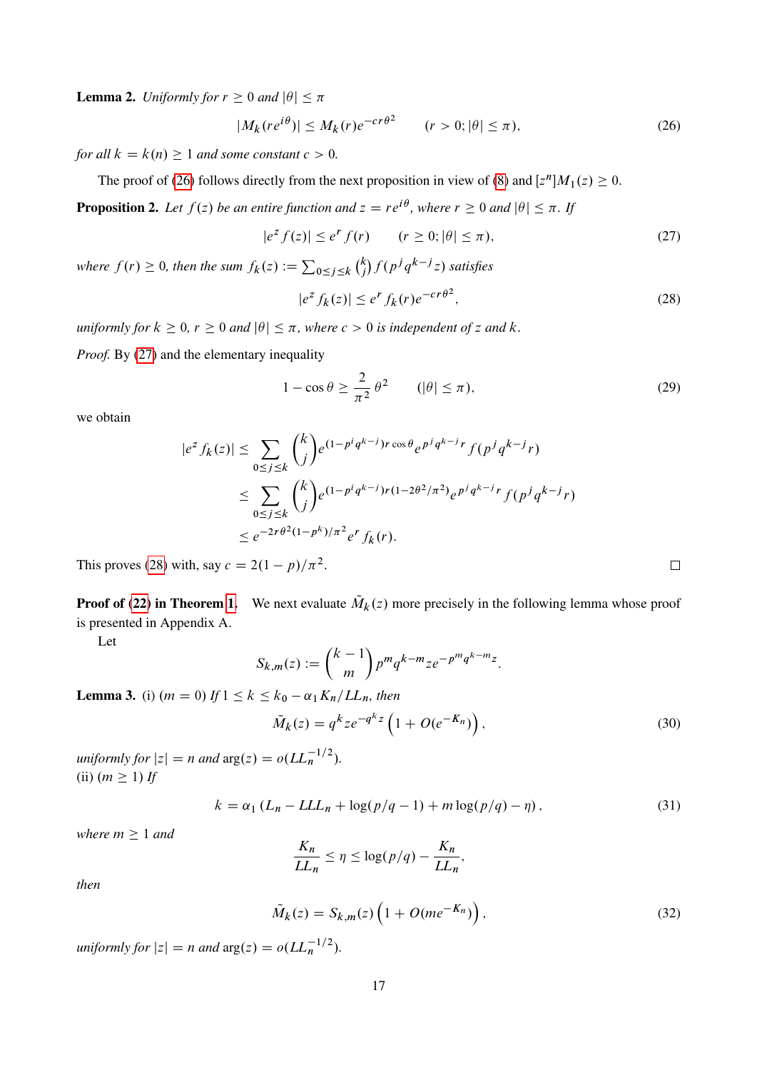**Lemma 2.** *Uniformly for $r \geq 0$ and $|\theta| \leq \pi$*

$$|M_k(re^{i\theta})| \leq M_k(r)e^{-cr\theta^2} \qquad (r > 0; |\theta| \leq \pi), \tag{26}$$

*for all $k = k(n) \geq 1$ and some constant $c > 0$.*

The proof of (26) follows directly from the next proposition in view of (8) and $[z^n]M_1(z) \geq 0$.

**Proposition 2.** *Let $f(z)$ be an entire function and $z = re^{i\theta}$, where $r \geq 0$ and $|\theta| \leq \pi$. If*

$$|e^z f(z)| \leq e^r f(r) \qquad (r \geq 0; |\theta| \leq \pi), \tag{27}$$

*where $f(r) \geq 0$, then the sum $f_k(z) := \sum_{0 \leq j \leq k} \binom{k}{j} f(p^j q^{k-j} z)$ satisfies*

$$|e^z f_k(z)| \leq e^r f_k(r) e^{-cr\theta^2}, \tag{28}$$

*uniformly for $k \geq 0$, $r \geq 0$ and $|\theta| \leq \pi$, where $c > 0$ is independent of $z$ and $k$.*

*Proof.* By (27) and the elementary inequality

$$1 - \cos\theta \geq \frac{2}{\pi^2}\theta^2 \qquad (|\theta| \leq \pi), \tag{29}$$

we obtain

$$\begin{aligned}
|e^z f_k(z)| &\leq \sum_{0 \leq j \leq k} \binom{k}{j} e^{(1-p^i q^{k-j})r\cos\theta} e^{p^j q^{k-j} r} f(p^j q^{k-j} r) \\
&\leq \sum_{0 \leq j \leq k} \binom{k}{j} e^{(1-p^i q^{k-j})r(1-2\theta^2/\pi^2)} e^{p^j q^{k-j} r} f(p^j q^{k-j} r) \\
&\leq e^{-2r\theta^2(1-p^k)/\pi^2} e^r f_k(r).
\end{aligned}$$

This proves (28) with, say $c = 2(1-p)/\pi^2$. $\square$

**Proof of (22) in Theorem 1.** We next evaluate $\tilde{M}_k(z)$ more precisely in the following lemma whose proof is presented in Appendix A.

Let

$$S_{k,m}(z) := \binom{k-1}{m} p^m q^{k-m} z e^{-p^m q^{k-m} z}.$$

**Lemma 3.** (i) ($m = 0$) *If $1 \leq k \leq k_0 - \alpha_1 K_n / LL_n$, then*

$$\tilde{M}_k(z) = q^k z e^{-q^k z} \left(1 + O(e^{-K_n})\right), \tag{30}$$

*uniformly for $|z| = n$ and $\arg(z) = o(LL_n^{-1/2})$.*
(ii) ($m \geq 1$) *If*

$$k = \alpha_1 \left(L_n - LLL_n + \log(p/q - 1) + m\log(p/q) - \eta\right), \tag{31}$$

*where $m \geq 1$ and*

$$\frac{K_n}{LL_n} \leq \eta \leq \log(p/q) - \frac{K_n}{LL_n},$$

*then*

$$\tilde{M}_k(z) = S_{k,m}(z)\left(1 + O(me^{-K_n})\right), \tag{32}$$

*uniformly for $|z| = n$ and $\arg(z) = o(LL_n^{-1/2})$.*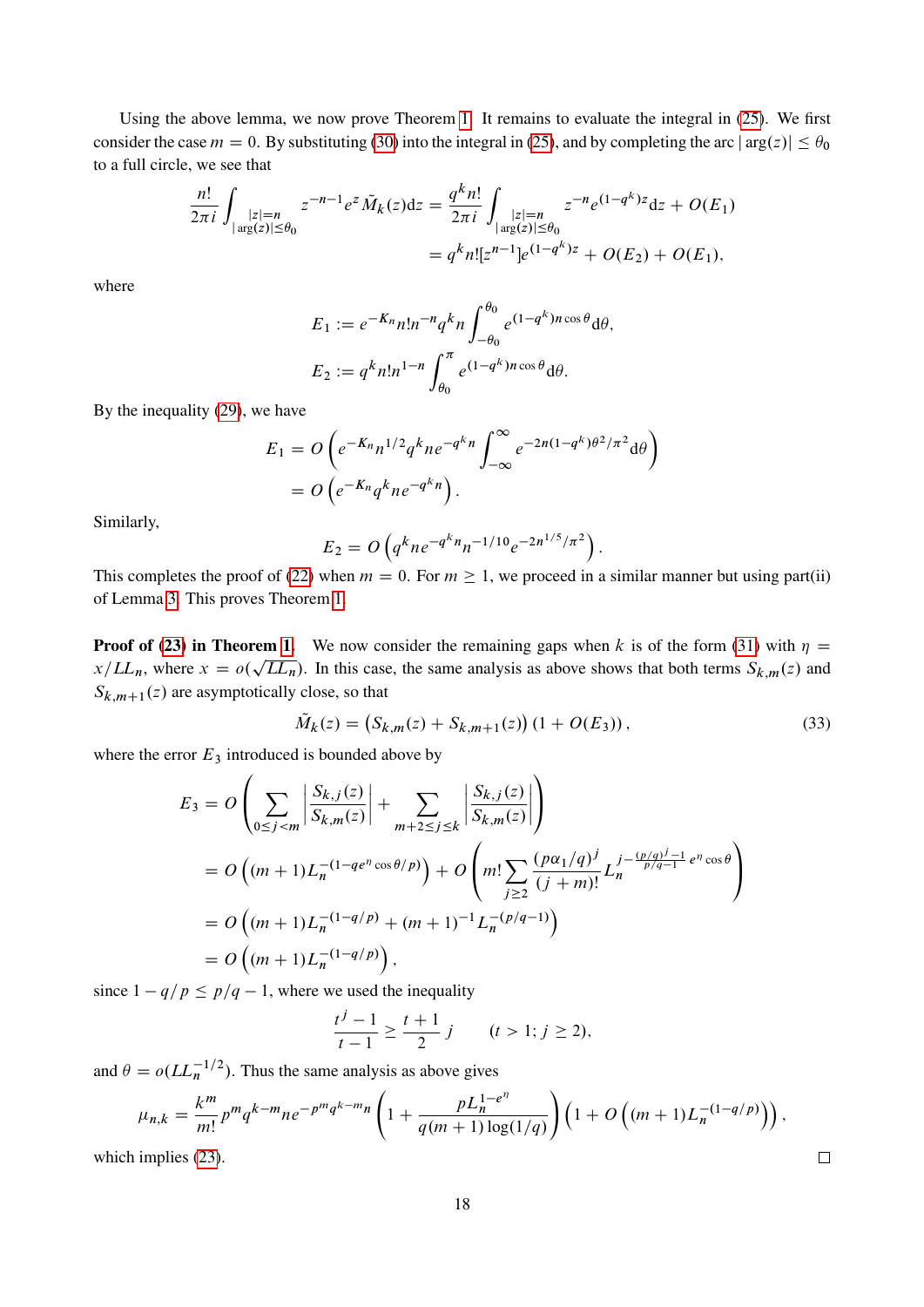Using the above lemma, we now prove Theorem 1. It remains to evaluate the integral in (25). We first consider the case $m = 0$. By substituting (30) into the integral in (25), and by completing the arc $|\arg(z)| \le \theta_0$ to a full circle, we see that

$$
\begin{aligned}
\frac{n!}{2\pi i} \int_{\substack{|z|=n \\ |\arg(z)|\le\theta_0}} z^{-n-1} e^z \tilde{M}_k(z) \mathrm{d}z &= \frac{q^k n!}{2\pi i} \int_{\substack{|z|=n \\ |\arg(z)|\le\theta_0}} z^{-n} e^{(1-q^k)z} \mathrm{d}z + O(E_1) \\
&= q^k n! [z^{n-1}] e^{(1-q^k)z} + O(E_2) + O(E_1),
\end{aligned}
$$

where

$$
\begin{aligned}
E_1 &:= e^{-K_n} n! n^{-n} q^k n \int_{-\theta_0}^{\theta_0} e^{(1-q^k)n\cos\theta} \mathrm{d}\theta, \\
E_2 &:= q^k n! n^{1-n} \int_{\theta_0}^{\pi} e^{(1-q^k)n\cos\theta} \mathrm{d}\theta.
\end{aligned}
$$

By the inequality (29), we have

$$
\begin{aligned}
E_1 &= O\left( e^{-K_n} n^{1/2} q^k n e^{-q^k n} \int_{-\infty}^{\infty} e^{-2n(1-q^k)\theta^2/\pi^2} \mathrm{d}\theta \right) \\
&= O\left( e^{-K_n} q^k n e^{-q^k n} \right).
\end{aligned}
$$

Similarly,

$$
E_2 = O\left( q^k n e^{-q^k n} n^{-1/10} e^{-2n^{1/5}/\pi^2} \right).
$$

This completes the proof of (22) when $m = 0$. For $m \ge 1$, we proceed in a similar manner but using part(ii) of Lemma 3. This proves Theorem 1.

**Proof of (23) in Theorem 1.** We now consider the remaining gaps when $k$ is of the form (31) with $\eta = x/LL_n$, where $x = o(\sqrt{LL_n})$. In this case, the same analysis as above shows that both terms $S_{k,m}(z)$ and $S_{k,m+1}(z)$ are asymptotically close, so that

$$
\tilde{M}_k(z) = \left( S_{k,m}(z) + S_{k,m+1}(z) \right) (1 + O(E_3)), \tag{33}
$$

where the error $E_3$ introduced is bounded above by

$$
\begin{aligned}
E_3 &= O\left( \sum_{0\le j<m} \left| \frac{S_{k,j}(z)}{S_{k,m}(z)} \right| + \sum_{m+2\le j\le k} \left| \frac{S_{k,j}(z)}{S_{k,m}(z)} \right| \right) \\
&= O\left( (m+1) L_n^{-(1-qe^{\eta}\cos\theta/p)} \right) + O\left( m! \sum_{j\ge 2} \frac{(p\alpha_1/q)^j}{(j+m)!} L_n^{j-\frac{(p/q)^j-1}{p/q-1} e^{\eta}\cos\theta} \right) \\
&= O\left( (m+1) L_n^{-(1-q/p)} + (m+1)^{-1} L_n^{-(p/q-1)} \right) \\
&= O\left( (m+1) L_n^{-(1-q/p)} \right),
\end{aligned}
$$

since $1 - q/p \le p/q - 1$, where we used the inequality

$$
\frac{t^j - 1}{t-1} \ge \frac{t+1}{2} j \qquad (t > 1; j \ge 2),
$$

and $\theta = o(LL_n^{-1/2})$. Thus the same analysis as above gives

$$
\mu_{n,k} = \frac{k^m}{m!} p^m q^{k-m} n e^{-p^m q^{k-m} n} \left( 1 + \frac{p L_n^{1-e^{\eta}}}{q(m+1)\log(1/q)} \right) \left( 1 + O\left( (m+1) L_n^{-(1-q/p)} \right) \right),
$$

which implies (23). $\square$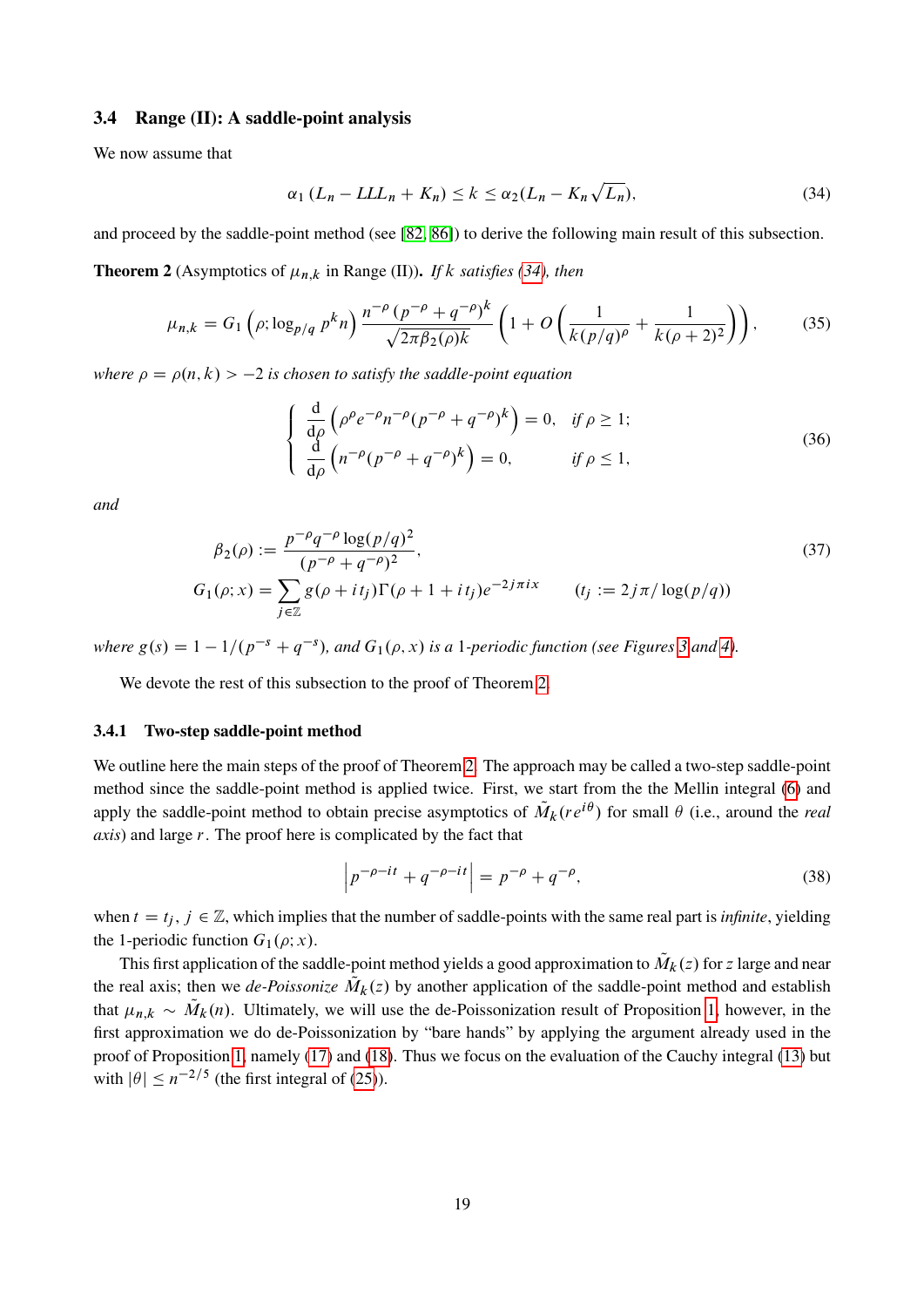### 3.4 Range (II): A saddle-point analysis

We now assume that

$$\alpha_1 (L_n - LLL_n + K_n) \le k \le \alpha_2 (L_n - K_n\sqrt{L_n}), \tag{34}$$

and proceed by the saddle-point method (see [82, 86]) to derive the following main result of this subsection.

**Theorem 2** (Asymptotics of $\mu_{n,k}$ in Range (II)). *If $k$ satisfies (34), then*

$$\mu_{n,k} = G_1\left(\rho; \log_{p/q} p^k n\right) \frac{n^{-\rho}\left(p^{-\rho}+q^{-\rho}\right)^k}{\sqrt{2\pi\beta_2(\rho)k}} \left(1 + O\left(\frac{1}{k(p/q)^{\rho}} + \frac{1}{k(\rho+2)^2}\right)\right), \tag{35}$$

*where $\rho = \rho(n,k) > -2$ is chosen to satisfy the saddle-point equation*

$$\begin{cases} \dfrac{\mathrm{d}}{\mathrm{d}\rho}\left(\rho^{\rho} e^{-\rho} n^{-\rho}(p^{-\rho}+q^{-\rho})^k\right) = 0, & \text{if } \rho \ge 1; \\ \dfrac{\mathrm{d}}{\mathrm{d}\rho}\left(n^{-\rho}(p^{-\rho}+q^{-\rho})^k\right) = 0, & \text{if } \rho \le 1, \end{cases} \tag{36}$$

*and*

$$\begin{aligned} \beta_2(\rho) &:= \frac{p^{-\rho}q^{-\rho}\log(p/q)^2}{(p^{-\rho}+q^{-\rho})^2}, \\ G_1(\rho; x) &= \sum_{j\in\mathbb{Z}} g(\rho + it_j)\Gamma(\rho + 1 + it_j) e^{-2j\pi i x} \qquad (t_j := 2j\pi/\log(p/q)) \end{aligned} \tag{37}$$

*where $g(s) = 1 - 1/(p^{-s}+q^{-s})$, and $G_1(\rho, x)$ is a 1-periodic function (see Figures 3 and 4).*

We devote the rest of this subsection to the proof of Theorem 2.

#### 3.4.1 Two-step saddle-point method

We outline here the main steps of the proof of Theorem 2. The approach may be called a two-step saddle-point method since the saddle-point method is applied twice. First, we start from the the Mellin integral (6) and apply the saddle-point method to obtain precise asymptotics of $\tilde{M}_k(re^{i\theta})$ for small $\theta$ (i.e., around the *real axis*) and large $r$. The proof here is complicated by the fact that

$$\left|p^{-\rho-it} + q^{-\rho-it}\right| = p^{-\rho} + q^{-\rho}, \tag{38}$$

when $t = t_j$, $j \in \mathbb{Z}$, which implies that the number of saddle-points with the same real part is *infinite*, yielding the 1-periodic function $G_1(\rho; x)$.

This first application of the saddle-point method yields a good approximation to $\tilde{M}_k(z)$ for $z$ large and near the real axis; then we *de-Poissonize* $\tilde{M}_k(z)$ by another application of the saddle-point method and establish that $\mu_{n,k} \sim \tilde{M}_k(n)$. Ultimately, we will use the de-Poissonization result of Proposition 1, however, in the first approximation we do de-Poissonization by "bare hands" by applying the argument already used in the proof of Proposition 1, namely (17) and (18). Thus we focus on the evaluation of the Cauchy integral (13) but with $|\theta| \le n^{-2/5}$ (the first integral of (25)).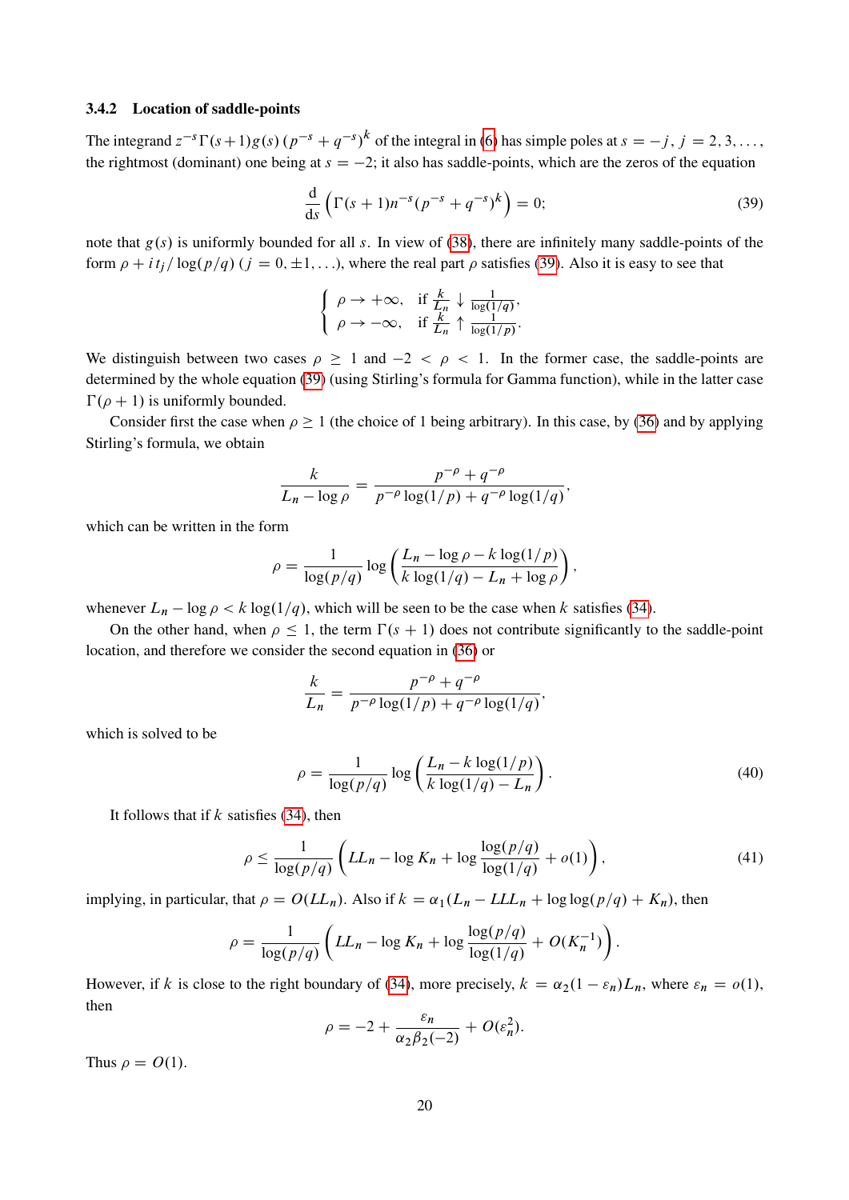### 3.4.2 Location of saddle-points

The integrand $z^{-s}\Gamma(s+1)g(s)\left(p^{-s}+q^{-s}\right)^k$ of the integral in (6) has simple poles at $s=-j$, $j=2,3,\ldots$, the rightmost (dominant) one being at $s=-2$; it also has saddle-points, which are the zeros of the equation

$$\frac{\mathrm{d}}{\mathrm{d}s}\left(\Gamma(s+1)n^{-s}(p^{-s}+q^{-s})^k\right)=0; \tag{39}$$

note that $g(s)$ is uniformly bounded for all $s$. In view of (38), there are infinitely many saddle-points of the form $\rho+it_j/\log(p/q)$ ($j=0,\pm1,\ldots$), where the real part $\rho$ satisfies (39). Also it is easy to see that

$$\begin{cases} \rho\to+\infty, & \text{if } \frac{k}{L_n}\downarrow\frac{1}{\log(1/q)}, \\ \rho\to-\infty, & \text{if } \frac{k}{L_n}\uparrow\frac{1}{\log(1/p)}. \end{cases}$$

We distinguish between two cases $\rho\ge1$ and $-2<\rho<1$. In the former case, the saddle-points are determined by the whole equation (39) (using Stirling's formula for Gamma function), while in the latter case $\Gamma(\rho+1)$ is uniformly bounded.

Consider first the case when $\rho\ge1$ (the choice of 1 being arbitrary). In this case, by (36) and by applying Stirling's formula, we obtain

$$\frac{k}{L_n-\log\rho}=\frac{p^{-\rho}+q^{-\rho}}{p^{-\rho}\log(1/p)+q^{-\rho}\log(1/q)},$$

which can be written in the form

$$\rho=\frac{1}{\log(p/q)}\log\left(\frac{L_n-\log\rho-k\log(1/p)}{k\log(1/q)-L_n+\log\rho}\right),$$

whenever $L_n-\log\rho<k\log(1/q)$, which will be seen to be the case when $k$ satisfies (34).

On the other hand, when $\rho\le1$, the term $\Gamma(s+1)$ does not contribute significantly to the saddle-point location, and therefore we consider the second equation in (36) or

$$\frac{k}{L_n}=\frac{p^{-\rho}+q^{-\rho}}{p^{-\rho}\log(1/p)+q^{-\rho}\log(1/q)},$$

which is solved to be

$$\rho=\frac{1}{\log(p/q)}\log\left(\frac{L_n-k\log(1/p)}{k\log(1/q)-L_n}\right). \tag{40}$$

It follows that if $k$ satisfies (34), then

$$\rho\le\frac{1}{\log(p/q)}\left(LL_n-\log K_n+\log\frac{\log(p/q)}{\log(1/q)}+o(1)\right), \tag{41}$$

implying, in particular, that $\rho=O(LL_n)$. Also if $k=\alpha_1(L_n-LLL_n+\log\log(p/q)+K_n)$, then

$$\rho=\frac{1}{\log(p/q)}\left(LL_n-\log K_n+\log\frac{\log(p/q)}{\log(1/q)}+O(K_n^{-1})\right).$$

However, if $k$ is close to the right boundary of (34), more precisely, $k=\alpha_2(1-\varepsilon_n)L_n$, where $\varepsilon_n=o(1)$, then

$$\rho=-2+\frac{\varepsilon_n}{\alpha_2\beta_2(-2)}+O(\varepsilon_n^2).$$

Thus $\rho=O(1)$.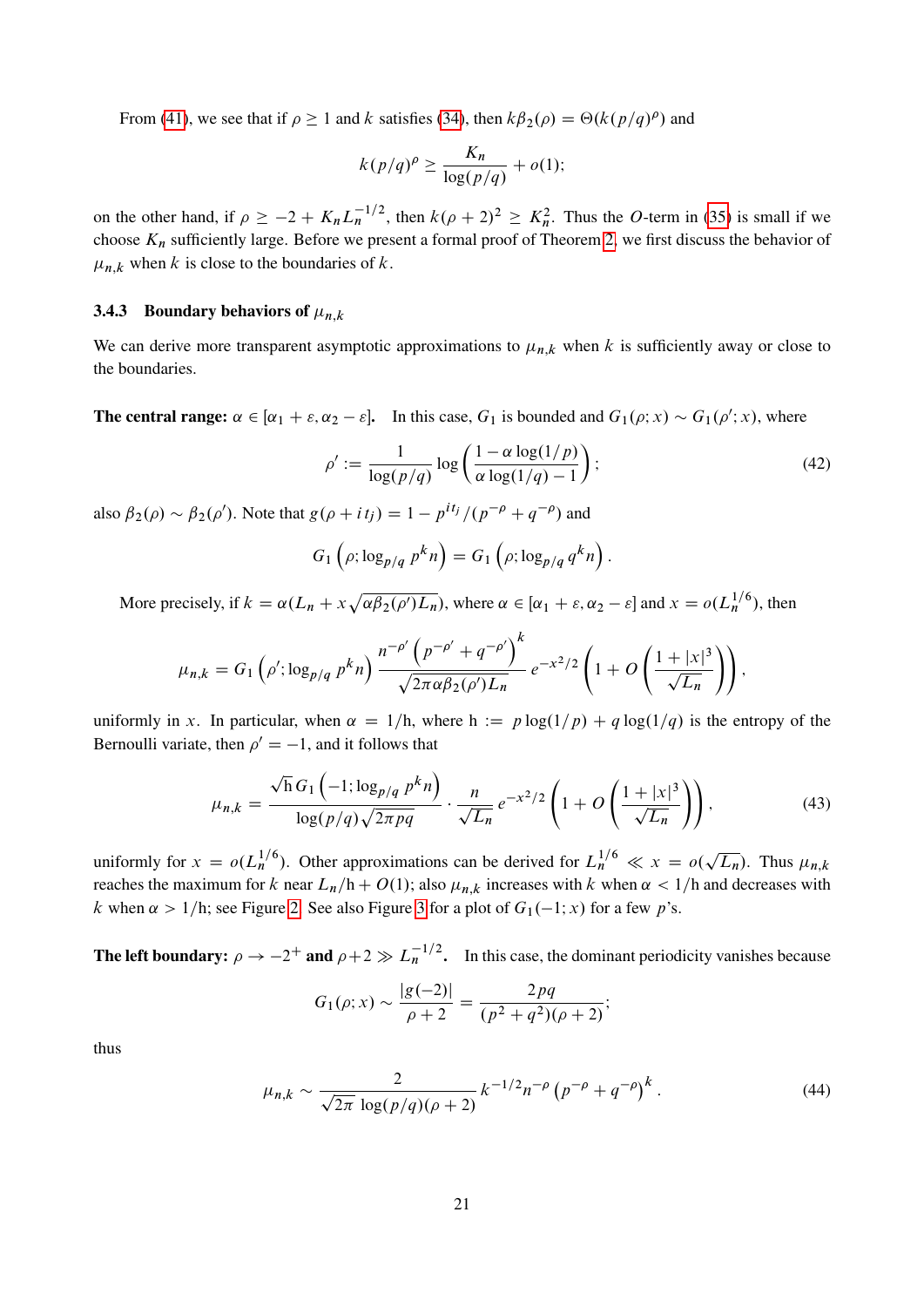From (41), we see that if $\rho \geq 1$ and $k$ satisfies (34), then $k\beta_2(\rho) = \Theta(k(p/q)^\rho)$ and

$$k(p/q)^\rho \geq \frac{K_n}{\log(p/q)} + o(1);$$

on the other hand, if $\rho \geq -2 + K_n L_n^{-1/2}$, then $k(\rho+2)^2 \geq K_n^2$. Thus the $O$-term in (35) is small if we choose $K_n$ sufficiently large. Before we present a formal proof of Theorem 2, we first discuss the behavior of $\mu_{n,k}$ when $k$ is close to the boundaries of $k$.

#### 3.4.3 Boundary behaviors of $\mu_{n,k}$

We can derive more transparent asymptotic approximations to $\mu_{n,k}$ when $k$ is sufficiently away or close to the boundaries.

**The central range: $\alpha \in [\alpha_1 + \varepsilon, \alpha_2 - \varepsilon]$.** In this case, $G_1$ is bounded and $G_1(\rho; x) \sim G_1(\rho'; x)$, where

$$\rho' := \frac{1}{\log(p/q)} \log\left(\frac{1 - \alpha\log(1/p)}{\alpha\log(1/q) - 1}\right); \tag{42}$$

also $\beta_2(\rho) \sim \beta_2(\rho')$. Note that $g(\rho + it_j) = 1 - p^{it_j}/(p^{-\rho} + q^{-\rho})$ and

$$G_1\left(\rho; \log_{p/q} p^k n\right) = G_1\left(\rho; \log_{p/q} q^k n\right).$$

More precisely, if $k = \alpha(L_n + x\sqrt{\alpha\beta_2(\rho')L_n})$, where $\alpha \in [\alpha_1 + \varepsilon, \alpha_2 - \varepsilon]$ and $x = o(L_n^{1/6})$, then

$$\mu_{n,k} = G_1\left(\rho'; \log_{p/q} p^k n\right) \frac{n^{-\rho'}\left(p^{-\rho'} + q^{-\rho'}\right)^k}{\sqrt{2\pi\alpha\beta_2(\rho')L_n}} e^{-x^2/2}\left(1 + O\left(\frac{1+|x|^3}{\sqrt{L_n}}\right)\right),$$

uniformly in $x$. In particular, when $\alpha = 1/\mathrm{h}$, where $\mathrm{h} := p\log(1/p) + q\log(1/q)$ is the entropy of the Bernoulli variate, then $\rho' = -1$, and it follows that

$$\mu_{n,k} = \frac{\sqrt{\mathrm{h}}\, G_1\left(-1; \log_{p/q} p^k n\right)}{\log(p/q)\sqrt{2\pi pq}} \cdot \frac{n}{\sqrt{L_n}} e^{-x^2/2}\left(1 + O\left(\frac{1+|x|^3}{\sqrt{L_n}}\right)\right), \tag{43}$$

uniformly for $x = o(L_n^{1/6})$. Other approximations can be derived for $L_n^{1/6} \ll x = o(\sqrt{L_n})$. Thus $\mu_{n,k}$ reaches the maximum for $k$ near $L_n/\mathrm{h} + O(1)$; also $\mu_{n,k}$ increases with $k$ when $\alpha < 1/\mathrm{h}$ and decreases with $k$ when $\alpha > 1/\mathrm{h}$; see Figure 2. See also Figure 3 for a plot of $G_1(-1; x)$ for a few $p$'s.

**The left boundary: $\rho \to -2^+$ and $\rho + 2 \gg L_n^{-1/2}$.** In this case, the dominant periodicity vanishes because

$$G_1(\rho; x) \sim \frac{|g(-2)|}{\rho + 2} = \frac{2pq}{(p^2+q^2)(\rho+2)};$$

thus

$$\mu_{n,k} \sim \frac{2}{\sqrt{2\pi}\,\log(p/q)(\rho+2)} k^{-1/2} n^{-\rho}\left(p^{-\rho} + q^{-\rho}\right)^k. \tag{44}$$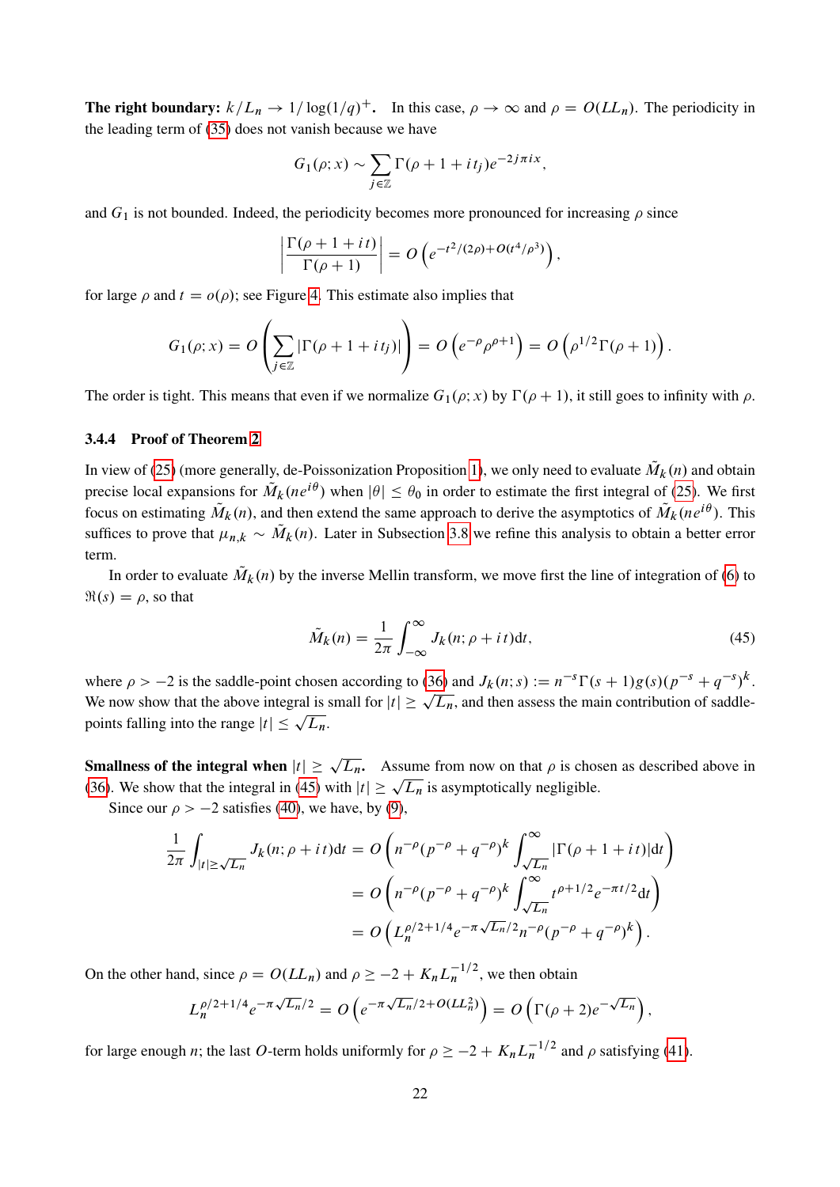**The right boundary:** $k/L_n \to 1/\log(1/q)^+$. In this case, $\rho \to \infty$ and $\rho = O(LL_n)$. The periodicity in the leading term of (35) does not vanish because we have

$$G_1(\rho; x) \sim \sum_{j \in \mathbb{Z}} \Gamma(\rho + 1 + it_j) e^{-2j\pi i x},$$

and $G_1$ is not bounded. Indeed, the periodicity becomes more pronounced for increasing $\rho$ since

$$\left| \frac{\Gamma(\rho + 1 + it)}{\Gamma(\rho + 1)} \right| = O\left( e^{-t^2/(2\rho) + O(t^4/\rho^3)} \right),$$

for large $\rho$ and $t = o(\rho)$; see Figure 4. This estimate also implies that

$$G_1(\rho; x) = O\left( \sum_{j \in \mathbb{Z}} |\Gamma(\rho + 1 + it_j)| \right) = O\left( e^{-\rho} \rho^{\rho+1} \right) = O\left( \rho^{1/2} \Gamma(\rho + 1) \right).$$

The order is tight. This means that even if we normalize $G_1(\rho; x)$ by $\Gamma(\rho + 1)$, it still goes to infinity with $\rho$.

### 3.4.4 Proof of Theorem 2

In view of (25) (more generally, de-Poissonization Proposition 1), we only need to evaluate $\tilde{M}_k(n)$ and obtain precise local expansions for $\tilde{M}_k(ne^{i\theta})$ when $|\theta| \le \theta_0$ in order to estimate the first integral of (25). We first focus on estimating $\tilde{M}_k(n)$, and then extend the same approach to derive the asymptotics of $\tilde{M}_k(ne^{i\theta})$. This suffices to prove that $\mu_{n,k} \sim \tilde{M}_k(n)$. Later in Subsection 3.8 we refine this analysis to obtain a better error term.

In order to evaluate $\tilde{M}_k(n)$ by the inverse Mellin transform, we move first the line of integration of (6) to $\Re(s) = \rho$, so that

$$\tilde{M}_k(n) = \frac{1}{2\pi} \int_{-\infty}^{\infty} J_k(n; \rho + it) \mathrm{d}t, \tag{45}$$

where $\rho > -2$ is the saddle-point chosen according to (36) and $J_k(n; s) := n^{-s} \Gamma(s + 1) g(s) (p^{-s} + q^{-s})^k$. We now show that the above integral is small for $|t| \ge \sqrt{L_n}$, and then assess the main contribution of saddle-points falling into the range $|t| \le \sqrt{L_n}$.

**Smallness of the integral when $|t| \ge \sqrt{L_n}$.** Assume from now on that $\rho$ is chosen as described above in (36). We show that the integral in (45) with $|t| \ge \sqrt{L_n}$ is asymptotically negligible.

Since our $\rho > -2$ satisfies (40), we have, by (9),

$$\begin{aligned}
\frac{1}{2\pi} \int_{|t| \ge \sqrt{L_n}} J_k(n; \rho + it) \mathrm{d}t &= O\left( n^{-\rho} (p^{-\rho} + q^{-\rho})^k \int_{\sqrt{L_n}}^{\infty} |\Gamma(\rho + 1 + it)| \mathrm{d}t \right) \\
&= O\left( n^{-\rho} (p^{-\rho} + q^{-\rho})^k \int_{\sqrt{L_n}}^{\infty} t^{\rho + 1/2} e^{-\pi t/2} \mathrm{d}t \right) \\
&= O\left( L_n^{\rho/2 + 1/4} e^{-\pi\sqrt{L_n}/2} n^{-\rho} (p^{-\rho} + q^{-\rho})^k \right).
\end{aligned}$$

On the other hand, since $\rho = O(LL_n)$ and $\rho \ge -2 + K_n L_n^{-1/2}$, we then obtain

$$L_n^{\rho/2 + 1/4} e^{-\pi\sqrt{L_n}/2} = O\left( e^{-\pi\sqrt{L_n}/2 + O(LL_n^2)} \right) = O\left( \Gamma(\rho + 2) e^{-\sqrt{L_n}} \right),$$

for large enough $n$; the last $O$-term holds uniformly for $\rho \ge -2 + K_n L_n^{-1/2}$ and $\rho$ satisfying (41).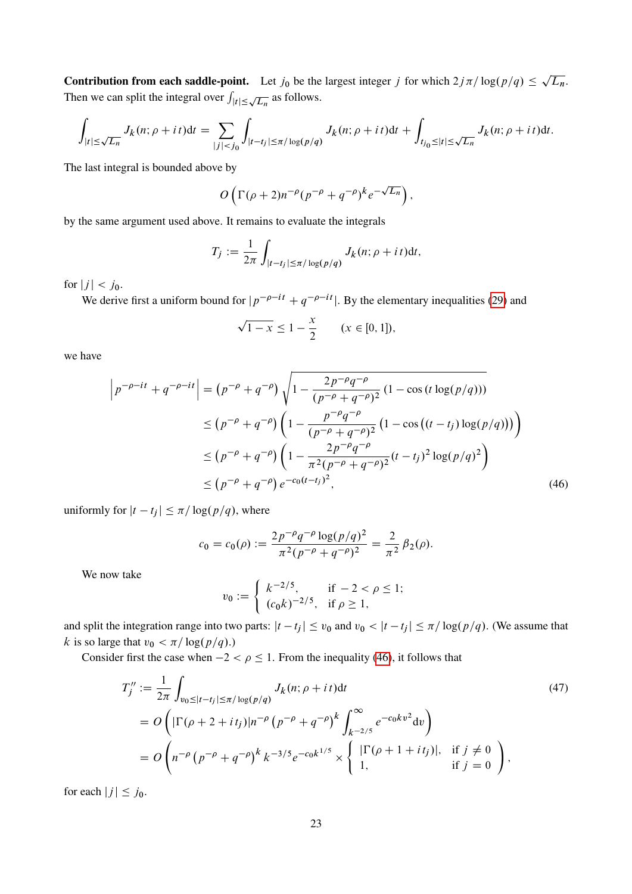**Contribution from each saddle-point.** Let $j_0$ be the largest integer $j$ for which $2j\pi/\log(p/q) \le \sqrt{L_n}$. Then we can split the integral over $\int_{|t|\le\sqrt{L_n}}$ as follows.

$$\int_{|t|\le\sqrt{L_n}} J_k(n;\rho+it)\mathrm{d}t = \sum_{|j|<j_0} \int_{|t-t_j|\le\pi/\log(p/q)} J_k(n;\rho+it)\mathrm{d}t + \int_{t_{j_0}\le|t|\le\sqrt{L_n}} J_k(n;\rho+it)\mathrm{d}t.$$

The last integral is bounded above by

$$O\left(\Gamma(\rho+2)n^{-\rho}(p^{-\rho}+q^{-\rho})^k e^{-\sqrt{L_n}}\right),$$

by the same argument used above. It remains to evaluate the integrals

$$T_j := \frac{1}{2\pi}\int_{|t-t_j|\le\pi/\log(p/q)} J_k(n;\rho+it)\mathrm{d}t,$$

for $|j|<j_0$.

We derive first a uniform bound for $|p^{-\rho-it}+q^{-\rho-it}|$. By the elementary inequalities (29) and

$$\sqrt{1-x}\le 1-\frac{x}{2} \qquad (x\in[0,1]),$$

we have

$$\begin{aligned}
\left|p^{-\rho-it}+q^{-\rho-it}\right| &= \left(p^{-\rho}+q^{-\rho}\right)\sqrt{1-\frac{2p^{-\rho}q^{-\rho}}{(p^{-\rho}+q^{-\rho})^2}\left(1-\cos\left(t\log(p/q)\right)\right)} \\
&\le \left(p^{-\rho}+q^{-\rho}\right)\left(1-\frac{p^{-\rho}q^{-\rho}}{(p^{-\rho}+q^{-\rho})^2}\left(1-\cos\left((t-t_j)\log(p/q)\right)\right)\right) \\
&\le \left(p^{-\rho}+q^{-\rho}\right)\left(1-\frac{2p^{-\rho}q^{-\rho}}{\pi^2(p^{-\rho}+q^{-\rho})^2}(t-t_j)^2\log(p/q)^2\right) \\
&\le \left(p^{-\rho}+q^{-\rho}\right)e^{-c_0(t-t_j)^2},
\end{aligned} \tag{46}$$

uniformly for $|t-t_j|\le\pi/\log(p/q)$, where

$$c_0 = c_0(\rho) := \frac{2p^{-\rho}q^{-\rho}\log(p/q)^2}{\pi^2(p^{-\rho}+q^{-\rho})^2} = \frac{2}{\pi^2}\beta_2(\rho).$$

We now take

$$v_0 := \begin{cases} k^{-2/5}, & \text{if } -2<\rho\le 1; \\ (c_0 k)^{-2/5}, & \text{if } \rho\ge 1, \end{cases}$$

and split the integration range into two parts: $|t-t_j|\le v_0$ and $v_0<|t-t_j|\le\pi/\log(p/q)$. (We assume that $k$ is so large that $v_0<\pi/\log(p/q)$.)

Consider first the case when $-2<\rho\le 1$. From the inequality (46), it follows that

$$\begin{aligned}
T_j'' &:= \frac{1}{2\pi}\int_{v_0\le|t-t_j|\le\pi/\log(p/q)} J_k(n;\rho+it)\mathrm{d}t \\
&= O\left(|\Gamma(\rho+2+it_j)|n^{-\rho}\left(p^{-\rho}+q^{-\rho}\right)^k\int_{k^{-2/5}}^{\infty}e^{-c_0kv^2}\mathrm{d}v\right) \\
&= O\left(n^{-\rho}\left(p^{-\rho}+q^{-\rho}\right)^k k^{-3/5}e^{-c_0k^{1/5}}\times\begin{cases}|\Gamma(\rho+1+it_j)|, & \text{if } j\ne 0\\ 1, & \text{if } j=0\end{cases}\right),
\end{aligned} \tag{47}$$

for each $|j|\le j_0$.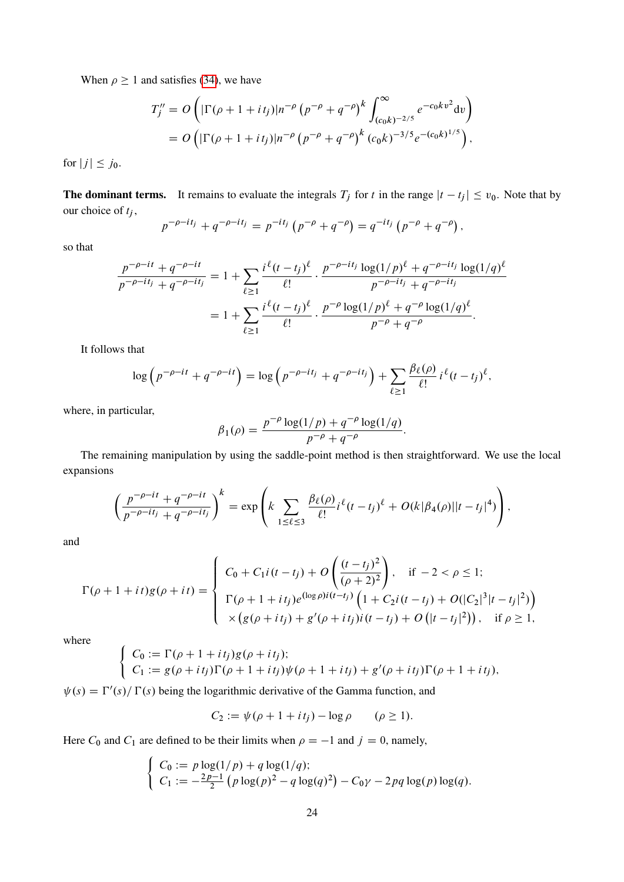When $\rho \geq 1$ and satisfies (34), we have

$$
\begin{aligned}
T_j'' &= O\left(|\Gamma(\rho+1+it_j)|n^{-\rho}\left(p^{-\rho}+q^{-\rho}\right)^k \int_{(c_0k)^{-2/5}}^{\infty} e^{-c_0kv^2}\mathrm{d}v\right) \\
&= O\left(|\Gamma(\rho+1+it_j)|n^{-\rho}\left(p^{-\rho}+q^{-\rho}\right)^k (c_0k)^{-3/5}e^{-(c_0k)^{1/5}}\right),
\end{aligned}
$$

for $|j| \leq j_0$.

**The dominant terms.** It remains to evaluate the integrals $T_j$ for $t$ in the range $|t-t_j| \leq v_0$. Note that by our choice of $t_j$,

$$
p^{-\rho-it_j}+q^{-\rho-it_j} = p^{-it_j}\left(p^{-\rho}+q^{-\rho}\right) = q^{-it_j}\left(p^{-\rho}+q^{-\rho}\right),
$$

so that

$$
\begin{aligned}
\frac{p^{-\rho-it}+q^{-\rho-it}}{p^{-\rho-it_j}+q^{-\rho-it_j}} &= 1 + \sum_{\ell\geq 1}\frac{i^\ell(t-t_j)^\ell}{\ell!}\cdot\frac{p^{-\rho-it_j}\log(1/p)^\ell+q^{-\rho-it_j}\log(1/q)^\ell}{p^{-\rho-it_j}+q^{-\rho-it_j}} \\
&= 1 + \sum_{\ell\geq 1}\frac{i^\ell(t-t_j)^\ell}{\ell!}\cdot\frac{p^{-\rho}\log(1/p)^\ell+q^{-\rho}\log(1/q)^\ell}{p^{-\rho}+q^{-\rho}}.
\end{aligned}
$$

It follows that

$$
\log\left(p^{-\rho-it}+q^{-\rho-it}\right) = \log\left(p^{-\rho-it_j}+q^{-\rho-it_j}\right) + \sum_{\ell\geq 1}\frac{\beta_\ell(\rho)}{\ell!}\,i^\ell(t-t_j)^\ell,
$$

where, in particular,

$$
\beta_1(\rho) = \frac{p^{-\rho}\log(1/p)+q^{-\rho}\log(1/q)}{p^{-\rho}+q^{-\rho}}.
$$

The remaining manipulation by using the saddle-point method is then straightforward. We use the local expansions

$$
\left(\frac{p^{-\rho-it}+q^{-\rho-it}}{p^{-\rho-it_j}+q^{-\rho-it_j}}\right)^k = \exp\left(k\sum_{1\leq\ell\leq 3}\frac{\beta_\ell(\rho)}{\ell!}i^\ell(t-t_j)^\ell + O(k|\beta_4(\rho)||t-t_j|^4)\right),
$$

and

$$
\Gamma(\rho+1+it)g(\rho+it) = \begin{cases} C_0 + C_1 i(t-t_j) + O\left(\dfrac{(t-t_j)^2}{(\rho+2)^2}\right), & \text{if } -2<\rho\leq 1; \\ \Gamma(\rho+1+it_j)e^{(\log\rho)i(t-t_j)}\left(1+C_2 i(t-t_j)+O(|C_2|^3|t-t_j|^2)\right) & \\ \quad\times\left(g(\rho+it_j)+g'(\rho+it_j)i(t-t_j)+O\left(|t-t_j|^2\right)\right), & \text{if } \rho\geq 1, \end{cases}
$$

where

$$
\begin{cases} C_0 := \Gamma(\rho+1+it_j)g(\rho+it_j); \\ C_1 := g(\rho+it_j)\Gamma(\rho+1+it_j)\psi(\rho+1+it_j)+g'(\rho+it_j)\Gamma(\rho+1+it_j), \end{cases}
$$

$\psi(s) = \Gamma'(s)/\Gamma(s)$ being the logarithmic derivative of the Gamma function, and

$$
C_2 := \psi(\rho+1+it_j) - \log\rho \qquad (\rho\geq 1).
$$

Here $C_0$ and $C_1$ are defined to be their limits when $\rho = -1$ and $j = 0$, namely,

$$
\begin{cases} C_0 := p\log(1/p)+q\log(1/q); \\ C_1 := -\frac{2p-1}{2}\left(p\log(p)^2-q\log(q)^2\right) - C_0\gamma - 2pq\log(p)\log(q). \end{cases}
$$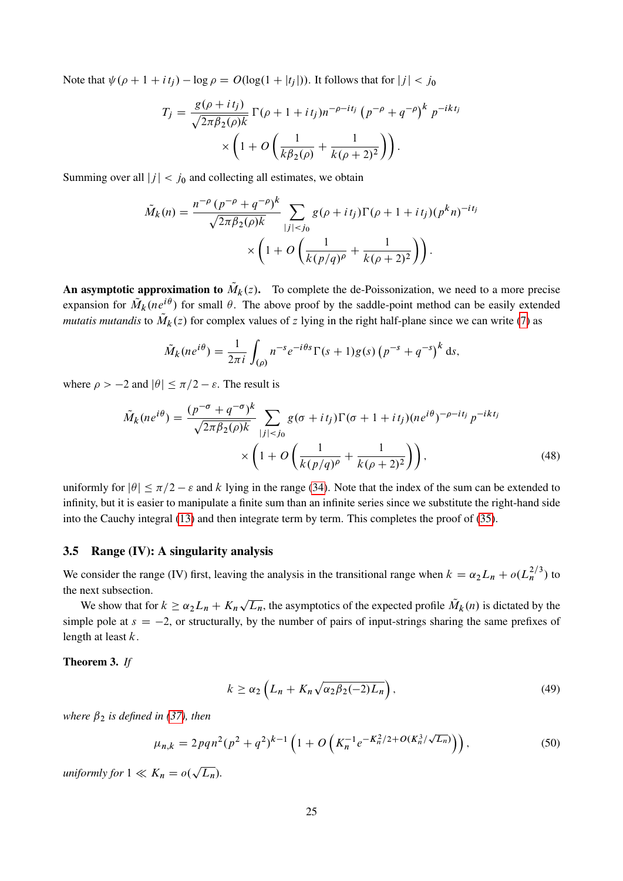Note that $\psi(\rho+1+it_j) - \log\rho = O(\log(1+|t_j|))$. It follows that for $|j| < j_0$

$$T_j = \frac{g(\rho+it_j)}{\sqrt{2\pi\beta_2(\rho)k}}\,\Gamma(\rho+1+it_j)n^{-\rho-it_j}\left(p^{-\rho}+q^{-\rho}\right)^k p^{-ikt_j} \\ \times\left(1+O\left(\frac{1}{k\beta_2(\rho)}+\frac{1}{k(\rho+2)^2}\right)\right).$$

Summing over all $|j| < j_0$ and collecting all estimates, we obtain

$$\tilde{M}_k(n) = \frac{n^{-\rho}\left(p^{-\rho}+q^{-\rho}\right)^k}{\sqrt{2\pi\beta_2(\rho)k}}\sum_{|j|<j_0} g(\rho+it_j)\Gamma(\rho+1+it_j)(p^k n)^{-it_j} \\ \times\left(1+O\left(\frac{1}{k(p/q)^\rho}+\frac{1}{k(\rho+2)^2}\right)\right).$$

**An asymptotic approximation to $\tilde{M}_k(z)$.** To complete the de-Poissonization, we need to a more precise expansion for $\tilde{M}_k(ne^{i\theta})$ for small $\theta$. The above proof by the saddle-point method can be easily extended *mutatis mutandis* to $\tilde{M}_k(z)$ for complex values of $z$ lying in the right half-plane since we can write (7) as

$$\tilde{M}_k(ne^{i\theta}) = \frac{1}{2\pi i}\int_{(\rho)} n^{-s}e^{-i\theta s}\Gamma(s+1)g(s)\left(p^{-s}+q^{-s}\right)^k \mathrm{d}s,$$

where $\rho > -2$ and $|\theta| \le \pi/2-\varepsilon$. The result is

$$\tilde{M}_k(ne^{i\theta}) = \frac{(p^{-\sigma}+q^{-\sigma})^k}{\sqrt{2\pi\beta_2(\rho)k}}\sum_{|j|<j_0} g(\sigma+it_j)\Gamma(\sigma+1+it_j)(ne^{i\theta})^{-\rho-it_j}p^{-ikt_j} \\ \times\left(1+O\left(\frac{1}{k(p/q)^\rho}+\frac{1}{k(\rho+2)^2}\right)\right), \tag{48}$$

uniformly for $|\theta| \le \pi/2-\varepsilon$ and $k$ lying in the range (34). Note that the index of the sum can be extended to infinity, but it is easier to manipulate a finite sum than an infinite series since we substitute the right-hand side into the Cauchy integral (13) and then integrate term by term. This completes the proof of (35).

### 3.5 Range (IV): A singularity analysis

We consider the range (IV) first, leaving the analysis in the transitional range when $k = \alpha_2 L_n + o(L_n^{2/3})$ to the next subsection.

We show that for $k \ge \alpha_2 L_n + K_n\sqrt{L_n}$, the asymptotics of the expected profile $\tilde{M}_k(n)$ is dictated by the simple pole at $s = -2$, or structurally, by the number of pairs of input-strings sharing the same prefixes of length at least $k$.

**Theorem 3.** *If*

$$k \ge \alpha_2\left(L_n + K_n\sqrt{\alpha_2\beta_2(-2)L_n}\right), \tag{49}$$

*where $\beta_2$ is defined in (37), then*

$$\mu_{n,k} = 2pqn^2(p^2+q^2)^{k-1}\left(1+O\left(K_n^{-1}e^{-K_n^2/2+O(K_n^3/\sqrt{L_n})}\right)\right), \tag{50}$$

*uniformly for $1 \ll K_n = o(\sqrt{L_n})$.*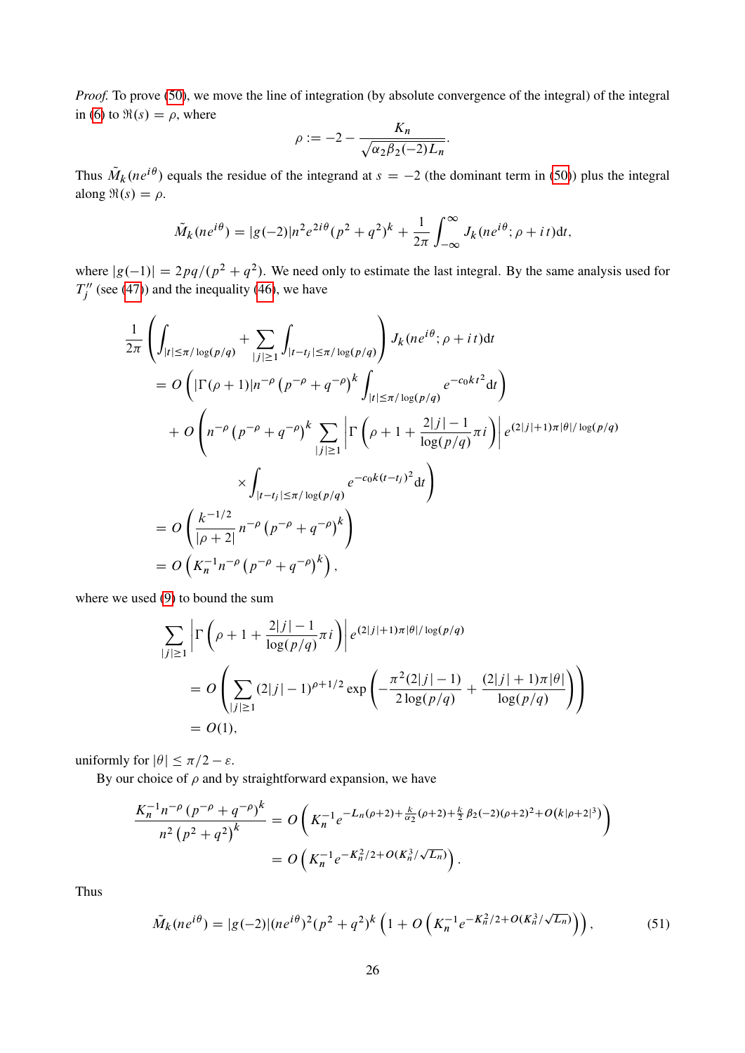*Proof.* To prove (50), we move the line of integration (by absolute convergence of the integral) of the integral in (6) to $\Re(s) = \rho$, where

$$\rho := -2 - \frac{K_n}{\sqrt{\alpha_2 \beta_2(-2) L_n}}.$$

Thus $\tilde{M}_k(ne^{i\theta})$ equals the residue of the integrand at $s = -2$ (the dominant term in (50)) plus the integral along $\Re(s) = \rho$.

$$\tilde{M}_k(ne^{i\theta}) = |g(-2)|n^2 e^{2i\theta}(p^2+q^2)^k + \frac{1}{2\pi}\int_{-\infty}^{\infty} J_k(ne^{i\theta}; \rho + it)\mathrm{d}t,$$

where $|g(-1)| = 2pq/(p^2+q^2)$. We need only to estimate the last integral. By the same analysis used for $T_j''$ (see (47)) and the inequality (46), we have

$$\begin{aligned}
&\frac{1}{2\pi}\left(\int_{|t|\le \pi/\log(p/q)} + \sum_{|j|\ge 1}\int_{|t-t_j|\le \pi/\log(p/q)}\right) J_k(ne^{i\theta}; \rho+it)\mathrm{d}t \\
&= O\left(|\Gamma(\rho+1)| n^{-\rho}\left(p^{-\rho}+q^{-\rho}\right)^k \int_{|t|\le \pi/\log(p/q)} e^{-c_0 k t^2}\mathrm{d}t\right) \\
&\quad + O\Bigg(n^{-\rho}\left(p^{-\rho}+q^{-\rho}\right)^k \sum_{|j|\ge 1}\left|\Gamma\left(\rho+1+\frac{2|j|-1}{\log(p/q)}\pi i\right)\right| e^{(2|j|+1)\pi|\theta|/\log(p/q)} \\
&\qquad\qquad \times \int_{|t-t_j|\le \pi/\log(p/q)} e^{-c_0 k (t-t_j)^2}\mathrm{d}t\Bigg) \\
&= O\left(\frac{k^{-1/2}}{|\rho+2|} n^{-\rho}\left(p^{-\rho}+q^{-\rho}\right)^k\right) \\
&= O\left(K_n^{-1} n^{-\rho}\left(p^{-\rho}+q^{-\rho}\right)^k\right),
\end{aligned}$$

where we used (9) to bound the sum

$$\begin{aligned}
&\sum_{|j|\ge 1}\left|\Gamma\left(\rho+1+\frac{2|j|-1}{\log(p/q)}\pi i\right)\right| e^{(2|j|+1)\pi|\theta|/\log(p/q)} \\
&= O\left(\sum_{|j|\ge 1}(2|j|-1)^{\rho+1/2}\exp\left(-\frac{\pi^2(2|j|-1)}{2\log(p/q)} + \frac{(2|j|+1)\pi|\theta|}{\log(p/q)}\right)\right) \\
&= O(1),
\end{aligned}$$

uniformly for $|\theta| \le \pi/2 - \varepsilon$.

By our choice of $\rho$ and by straightforward expansion, we have

$$\begin{aligned}
\frac{K_n^{-1} n^{-\rho}\left(p^{-\rho}+q^{-\rho}\right)^k}{n^2\left(p^2+q^2\right)^k} &= O\left(K_n^{-1} e^{-L_n(\rho+2)+\frac{k}{\alpha_2}(\rho+2)+\frac{k}{2}\beta_2(-2)(\rho+2)^2 + O\left(k|\rho+2|^3\right)}\right) \\
&= O\left(K_n^{-1} e^{-K_n^2/2 + O(K_n^3/\sqrt{L_n})}\right).
\end{aligned}$$

Thus

$$\tilde{M}_k(ne^{i\theta}) = |g(-2)|(ne^{i\theta})^2(p^2+q^2)^k\left(1 + O\left(K_n^{-1}e^{-K_n^2/2+O(K_n^3/\sqrt{L_n})}\right)\right), \tag{51}$$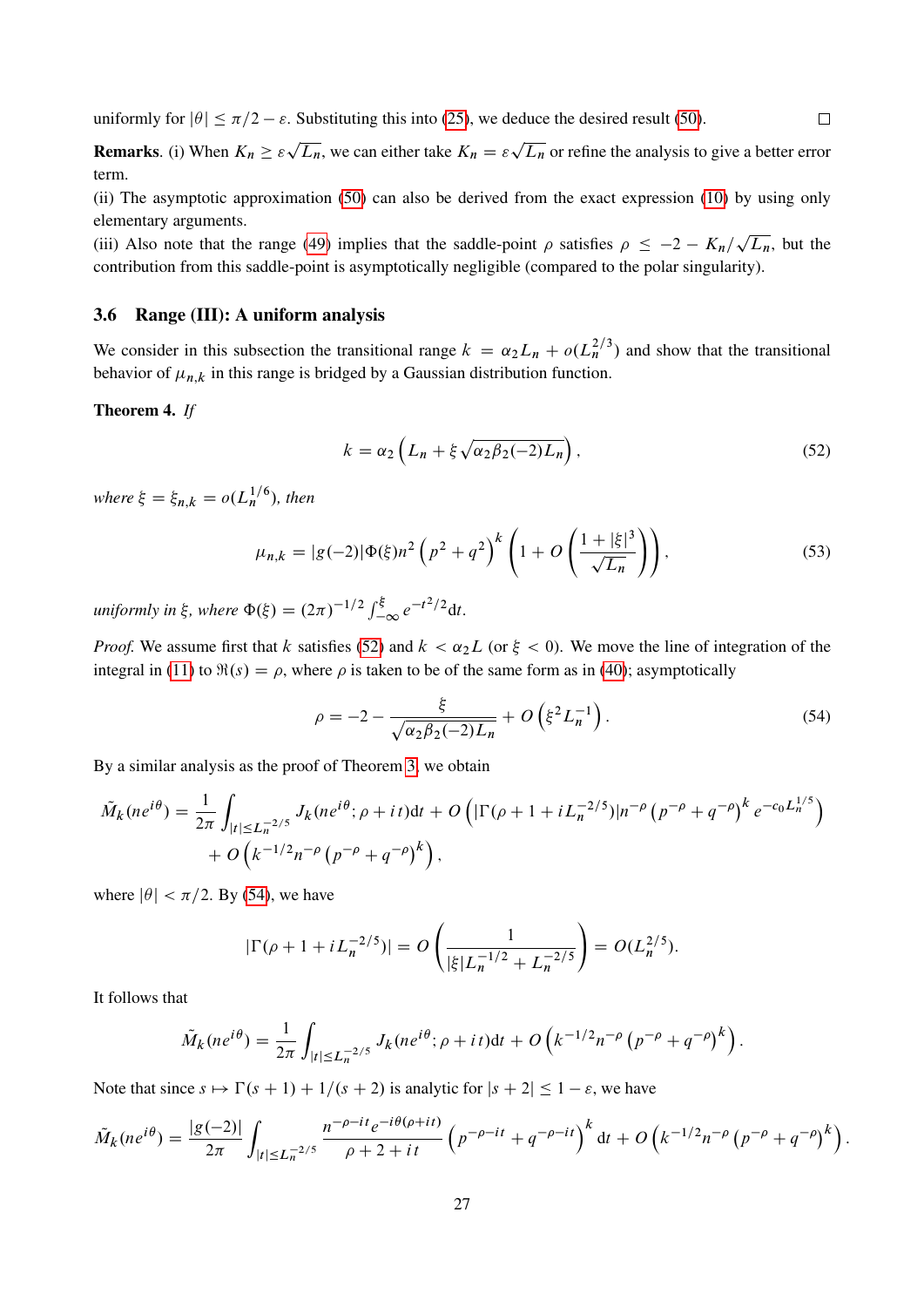uniformly for $|\theta| \le \pi/2 - \varepsilon$. Substituting this into (25), we deduce the desired result (50). $\square$

**Remarks**. (i) When $K_n \ge \varepsilon\sqrt{L_n}$, we can either take $K_n = \varepsilon\sqrt{L_n}$ or refine the analysis to give a better error term.

(ii) The asymptotic approximation (50) can also be derived from the exact expression (10) by using only elementary arguments.

(iii) Also note that the range (49) implies that the saddle-point $\rho$ satisfies $\rho \le -2 - K_n/\sqrt{L_n}$, but the contribution from this saddle-point is asymptotically negligible (compared to the polar singularity).

### 3.6 Range (III): A uniform analysis

We consider in this subsection the transitional range $k = \alpha_2 L_n + o(L_n^{2/3})$ and show that the transitional behavior of $\mu_{n,k}$ in this range is bridged by a Gaussian distribution function.

**Theorem 4.** *If*

$$k = \alpha_2 \left( L_n + \xi \sqrt{\alpha_2 \beta_2(-2) L_n} \right), \tag{52}$$

*where $\xi = \xi_{n,k} = o(L_n^{1/6})$, then*

$$\mu_{n,k} = |g(-2)| \Phi(\xi) n^2 \left( p^2 + q^2 \right)^k \left( 1 + O\left( \frac{1 + |\xi|^3}{\sqrt{L_n}} \right) \right), \tag{53}$$

*uniformly in $\xi$, where $\Phi(\xi) = (2\pi)^{-1/2} \int_{-\infty}^{\xi} e^{-t^2/2} \mathrm{d}t$.*

*Proof.* We assume first that $k$ satisfies (52) and $k < \alpha_2 L$ (or $\xi < 0$). We move the line of integration of the integral in (11) to $\Re(s) = \rho$, where $\rho$ is taken to be of the same form as in (40); asymptotically

$$\rho = -2 - \frac{\xi}{\sqrt{\alpha_2 \beta_2(-2) L_n}} + O\left( \xi^2 L_n^{-1} \right). \tag{54}$$

By a similar analysis as the proof of Theorem 3, we obtain

$$\begin{aligned}
\tilde{M}_k(ne^{i\theta}) = \frac{1}{2\pi} \int_{|t| \le L_n^{-2/5}} J_k(ne^{i\theta}; \rho + it) \mathrm{d}t + O\left( |\Gamma(\rho + 1 + iL_n^{-2/5})| n^{-\rho} \left( p^{-\rho} + q^{-\rho} \right)^k e^{-c_0 L_n^{1/5}} \right) \\
+ O\left( k^{-1/2} n^{-\rho} \left( p^{-\rho} + q^{-\rho} \right)^k \right),
\end{aligned}$$

where $|\theta| < \pi/2$. By (54), we have

$$|\Gamma(\rho + 1 + iL_n^{-2/5})| = O\left( \frac{1}{|\xi| L_n^{-1/2} + L_n^{-2/5}} \right) = O(L_n^{2/5}).$$

It follows that

$$\tilde{M}_k(ne^{i\theta}) = \frac{1}{2\pi} \int_{|t| \le L_n^{-2/5}} J_k(ne^{i\theta}; \rho + it) \mathrm{d}t + O\left( k^{-1/2} n^{-\rho} \left( p^{-\rho} + q^{-\rho} \right)^k \right).$$

Note that since $s \mapsto \Gamma(s + 1) + 1/(s + 2)$ is analytic for $|s + 2| \le 1 - \varepsilon$, we have

$$\tilde{M}_k(ne^{i\theta}) = \frac{|g(-2)|}{2\pi} \int_{|t| \le L_n^{-2/5}} \frac{n^{-\rho - it} e^{-i\theta(\rho + it)}}{\rho + 2 + it} \left( p^{-\rho - it} + q^{-\rho - it} \right)^k \mathrm{d}t + O\left( k^{-1/2} n^{-\rho} \left( p^{-\rho} + q^{-\rho} \right)^k \right).$$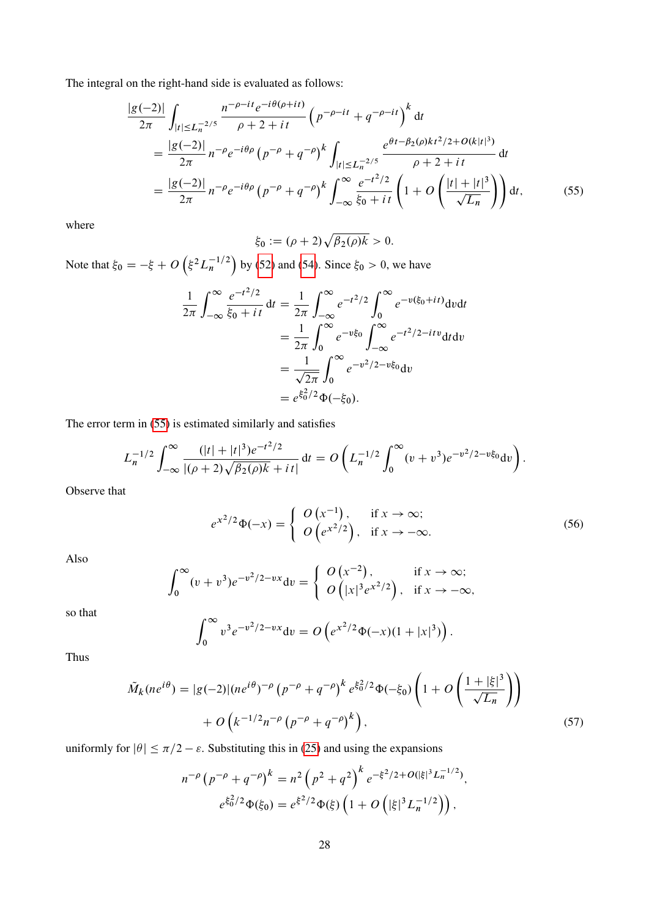The integral on the right-hand side is evaluated as follows:

$$
\begin{aligned}
&\frac{|g(-2)|}{2\pi} \int_{|t| \le L_n^{-2/5}} \frac{n^{-\rho-it} e^{-i\theta(\rho+it)}}{\rho+2+it} \left(p^{-\rho-it} + q^{-\rho-it}\right)^k \mathrm{d}t \\
&\quad = \frac{|g(-2)|}{2\pi} n^{-\rho} e^{-i\theta\rho} \left(p^{-\rho} + q^{-\rho}\right)^k \int_{|t| \le L_n^{-2/5}} \frac{e^{\theta t - \beta_2(\rho) k t^2/2 + O(k|t|^3)}}{\rho+2+it} \mathrm{d}t \\
&\quad = \frac{|g(-2)|}{2\pi} n^{-\rho} e^{-i\theta\rho} \left(p^{-\rho} + q^{-\rho}\right)^k \int_{-\infty}^{\infty} \frac{e^{-t^2/2}}{\xi_0 + it} \left(1 + O\left(\frac{|t|+|t|^3}{\sqrt{L_n}}\right)\right) \mathrm{d}t,
\end{aligned} \tag{55}
$$

where

$$
\xi_0 := (\rho+2)\sqrt{\beta_2(\rho)k} > 0.
$$

Note that $\xi_0 = -\xi + O\left(\xi^2 L_n^{-1/2}\right)$ by (52) and (54). Since $\xi_0 > 0$, we have

$$
\begin{aligned}
\frac{1}{2\pi} \int_{-\infty}^{\infty} \frac{e^{-t^2/2}}{\xi_0 + it} \mathrm{d}t &= \frac{1}{2\pi} \int_{-\infty}^{\infty} e^{-t^2/2} \int_0^{\infty} e^{-v(\xi_0 + it)} \mathrm{d}v \mathrm{d}t \\
&= \frac{1}{2\pi} \int_0^{\infty} e^{-v\xi_0} \int_{-\infty}^{\infty} e^{-t^2/2 - itv} \mathrm{d}t \mathrm{d}v \\
&= \frac{1}{\sqrt{2\pi}} \int_0^{\infty} e^{-v^2/2 - v\xi_0} \mathrm{d}v \\
&= e^{\xi_0^2/2} \Phi(-\xi_0).
\end{aligned}
$$

The error term in (55) is estimated similarly and satisfies

$$
L_n^{-1/2} \int_{-\infty}^{\infty} \frac{(|t|+|t|^3)e^{-t^2/2}}{|(\rho+2)\sqrt{\beta_2(\rho)k} + it|} \mathrm{d}t = O\left(L_n^{-1/2} \int_0^{\infty} (v+v^3) e^{-v^2/2 - v\xi_0} \mathrm{d}v\right).
$$

Observe that

$$
e^{x^2/2}\Phi(-x) = \begin{cases} O\left(x^{-1}\right), & \text{if } x \to \infty; \\ O\left(e^{x^2/2}\right), & \text{if } x \to -\infty. \end{cases} \tag{56}
$$

Also

$$
\int_0^{\infty} (v+v^3) e^{-v^2/2 - vx} \mathrm{d}v = \begin{cases} O\left(x^{-2}\right), & \text{if } x \to \infty; \\ O\left(|x|^3 e^{x^2/2}\right), & \text{if } x \to -\infty, \end{cases}
$$

so that

$$
\int_0^{\infty} v^3 e^{-v^2/2 - vx} \mathrm{d}v = O\left(e^{x^2/2}\Phi(-x)(1+|x|^3)\right).
$$

Thus

$$
\begin{aligned}
\tilde{M}_k(ne^{i\theta}) = {} & |g(-2)|(ne^{i\theta})^{-\rho} \left(p^{-\rho} + q^{-\rho}\right)^k e^{\xi_0^2/2}\Phi(-\xi_0) \left(1 + O\left(\frac{1+|\xi|^3}{\sqrt{L_n}}\right)\right) \\
& + O\left(k^{-1/2} n^{-\rho} \left(p^{-\rho} + q^{-\rho}\right)^k\right),
\end{aligned} \tag{57}
$$

uniformly for $|\theta| \le \pi/2 - \varepsilon$. Substituting this in (25) and using the expansions

$$
\begin{aligned}
n^{-\rho} \left(p^{-\rho} + q^{-\rho}\right)^k &= n^2 \left(p^2 + q^2\right)^k e^{-\xi^2/2 + O(|\xi|^3 L_n^{-1/2})}, \\
e^{\xi_0^2/2}\Phi(\xi_0) &= e^{\xi^2/2}\Phi(\xi) \left(1 + O\left(|\xi|^3 L_n^{-1/2}\right)\right),
\end{aligned}
$$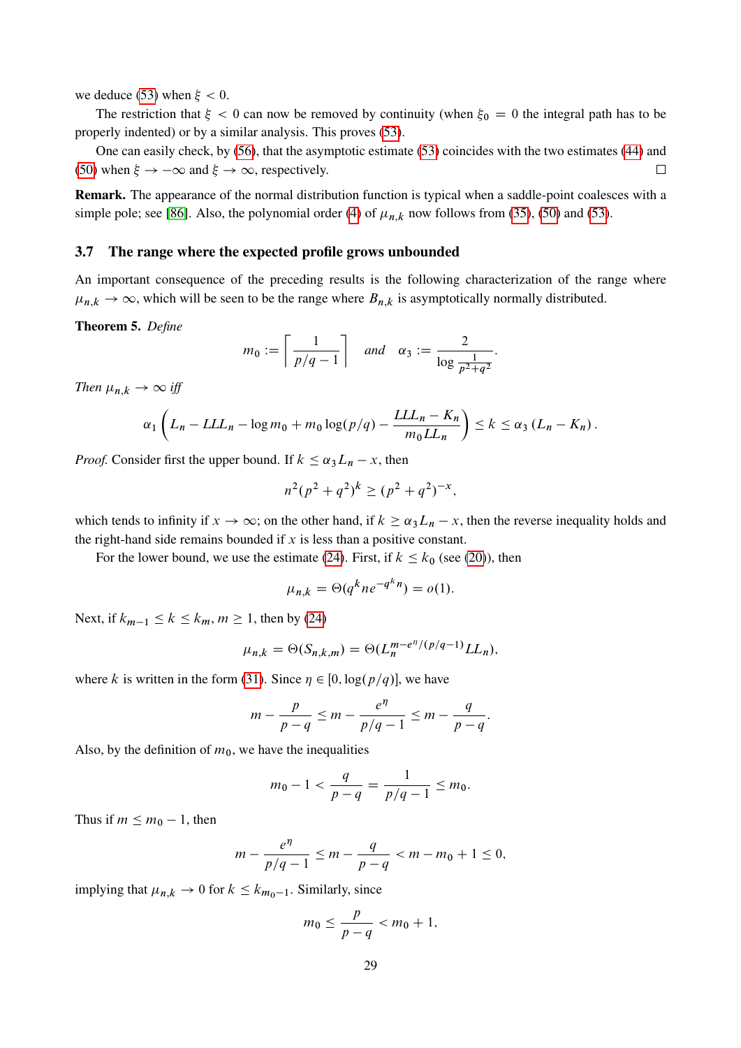we deduce (53) when $\xi < 0$.

The restriction that $\xi < 0$ can now be removed by continuity (when $\xi_0 = 0$ the integral path has to be properly indented) or by a similar analysis. This proves (53).

One can easily check, by (56), that the asymptotic estimate (53) coincides with the two estimates (44) and (50) when $\xi \to -\infty$ and $\xi \to \infty$, respectively. $\square$

**Remark.** The appearance of the normal distribution function is typical when a saddle-point coalesces with a simple pole; see [86]. Also, the polynomial order (4) of $\mu_{n,k}$ now follows from (35), (50) and (53).

### 3.7 The range where the expected profile grows unbounded

An important consequence of the preceding results is the following characterization of the range where $\mu_{n,k} \to \infty$, which will be seen to be the range where $B_{n,k}$ is asymptotically normally distributed.

**Theorem 5.** *Define*

$$m_0 := \left\lceil \frac{1}{p/q - 1} \right\rceil \quad \text{and} \quad \alpha_3 := \frac{2}{\log \frac{1}{p^2+q^2}}.$$

*Then $\mu_{n,k} \to \infty$ iff*

$$\alpha_1 \left( L_n - LLL_n - \log m_0 + m_0 \log(p/q) - \frac{LLL_n - K_n}{m_0 LL_n} \right) \le k \le \alpha_3 \left( L_n - K_n \right).$$

*Proof.* Consider first the upper bound. If $k \le \alpha_3 L_n - x$, then

$$n^2 (p^2+q^2)^k \ge (p^2+q^2)^{-x},$$

which tends to infinity if $x \to \infty$; on the other hand, if $k \ge \alpha_3 L_n - x$, then the reverse inequality holds and the right-hand side remains bounded if $x$ is less than a positive constant.

For the lower bound, we use the estimate (24). First, if $k \le k_0$ (see (20)), then

$$\mu_{n,k} = \Theta(q^k n e^{-q^k n}) = o(1).$$

Next, if $k_{m-1} \le k \le k_m$, $m \ge 1$, then by (24)

$$\mu_{n,k} = \Theta(S_{n,k,m}) = \Theta(L_n^{m - e^\eta/(p/q-1)} LL_n),$$

where $k$ is written in the form (31). Since $\eta \in [0, \log(p/q)]$, we have

$$m - \frac{p}{p-q} \le m - \frac{e^\eta}{p/q-1} \le m - \frac{q}{p-q}.$$

Also, by the definition of $m_0$, we have the inequalities

$$m_0 - 1 < \frac{q}{p-q} = \frac{1}{p/q-1} \le m_0.$$

Thus if $m \le m_0 - 1$, then

$$m - \frac{e^\eta}{p/q-1} \le m - \frac{q}{p-q} < m - m_0 + 1 \le 0,$$

implying that $\mu_{n,k} \to 0$ for $k \le k_{m_0-1}$. Similarly, since

$$m_0 \le \frac{p}{p-q} < m_0 + 1,$$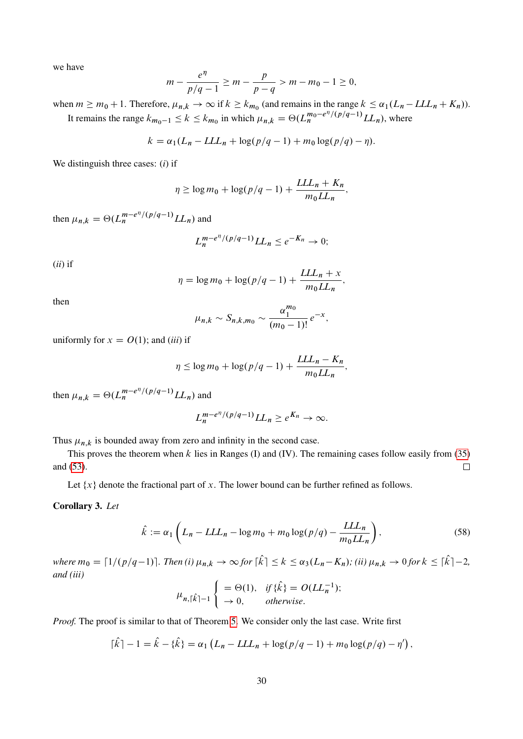we have

$$m - \frac{e^{\eta}}{p/q-1} \geq m - \frac{p}{p-q} > m - m_0 - 1 \geq 0,$$

when $m \geq m_0 + 1$. Therefore, $\mu_{n,k} \to \infty$ if $k \geq k_{m_0}$ (and remains in the range $k \leq \alpha_1(L_n - LLL_n + K_n)$).

It remains the range $k_{m_0-1} \leq k \leq k_{m_0}$ in which $\mu_{n,k} = \Theta(L_n^{m_0 - e^{\eta}/(p/q-1)} LL_n)$, where

$$k = \alpha_1(L_n - LLL_n + \log(p/q-1) + m_0 \log(p/q) - \eta).$$

We distinguish three cases: (*i*) if

$$\eta \geq \log m_0 + \log(p/q-1) + \frac{LLL_n + K_n}{m_0 LL_n},$$

then $\mu_{n,k} = \Theta(L_n^{m - e^{\eta}/(p/q-1)} LL_n)$ and

$$L_n^{m - e^{\eta}/(p/q-1)} LL_n \leq e^{-K_n} \to 0;$$

(*ii*) if

$$\eta = \log m_0 + \log(p/q-1) + \frac{LLL_n + x}{m_0 LL_n},$$

then

$$\mu_{n,k} \sim S_{n,k,m_0} \sim \frac{\alpha_1^{m_0}}{(m_0-1)!} e^{-x},$$

uniformly for $x = O(1)$; and (*iii*) if

$$\eta \leq \log m_0 + \log(p/q-1) + \frac{LLL_n - K_n}{m_0 LL_n},$$

then $\mu_{n,k} = \Theta(L_n^{m - e^{\eta}/(p/q-1)} LL_n)$ and

$$L_n^{m - e^{\eta}/(p/q-1)} LL_n \geq e^{K_n} \to \infty.$$

Thus $\mu_{n,k}$ is bounded away from zero and infinity in the second case.

This proves the theorem when $k$ lies in Ranges (I) and (IV). The remaining cases follow easily from (35) and (53). □

Let $\{x\}$ denote the fractional part of $x$. The lower bound can be further refined as follows.

**Corollary 3.** *Let*

$$\hat{k} := \alpha_1 \left( L_n - LLL_n - \log m_0 + m_0 \log(p/q) - \frac{LLL_n}{m_0 LL_n} \right), \tag{58}$$

*where* $m_0 = \lceil 1/(p/q-1) \rceil$. *Then (i)* $\mu_{n,k} \to \infty$ *for* $\lceil \hat{k} \rceil \leq k \leq \alpha_3(L_n - K_n)$*; (ii)* $\mu_{n,k} \to 0$ *for* $k \leq \lceil \hat{k} \rceil - 2$*, and (iii)*

$$\mu_{n,\lceil \hat{k} \rceil - 1} \begin{cases} = \Theta(1), & \text{if } \{\hat{k}\} = O(LL_n^{-1}); \\ \to 0, & \text{otherwise.} \end{cases}$$

*Proof.* The proof is similar to that of Theorem 5. We consider only the last case. Write first

$$\lceil \hat{k} \rceil - 1 = \hat{k} - \{\hat{k}\} = \alpha_1 \left( L_n - LLL_n + \log(p/q-1) + m_0 \log(p/q) - \eta' \right),$$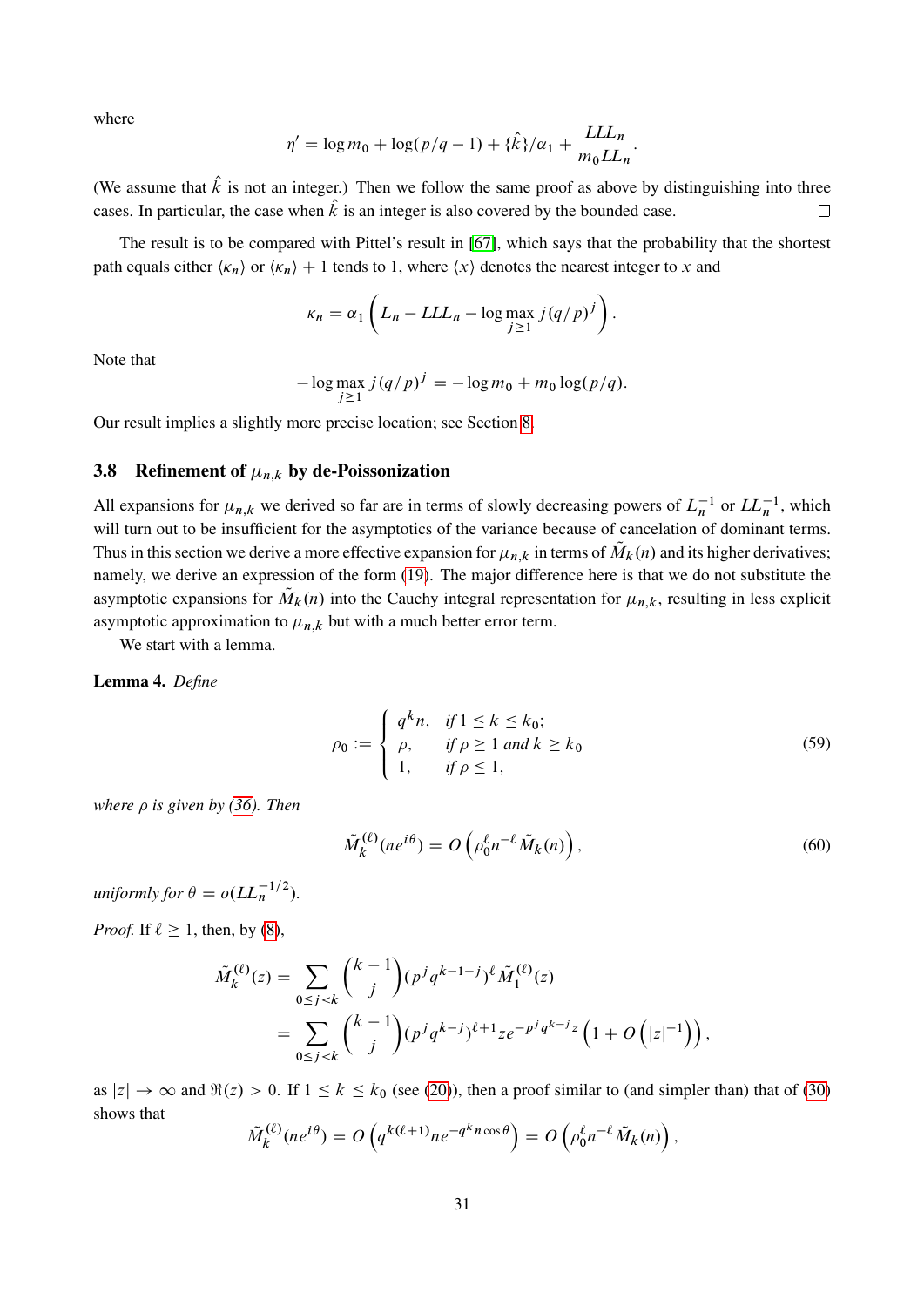where

$$\eta' = \log m_0 + \log(p/q - 1) + \{\hat{k}\}/\alpha_1 + \frac{LLL_n}{m_0 LL_n}.$$

(We assume that $\hat{k}$ is not an integer.) Then we follow the same proof as above by distinguishing into three cases. In particular, the case when $\hat{k}$ is an integer is also covered by the bounded case. □

The result is to be compared with Pittel's result in [67], which says that the probability that the shortest path equals either $\langle \kappa_n \rangle$ or $\langle \kappa_n \rangle + 1$ tends to 1, where $\langle x \rangle$ denotes the nearest integer to $x$ and

$$\kappa_n = \alpha_1 \left( L_n - LLL_n - \log \max_{j \ge 1} j(q/p)^j \right).$$

Note that

$$-\log \max_{j \ge 1} j(q/p)^j = -\log m_0 + m_0 \log(p/q).$$

Our result implies a slightly more precise location; see Section 8.

### 3.8 Refinement of $\mu_{n,k}$ by de-Poissonization

All expansions for $\mu_{n,k}$ we derived so far are in terms of slowly decreasing powers of $L_n^{-1}$ or $LL_n^{-1}$, which will turn out to be insufficient for the asymptotics of the variance because of cancelation of dominant terms. Thus in this section we derive a more effective expansion for $\mu_{n,k}$ in terms of $\tilde{M}_k(n)$ and its higher derivatives; namely, we derive an expression of the form (19). The major difference here is that we do not substitute the asymptotic expansions for $\tilde{M}_k(n)$ into the Cauchy integral representation for $\mu_{n,k}$, resulting in less explicit asymptotic approximation to $\mu_{n,k}$ but with a much better error term.

We start with a lemma.

**Lemma 4.** *Define*

$$\rho_0 := \begin{cases} q^k n, & \text{if } 1 \le k \le k_0; \\ \rho, & \text{if } \rho \ge 1 \text{ and } k \ge k_0 \\ 1, & \text{if } \rho \le 1, \end{cases} \tag{59}$$

*where $\rho$ is given by (36). Then*

$$\tilde{M}_k^{(\ell)}(ne^{i\theta}) = O\left(\rho_0^{\ell} n^{-\ell} \tilde{M}_k(n)\right), \tag{60}$$

*uniformly for $\theta = o(LL_n^{-1/2})$.*

*Proof.* If $\ell \ge 1$, then, by (8),

$$\begin{aligned} \tilde{M}_k^{(\ell)}(z) &= \sum_{0 \le j < k} \binom{k-1}{j} (p^j q^{k-1-j})^{\ell} \tilde{M}_1^{(\ell)}(z) \\ &= \sum_{0 \le j < k} \binom{k-1}{j} (p^j q^{k-j})^{\ell+1} z e^{-p^j q^{k-j} z} \left(1 + O\left(|z|^{-1}\right)\right), \end{aligned}$$

as $|z| \to \infty$ and $\Re(z) > 0$. If $1 \le k \le k_0$ (see (20)), then a proof similar to (and simpler than) that of (30) shows that

$$\tilde{M}_k^{(\ell)}(ne^{i\theta}) = O\left(q^{k(\ell+1)} n e^{-q^k n \cos\theta}\right) = O\left(\rho_0^{\ell} n^{-\ell} \tilde{M}_k(n)\right),$$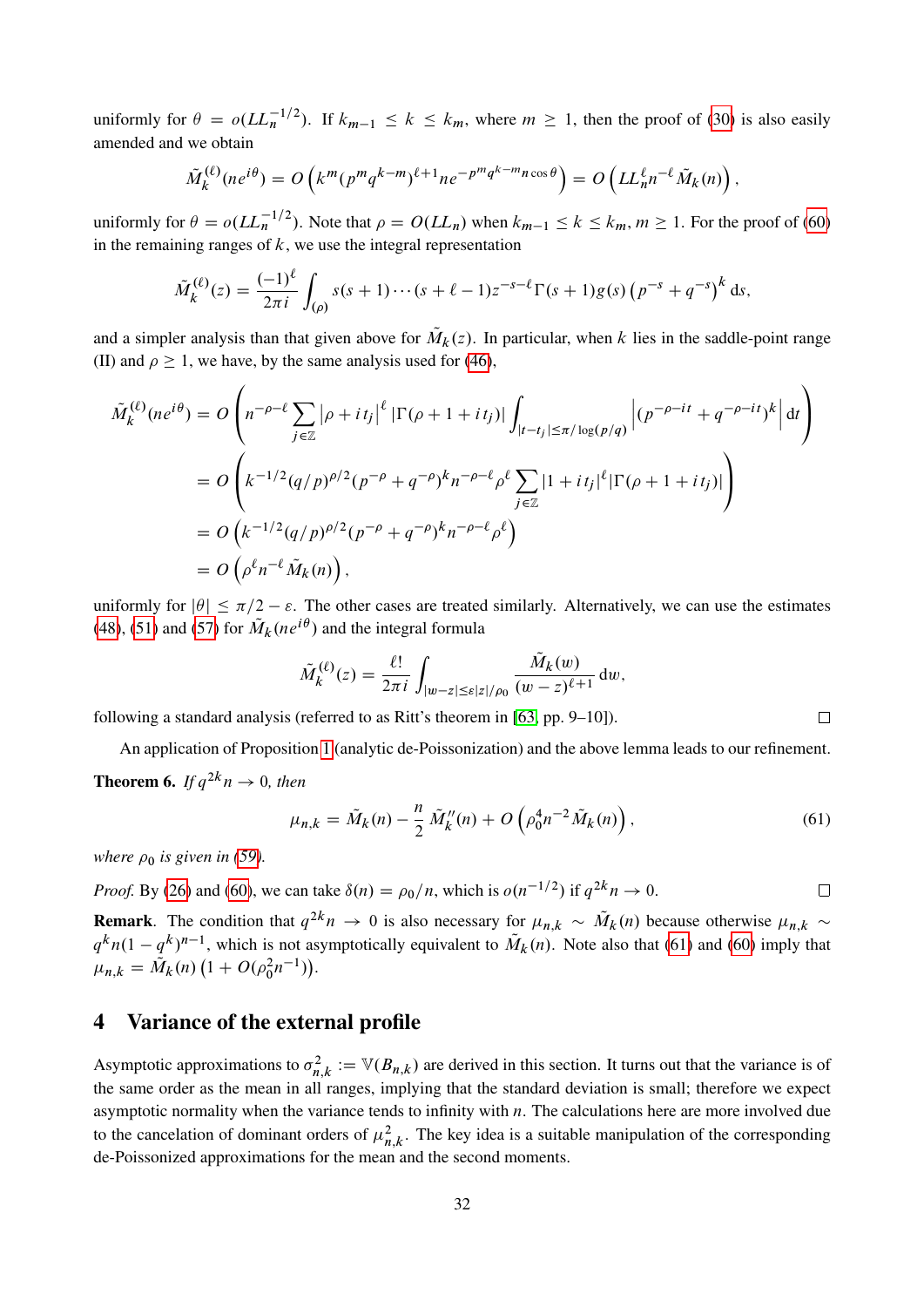uniformly for $\theta = o(LL_n^{-1/2})$. If $k_{m-1} \le k \le k_m$, where $m \ge 1$, then the proof of (30) is also easily amended and we obtain

$$\tilde{M}_k^{(\ell)}(ne^{i\theta}) = O\left(k^m (p^m q^{k-m})^{\ell+1} n e^{-p^m q^{k-m} n \cos\theta}\right) = O\left(LL_n^\ell n^{-\ell} \tilde{M}_k(n)\right),$$

uniformly for $\theta = o(LL_n^{-1/2})$. Note that $\rho = O(LL_n)$ when $k_{m-1} \le k \le k_m$, $m \ge 1$. For the proof of (60) in the remaining ranges of $k$, we use the integral representation

$$\tilde{M}_k^{(\ell)}(z) = \frac{(-1)^\ell}{2\pi i} \int_{(\rho)} s(s+1)\cdots(s+\ell-1) z^{-s-\ell} \Gamma(s+1) g(s) \left(p^{-s} + q^{-s}\right)^k \mathrm{d}s,$$

and a simpler analysis than that given above for $\tilde{M}_k(z)$. In particular, when $k$ lies in the saddle-point range (II) and $\rho \ge 1$, we have, by the same analysis used for (46),

$$\begin{aligned}
\tilde{M}_k^{(\ell)}(ne^{i\theta}) &= O\left(n^{-\rho-\ell} \sum_{j\in\mathbb{Z}} \left|\rho + it_j\right|^\ell \left|\Gamma(\rho+1+it_j)\right| \int_{|t-t_j|\le \pi/\log(p/q)} \left|(p^{-\rho-it} + q^{-\rho-it})^k\right| \mathrm{d}t\right) \\
&= O\left(k^{-1/2} (q/p)^{\rho/2} (p^{-\rho} + q^{-\rho})^k n^{-\rho-\ell} \rho^\ell \sum_{j\in\mathbb{Z}} |1 + it_j|^\ell |\Gamma(\rho+1+it_j)|\right) \\
&= O\left(k^{-1/2} (q/p)^{\rho/2} (p^{-\rho} + q^{-\rho})^k n^{-\rho-\ell} \rho^\ell\right) \\
&= O\left(\rho^\ell n^{-\ell} \tilde{M}_k(n)\right),
\end{aligned}$$

uniformly for $|\theta| \le \pi/2 - \varepsilon$. The other cases are treated similarly. Alternatively, we can use the estimates (48), (51) and (57) for $\tilde{M}_k(ne^{i\theta})$ and the integral formula

$$\tilde{M}_k^{(\ell)}(z) = \frac{\ell!}{2\pi i} \int_{|w-z|\le \varepsilon |z|/\rho_0} \frac{\tilde{M}_k(w)}{(w-z)^{\ell+1}} \mathrm{d}w,$$

following a standard analysis (referred to as Ritt's theorem in [63, pp. 9–10]). $\square$

An application of Proposition 1 (analytic de-Poissonization) and the above lemma leads to our refinement.

**Theorem 6.** *If $q^{2k} n \to 0$, then*

$$\mu_{n,k} = \tilde{M}_k(n) - \frac{n}{2} \tilde{M}_k''(n) + O\left(\rho_0^4 n^{-2} \tilde{M}_k(n)\right), \tag{61}$$

*where $\rho_0$ is given in (59).*

*Proof.* By (26) and (60), we can take $\delta(n) = \rho_0/n$, which is $o(n^{-1/2})$ if $q^{2k} n \to 0$. $\square$

**Remark**. The condition that $q^{2k} n \to 0$ is also necessary for $\mu_{n,k} \sim \tilde{M}_k(n)$ because otherwise $\mu_{n,k} \sim q^k n (1-q^k)^{n-1}$, which is not asymptotically equivalent to $\tilde{M}_k(n)$. Note also that (61) and (60) imply that $\mu_{n,k} = \tilde{M}_k(n)\left(1 + O(\rho_0^2 n^{-1})\right)$.

## 4 Variance of the external profile

Asymptotic approximations to $\sigma_{n,k}^2 := \mathbb{V}(B_{n,k})$ are derived in this section. It turns out that the variance is of the same order as the mean in all ranges, implying that the standard deviation is small; therefore we expect asymptotic normality when the variance tends to infinity with $n$. The calculations here are more involved due to the cancelation of dominant orders of $\mu_{n,k}^2$. The key idea is a suitable manipulation of the corresponding de-Poissonized approximations for the mean and the second moments.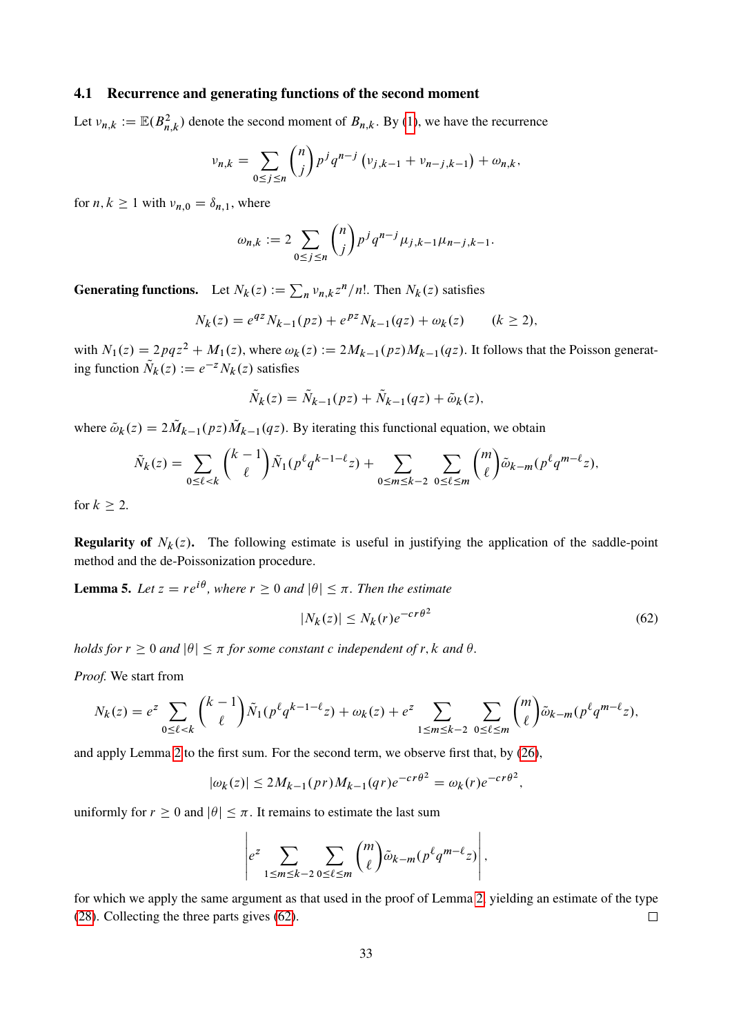### 4.1 Recurrence and generating functions of the second moment

Let $\nu_{n,k} := \mathbb{E}(B_{n,k}^2)$ denote the second moment of $B_{n,k}$. By (1), we have the recurrence

$$\nu_{n,k} = \sum_{0\le j\le n} \binom{n}{j} p^j q^{n-j} \left(\nu_{j,k-1} + \nu_{n-j,k-1}\right) + \omega_{n,k},$$

for $n, k \ge 1$ with $\nu_{n,0} = \delta_{n,1}$, where

$$\omega_{n,k} := 2 \sum_{0\le j\le n} \binom{n}{j} p^j q^{n-j} \mu_{j,k-1}\mu_{n-j,k-1}.$$

**Generating functions.** Let $N_k(z) := \sum_n \nu_{n,k} z^n/n!$. Then $N_k(z)$ satisfies

$$N_k(z) = e^{qz} N_{k-1}(pz) + e^{pz} N_{k-1}(qz) + \omega_k(z) \qquad (k \ge 2),$$

with $N_1(z) = 2pqz^2 + M_1(z)$, where $\omega_k(z) := 2M_{k-1}(pz)M_{k-1}(qz)$. It follows that the Poisson generating function $\tilde{N}_k(z) := e^{-z}N_k(z)$ satisfies

$$\tilde{N}_k(z) = \tilde{N}_{k-1}(pz) + \tilde{N}_{k-1}(qz) + \tilde{\omega}_k(z),$$

where $\tilde{\omega}_k(z) = 2\tilde{M}_{k-1}(pz)\tilde{M}_{k-1}(qz)$. By iterating this functional equation, we obtain

$$\tilde{N}_k(z) = \sum_{0\le \ell<k} \binom{k-1}{\ell} \tilde{N}_1(p^\ell q^{k-1-\ell} z) + \sum_{0\le m\le k-2} \sum_{0\le \ell\le m} \binom{m}{\ell} \tilde{\omega}_{k-m}(p^\ell q^{m-\ell} z),$$

for $k \ge 2$.

**Regularity of $N_k(z)$.** The following estimate is useful in justifying the application of the saddle-point method and the de-Poissonization procedure.

**Lemma 5.** *Let $z = re^{i\theta}$, where $r \ge 0$ and $|\theta| \le \pi$. Then the estimate*

$$|N_k(z)| \le N_k(r)e^{-cr\theta^2} \tag{62}$$

*holds for $r \ge 0$ and $|\theta| \le \pi$ for some constant $c$ independent of $r, k$ and $\theta$.*

*Proof.* We start from

$$N_k(z) = e^z \sum_{0\le \ell<k} \binom{k-1}{\ell} \tilde{N}_1(p^\ell q^{k-1-\ell} z) + \omega_k(z) + e^z \sum_{1\le m\le k-2} \sum_{0\le \ell\le m} \binom{m}{\ell} \tilde{\omega}_{k-m}(p^\ell q^{m-\ell} z),$$

and apply Lemma 2 to the first sum. For the second term, we observe first that, by (26),

$$|\omega_k(z)| \le 2M_{k-1}(pr)M_{k-1}(qr)e^{-cr\theta^2} = \omega_k(r)e^{-cr\theta^2},$$

uniformly for $r \ge 0$ and $|\theta| \le \pi$. It remains to estimate the last sum

$$\left| e^z \sum_{1\le m\le k-2} \sum_{0\le \ell\le m} \binom{m}{\ell} \tilde{\omega}_{k-m}(p^\ell q^{m-\ell} z) \right|,$$

for which we apply the same argument as that used in the proof of Lemma 2, yielding an estimate of the type (28). Collecting the three parts gives (62). □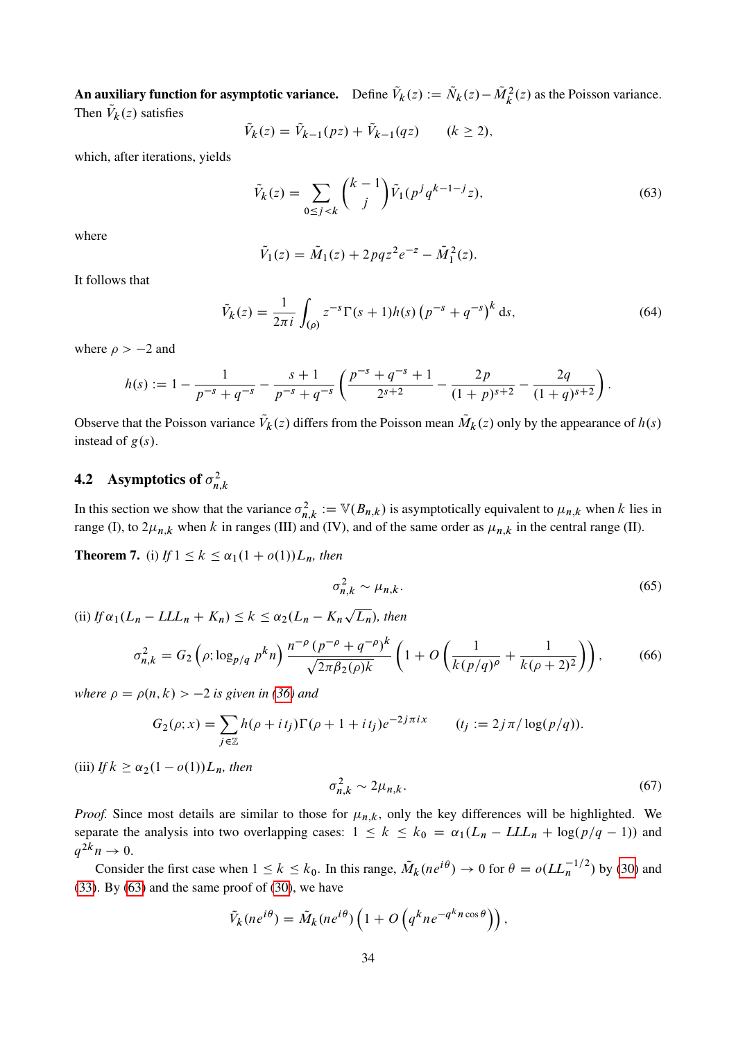**An auxiliary function for asymptotic variance.** Define $\tilde{V}_k(z) := \tilde{N}_k(z) - \tilde{M}_k^2(z)$ as the Poisson variance. Then $\tilde{V}_k(z)$ satisfies

$$\tilde{V}_k(z) = \tilde{V}_{k-1}(pz) + \tilde{V}_{k-1}(qz) \qquad (k \geq 2),$$

which, after iterations, yields

$$\tilde{V}_k(z) = \sum_{0 \leq j < k} \binom{k-1}{j} \tilde{V}_1(p^j q^{k-1-j} z), \tag{63}$$

where

$$\tilde{V}_1(z) = \tilde{M}_1(z) + 2pqz^2 e^{-z} - \tilde{M}_1^2(z).$$

It follows that

$$\tilde{V}_k(z) = \frac{1}{2\pi i} \int_{(\rho)} z^{-s} \Gamma(s+1) h(s) \left(p^{-s} + q^{-s}\right)^k \mathrm{d}s, \tag{64}$$

where $\rho > -2$ and

$$h(s) := 1 - \frac{1}{p^{-s} + q^{-s}} - \frac{s+1}{p^{-s} + q^{-s}} \left( \frac{p^{-s} + q^{-s} + 1}{2^{s+2}} - \frac{2p}{(1+p)^{s+2}} - \frac{2q}{(1+q)^{s+2}} \right).$$

Observe that the Poisson variance $\tilde{V}_k(z)$ differs from the Poisson mean $\tilde{M}_k(z)$ only by the appearance of $h(s)$ instead of $g(s)$.

## 4.2 Asymptotics of $\sigma_{n,k}^2$

In this section we show that the variance $\sigma_{n,k}^2 := \mathbb{V}(B_{n,k})$ is asymptotically equivalent to $\mu_{n,k}$ when $k$ lies in range (I), to $2\mu_{n,k}$ when $k$ in ranges (III) and (IV), and of the same order as $\mu_{n,k}$ in the central range (II).

**Theorem 7.** (i) *If* $1 \leq k \leq \alpha_1(1+o(1))L_n$*, then*

$$\sigma_{n,k}^2 \sim \mu_{n,k}. \tag{65}$$

(ii) *If* $\alpha_1(L_n - LLL_n + K_n) \leq k \leq \alpha_2(L_n - K_n\sqrt{L_n})$*, then*

$$\sigma_{n,k}^2 = G_2\left(\rho; \log_{p/q} p^k n\right) \frac{n^{-\rho}(p^{-\rho} + q^{-\rho})^k}{\sqrt{2\pi\beta_2(\rho)k}} \left(1 + O\left(\frac{1}{k(p/q)^\rho} + \frac{1}{k(\rho+2)^2}\right)\right), \tag{66}$$

*where* $\rho = \rho(n,k) > -2$ *is given in* (36) *and*

$$G_2(\rho; x) = \sum_{j \in \mathbb{Z}} h(\rho + it_j)\Gamma(\rho + 1 + it_j) e^{-2j\pi i x} \qquad (t_j := 2j\pi/\log(p/q)).$$

(iii) *If* $k \geq \alpha_2(1 - o(1))L_n$*, then*

$$\sigma_{n,k}^2 \sim 2\mu_{n,k}. \tag{67}$$

*Proof.* Since most details are similar to those for $\mu_{n,k}$, only the key differences will be highlighted. We separate the analysis into two overlapping cases: $1 \leq k \leq k_0 = \alpha_1(L_n - LLL_n + \log(p/q-1))$ and $q^{2k}n \to 0$.

Consider the first case when $1 \leq k \leq k_0$. In this range, $\tilde{M}_k(ne^{i\theta}) \to 0$ for $\theta = o(LL_n^{-1/2})$ by (30) and (33). By (63) and the same proof of (30), we have

$$\tilde{V}_k(ne^{i\theta}) = \tilde{M}_k(ne^{i\theta})\left(1 + O\left(q^k n e^{-q^k n \cos\theta}\right)\right),$$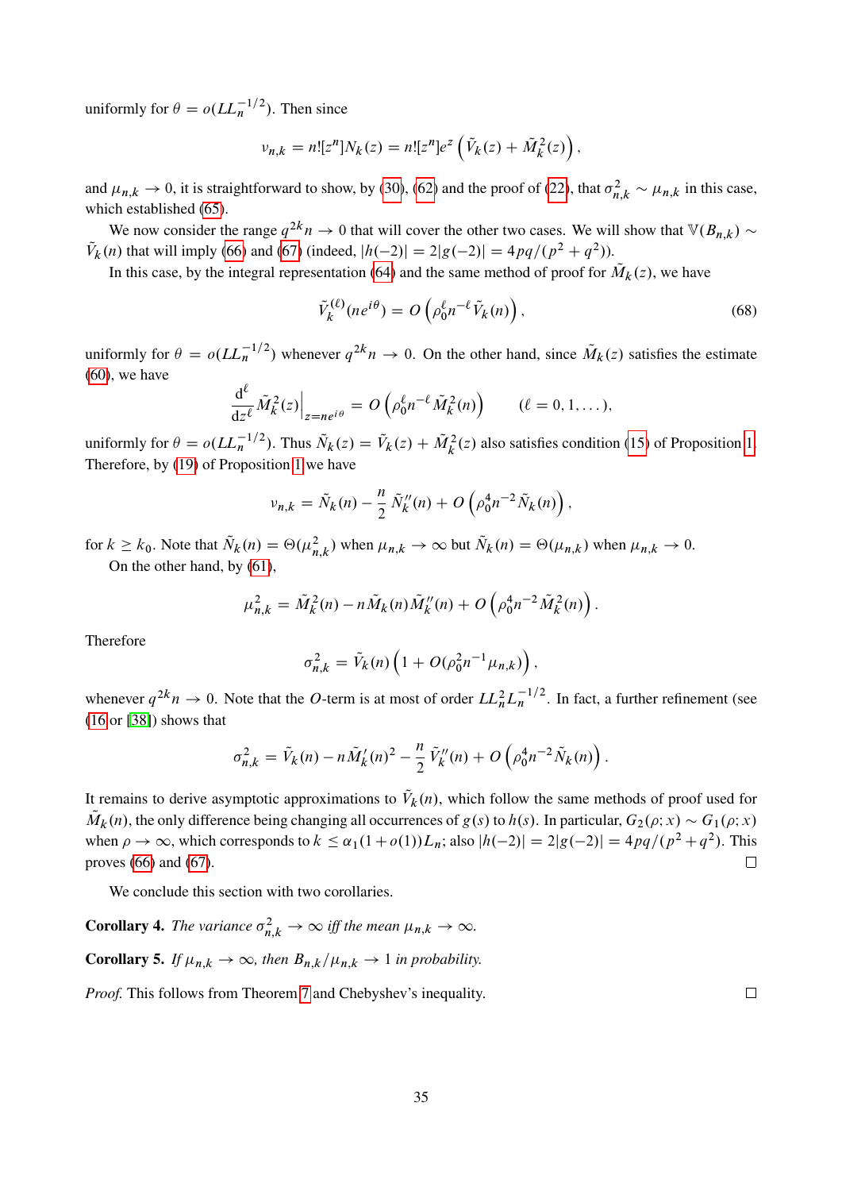uniformly for $\theta = o(LL_n^{-1/2})$. Then since

$$\nu_{n,k} = n![z^n]N_k(z) = n![z^n]e^z\left(\tilde{V}_k(z) + \tilde{M}_k^2(z)\right),$$

and $\mu_{n,k} \to 0$, it is straightforward to show, by (30), (62) and the proof of (22), that $\sigma_{n,k}^2 \sim \mu_{n,k}$ in this case, which established (65).

We now consider the range $q^{2k}n \to 0$ that will cover the other two cases. We will show that $\mathbb{V}(B_{n,k}) \sim \tilde{V}_k(n)$ that will imply (66) and (67) (indeed, $|h(-2)| = 2|g(-2)| = 4pq/(p^2+q^2)$).

In this case, by the integral representation (64) and the same method of proof for $\tilde{M}_k(z)$, we have

$$\tilde{V}_k^{(\ell)}(ne^{i\theta}) = O\left(\rho_0^\ell n^{-\ell}\tilde{V}_k(n)\right), \tag{68}$$

uniformly for $\theta = o(LL_n^{-1/2})$ whenever $q^{2k}n \to 0$. On the other hand, since $\tilde{M}_k(z)$ satisfies the estimate (60), we have

$$\left.\frac{\mathrm{d}^\ell}{\mathrm{d}z^\ell}\tilde{M}_k^2(z)\right|_{z=ne^{i\theta}} = O\left(\rho_0^\ell n^{-\ell}\tilde{M}_k^2(n)\right) \qquad (\ell = 0, 1, \dots),$$

uniformly for $\theta = o(LL_n^{-1/2})$. Thus $\tilde{N}_k(z) = \tilde{V}_k(z) + \tilde{M}_k^2(z)$ also satisfies condition (15) of Proposition 1. Therefore, by (19) of Proposition 1 we have

$$\nu_{n,k} = \tilde{N}_k(n) - \frac{n}{2}\tilde{N}_k''(n) + O\left(\rho_0^4 n^{-2}\tilde{N}_k(n)\right),$$

for $k \geq k_0$. Note that $\tilde{N}_k(n) = \Theta(\mu_{n,k}^2)$ when $\mu_{n,k} \to \infty$ but $\tilde{N}_k(n) = \Theta(\mu_{n,k})$ when $\mu_{n,k} \to 0$.

On the other hand, by (61),

$$\mu_{n,k}^2 = \tilde{M}_k^2(n) - n\tilde{M}_k(n)\tilde{M}_k''(n) + O\left(\rho_0^4 n^{-2}\tilde{M}_k^2(n)\right).$$

Therefore

$$\sigma_{n,k}^2 = \tilde{V}_k(n)\left(1 + O(\rho_0^2 n^{-1}\mu_{n,k})\right),$$

whenever $q^{2k}n \to 0$. Note that the $O$-term is at most of order $LL_n^2 L_n^{-1/2}$. In fact, a further refinement (see [16] or [38]) shows that

$$\sigma_{n,k}^2 = \tilde{V}_k(n) - n\tilde{M}_k'(n)^2 - \frac{n}{2}\tilde{V}_k''(n) + O\left(\rho_0^4 n^{-2}\tilde{N}_k(n)\right).$$

It remains to derive asymptotic approximations to $\tilde{V}_k(n)$, which follow the same methods of proof used for $\tilde{M}_k(n)$, the only difference being changing all occurrences of $g(s)$ to $h(s)$. In particular, $G_2(\rho; x) \sim G_1(\rho; x)$ when $\rho \to \infty$, which corresponds to $k \leq \alpha_1(1+o(1))L_n$; also $|h(-2)| = 2|g(-2)| = 4pq/(p^2+q^2)$. This proves (66) and (67). □

We conclude this section with two corollaries.

**Corollary 4.** *The variance $\sigma_{n,k}^2 \to \infty$ iff the mean $\mu_{n,k} \to \infty$.*

**Corollary 5.** *If $\mu_{n,k} \to \infty$, then $B_{n,k}/\mu_{n,k} \to 1$ in probability.*

*Proof.* This follows from Theorem 7 and Chebyshev's inequality. □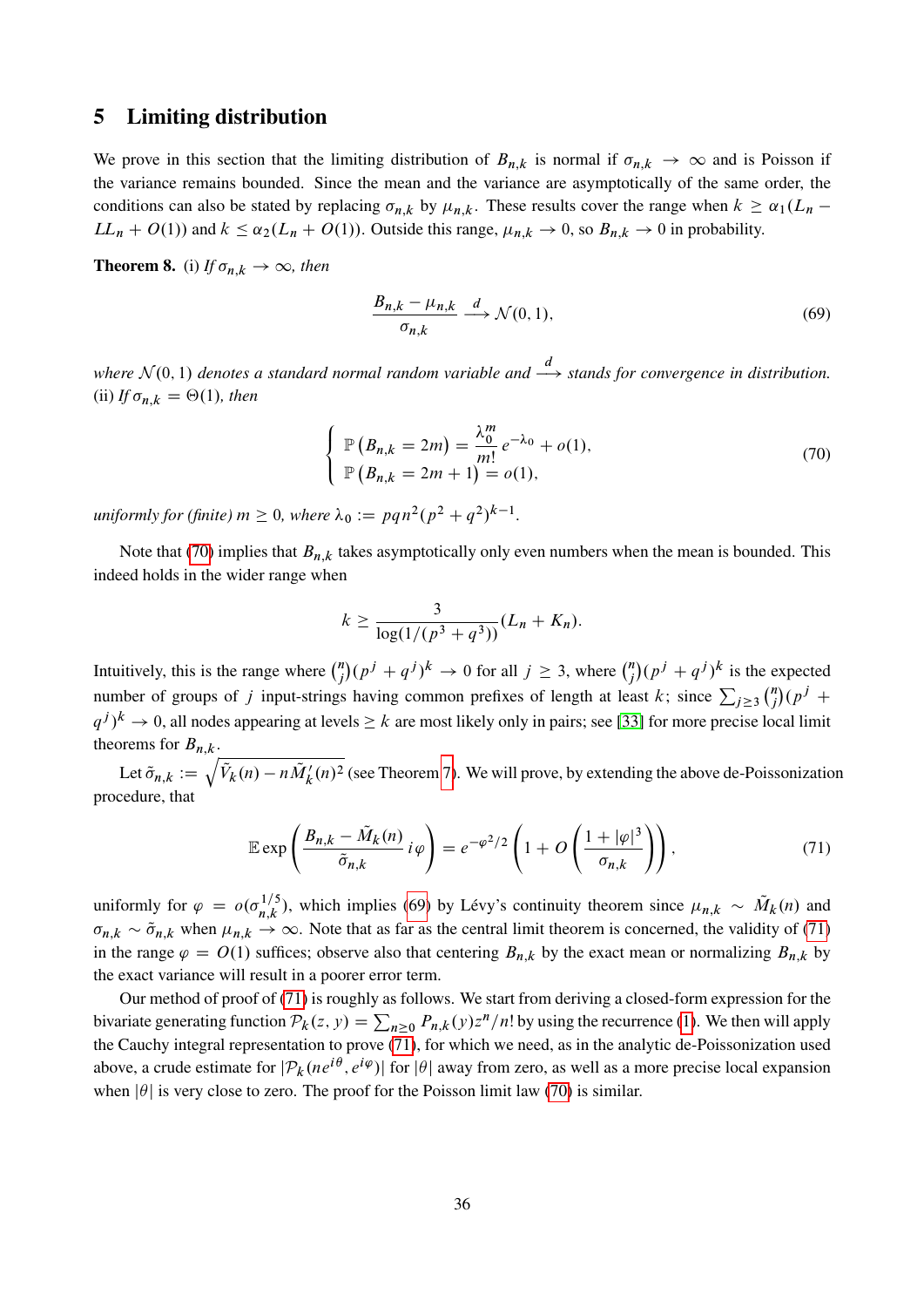## 5 Limiting distribution

We prove in this section that the limiting distribution of $B_{n,k}$ is normal if $\sigma_{n,k} \to \infty$ and is Poisson if the variance remains bounded. Since the mean and the variance are asymptotically of the same order, the conditions can also be stated by replacing $\sigma_{n,k}$ by $\mu_{n,k}$. These results cover the range when $k \geq \alpha_1(L_n - LL_n + O(1))$ and $k \leq \alpha_2(L_n + O(1))$. Outside this range, $\mu_{n,k} \to 0$, so $B_{n,k} \to 0$ in probability.

**Theorem 8.** (i) *If $\sigma_{n,k} \to \infty$, then*

$$\frac{B_{n,k} - \mu_{n,k}}{\sigma_{n,k}} \xrightarrow{d} \mathcal{N}(0,1), \tag{69}$$

*where $\mathcal{N}(0,1)$ denotes a standard normal random variable and $\xrightarrow{d}$ stands for convergence in distribution.*
(ii) *If $\sigma_{n,k} = \Theta(1)$, then*

$$\begin{cases} \mathbb{P}\left(B_{n,k} = 2m\right) = \dfrac{\lambda_0^m}{m!} e^{-\lambda_0} + o(1), \\ \mathbb{P}\left(B_{n,k} = 2m+1\right) = o(1), \end{cases} \tag{70}$$

*uniformly for (finite) $m \geq 0$, where $\lambda_0 := pqn^2(p^2+q^2)^{k-1}$.*

Note that (70) implies that $B_{n,k}$ takes asymptotically only even numbers when the mean is bounded. This indeed holds in the wider range when

$$k \geq \frac{3}{\log(1/(p^3+q^3))}(L_n + K_n).$$

Intuitively, this is the range where $\binom{n}{j}(p^j+q^j)^k \to 0$ for all $j \geq 3$, where $\binom{n}{j}(p^j+q^j)^k$ is the expected number of groups of $j$ input-strings having common prefixes of length at least $k$; since $\sum_{j\geq 3}\binom{n}{j}(p^j+q^j)^k \to 0$, all nodes appearing at levels $\geq k$ are most likely only in pairs; see [33] for more precise local limit theorems for $B_{n,k}$.

Let $\tilde{\sigma}_{n,k} := \sqrt{\tilde{V}_k(n) - n\tilde{M}_k'(n)^2}$ (see Theorem 7). We will prove, by extending the above de-Poissonization procedure, that

$$\mathbb{E}\exp\left(\frac{B_{n,k} - \tilde{M}_k(n)}{\tilde{\sigma}_{n,k}} i\varphi\right) = e^{-\varphi^2/2}\left(1 + O\left(\frac{1+|\varphi|^3}{\sigma_{n,k}}\right)\right), \tag{71}$$

uniformly for $\varphi = o(\sigma_{n,k}^{1/5})$, which implies (69) by Lévy's continuity theorem since $\mu_{n,k} \sim \tilde{M}_k(n)$ and $\sigma_{n,k} \sim \tilde{\sigma}_{n,k}$ when $\mu_{n,k} \to \infty$. Note that as far as the central limit theorem is concerned, the validity of (71) in the range $\varphi = O(1)$ suffices; observe also that centering $B_{n,k}$ by the exact mean or normalizing $B_{n,k}$ by the exact variance will result in a poorer error term.

Our method of proof of (71) is roughly as follows. We start from deriving a closed-form expression for the bivariate generating function $\mathcal{P}_k(z,y) = \sum_{n\geq 0} P_{n,k}(y)z^n/n!$ by using the recurrence (1). We then will apply the Cauchy integral representation to prove (71), for which we need, as in the analytic de-Poissonization used above, a crude estimate for $|\mathcal{P}_k(ne^{i\theta}, e^{i\varphi})|$ for $|\theta|$ away from zero, as well as a more precise local expansion when $|\theta|$ is very close to zero. The proof for the Poisson limit law (70) is similar.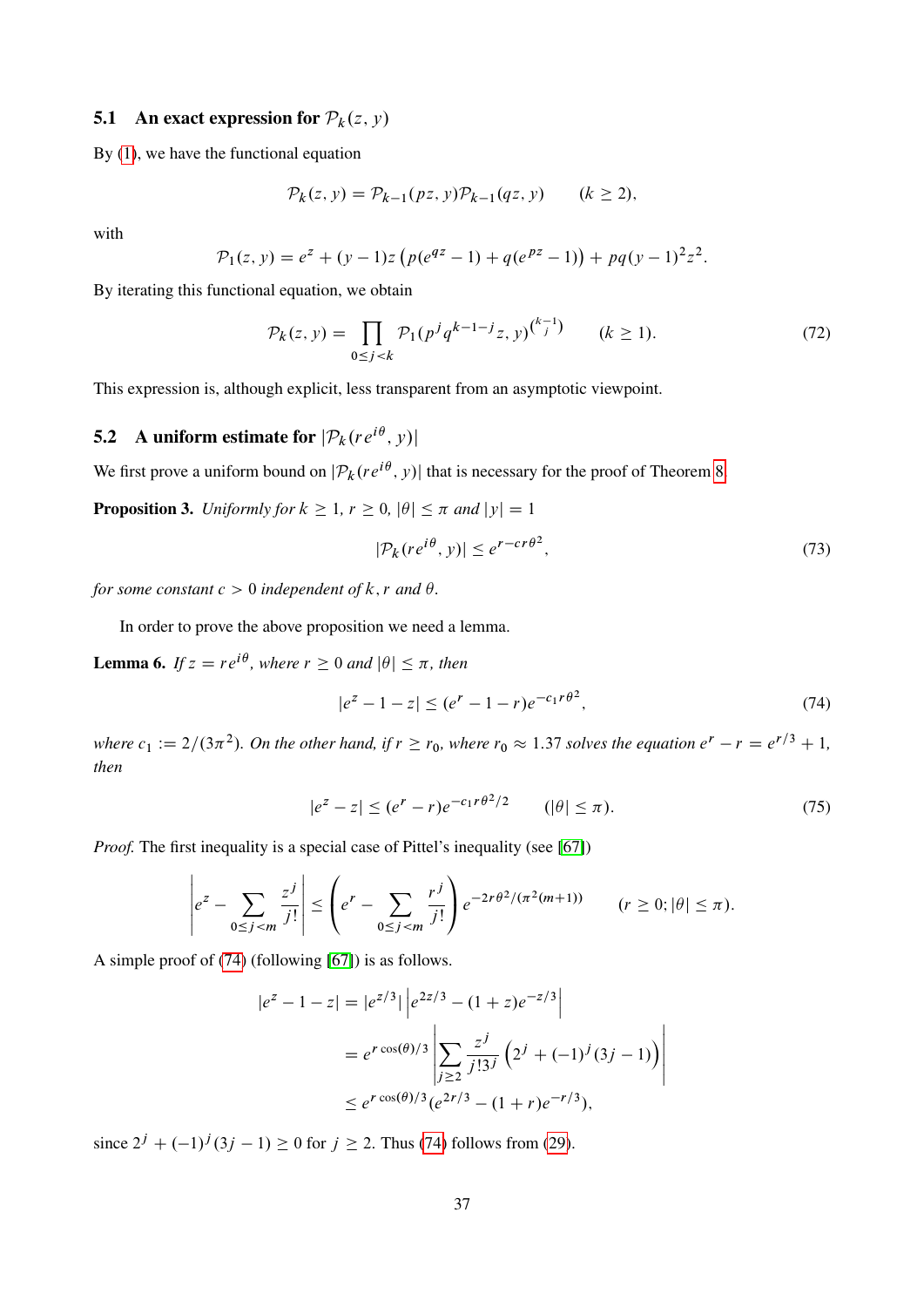### 5.1 An exact expression for $\mathcal{P}_k(z, y)$

By (1), we have the functional equation

$$\mathcal{P}_k(z, y) = \mathcal{P}_{k-1}(pz, y)\mathcal{P}_{k-1}(qz, y) \qquad (k \geq 2),$$

with

$$\mathcal{P}_1(z, y) = e^z + (y-1)z\left(p(e^{qz}-1) + q(e^{pz}-1)\right) + pq(y-1)^2 z^2.$$

By iterating this functional equation, we obtain

$$\mathcal{P}_k(z, y) = \prod_{0 \leq j < k} \mathcal{P}_1(p^j q^{k-1-j} z, y)^{\binom{k-1}{j}} \qquad (k \geq 1). \tag{72}$$

This expression is, although explicit, less transparent from an asymptotic viewpoint.

### 5.2 A uniform estimate for $|\mathcal{P}_k(re^{i\theta}, y)|$

We first prove a uniform bound on $|\mathcal{P}_k(re^{i\theta}, y)|$ that is necessary for the proof of Theorem 8.

**Proposition 3.** *Uniformly for $k \geq 1$, $r \geq 0$, $|\theta| \leq \pi$ and $|y| = 1$*

$$|\mathcal{P}_k(re^{i\theta}, y)| \leq e^{r - cr\theta^2}, \tag{73}$$

*for some constant $c > 0$ independent of $k$, $r$ and $\theta$.*

In order to prove the above proposition we need a lemma.

**Lemma 6.** *If $z = re^{i\theta}$, where $r \geq 0$ and $|\theta| \leq \pi$, then*

$$|e^z - 1 - z| \leq (e^r - 1 - r)e^{-c_1 r\theta^2}, \tag{74}$$

*where $c_1 := 2/(3\pi^2)$. On the other hand, if $r \geq r_0$, where $r_0 \approx 1.37$ solves the equation $e^r - r = e^{r/3} + 1$, then*

$$|e^z - z| \leq (e^r - r)e^{-c_1 r\theta^2/2} \qquad (|\theta| \leq \pi). \tag{75}$$

*Proof.* The first inequality is a special case of Pittel's inequality (see [67])

$$\left| e^z - \sum_{0 \leq j < m} \frac{z^j}{j!} \right| \leq \left( e^r - \sum_{0 \leq j < m} \frac{r^j}{j!} \right) e^{-2r\theta^2/(\pi^2(m+1))} \qquad (r \geq 0; |\theta| \leq \pi).$$

A simple proof of (74) (following [67]) is as follows.

$$\begin{aligned}
|e^z - 1 - z| &= |e^{z/3}| \left| e^{2z/3} - (1+z)e^{-z/3} \right| \\
&= e^{r\cos(\theta)/3} \left| \sum_{j \geq 2} \frac{z^j}{j! 3^j} \left( 2^j + (-1)^j (3j-1) \right) \right| \\
&\leq e^{r\cos(\theta)/3} (e^{2r/3} - (1+r)e^{-r/3}),
\end{aligned}$$

since $2^j + (-1)^j(3j-1) \geq 0$ for $j \geq 2$. Thus (74) follows from (29).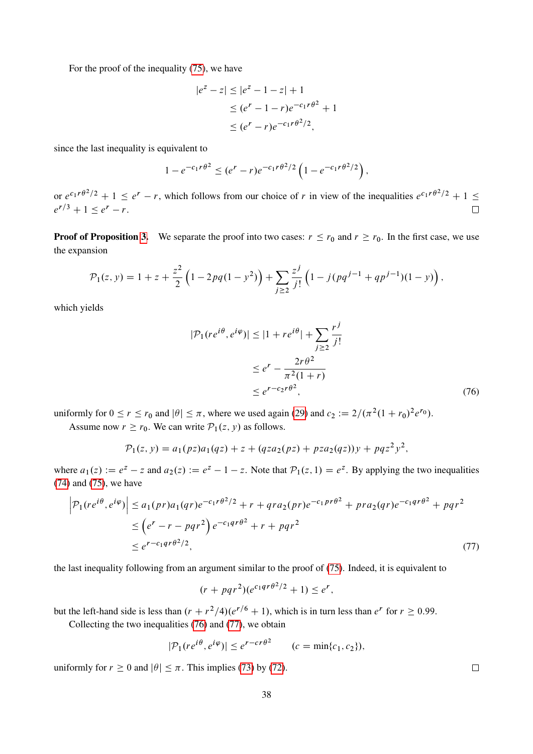For the proof of the inequality (75), we have

$$
\begin{aligned}
|e^z - z| &\le |e^z - 1 - z| + 1 \\
&\le (e^r - 1 - r)e^{-c_1 r\theta^2} + 1 \\
&\le (e^r - r)e^{-c_1 r\theta^2/2},
\end{aligned}
$$

since the last inequality is equivalent to

$$
1 - e^{-c_1 r\theta^2} \le (e^r - r)e^{-c_1 r\theta^2/2}\left(1 - e^{-c_1 r\theta^2/2}\right),
$$

or $e^{c_1 r\theta^2/2} + 1 \le e^r - r$, which follows from our choice of $r$ in view of the inequalities $e^{c_1 r\theta^2/2} + 1 \le e^{r/3} + 1 \le e^r - r$. ∎

**Proof of Proposition 3.** We separate the proof into two cases: $r \le r_0$ and $r \ge r_0$. In the first case, we use the expansion

$$
\mathcal{P}_1(z, y) = 1 + z + \frac{z^2}{2}\left(1 - 2pq(1 - y^2)\right) + \sum_{j\ge 2} \frac{z^j}{j!}\left(1 - j(pq^{j-1} + qp^{j-1})(1 - y)\right),
$$

which yields

$$
\begin{aligned}
|\mathcal{P}_1(re^{i\theta}, e^{i\varphi})| &\le |1 + re^{i\theta}| + \sum_{j\ge 2} \frac{r^j}{j!} \\
&\le e^r - \frac{2r\theta^2}{\pi^2(1 + r)} \\
&\le e^{r - c_2 r\theta^2},
\end{aligned}
\tag{76}
$$

uniformly for $0 \le r \le r_0$ and $|\theta| \le \pi$, where we used again (29) and $c_2 := 2/(\pi^2(1 + r_0)^2 e^{r_0})$.

Assume now $r \ge r_0$. We can write $\mathcal{P}_1(z, y)$ as follows.

$$
\mathcal{P}_1(z, y) = a_1(pz)a_1(qz) + z + (qza_2(pz) + pza_2(qz))y + pqz^2y^2,
$$

where $a_1(z) := e^z - z$ and $a_2(z) := e^z - 1 - z$. Note that $\mathcal{P}_1(z, 1) = e^z$. By applying the two inequalities (74) and (75), we have

$$
\begin{aligned}
\left|\mathcal{P}_1(re^{i\theta}, e^{i\varphi})\right| &\le a_1(pr)a_1(qr)e^{-c_1 r\theta^2/2} + r + qra_2(pr)e^{-c_1 pr\theta^2} + pra_2(qr)e^{-c_1 qr\theta^2} + pqr^2 \\
&\le \left(e^r - r - pqr^2\right)e^{-c_1 qr\theta^2} + r + pqr^2 \\
&\le e^{r - c_1 qr\theta^2/2},
\end{aligned}
\tag{77}
$$

the last inequality following from an argument similar to the proof of (75). Indeed, it is equivalent to

$$
(r + pqr^2)(e^{c_1 qr\theta^2/2} + 1) \le e^r,
$$

but the left-hand side is less than $(r + r^2/4)(e^{r/6} + 1)$, which is in turn less than $e^r$ for $r \ge 0.99$.

Collecting the two inequalities (76) and (77), we obtain

$$
|\mathcal{P}_1(re^{i\theta}, e^{i\varphi})| \le e^{r - cr\theta^2} \qquad (c = \min\{c_1, c_2\}),
$$

uniformly for $r \ge 0$ and $|\theta| \le \pi$. This implies (73) by (72). ∎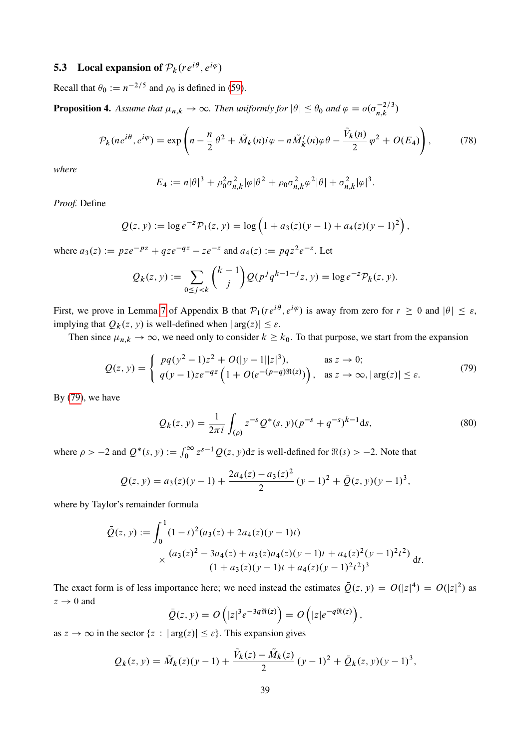### 5.3 Local expansion of $\mathcal{P}_k(re^{i\theta}, e^{i\varphi})$

Recall that $\theta_0 := n^{-2/5}$ and $\rho_0$ is defined in (59).

**Proposition 4.** *Assume that $\mu_{n,k} \to \infty$. Then uniformly for $|\theta| \le \theta_0$ and $\varphi = o(\sigma_{n,k}^{-2/3})$*

$$\mathcal{P}_k(ne^{i\theta}, e^{i\varphi}) = \exp\left(n - \frac{n}{2}\theta^2 + \tilde{M}_k(n)i\varphi - n\tilde{M}_k'(n)\varphi\theta - \frac{\tilde{V}_k(n)}{2}\varphi^2 + O(E_4)\right), \tag{78}$$

*where*

$$E_4 := n|\theta|^3 + \rho_0^2\sigma_{n,k}^2|\varphi|\theta^2 + \rho_0\sigma_{n,k}^2\varphi^2|\theta| + \sigma_{n,k}^2|\varphi|^3.$$

*Proof.* Define

$$Q(z,y) := \log e^{-z}\mathcal{P}_1(z,y) = \log\left(1 + a_3(z)(y-1) + a_4(z)(y-1)^2\right),$$

where $a_3(z) := pze^{-pz} + qze^{-qz} - ze^{-z}$ and $a_4(z) := pqz^2e^{-z}$. Let

$$Q_k(z,y) := \sum_{0\le j<k}\binom{k-1}{j}Q(p^jq^{k-1-j}z, y) = \log e^{-z}\mathcal{P}_k(z,y).$$

First, we prove in Lemma 7 of Appendix B that $\mathcal{P}_1(re^{i\theta}, e^{i\varphi})$ is away from zero for $r \ge 0$ and $|\theta| \le \varepsilon$, implying that $Q_k(z,y)$ is well-defined when $|\arg(z)| \le \varepsilon$.

Then since $\mu_{n,k} \to \infty$, we need only to consider $k \ge k_0$. To that purpose, we start from the expansion

$$Q(z,y) = \begin{cases} pq(y^2-1)z^2 + O(|y-1||z|^3), & \text{as } z \to 0; \\ q(y-1)ze^{-qz}\left(1 + O(e^{-(p-q)\Re(z)})\right), & \text{as } z \to \infty, |\arg(z)| \le \varepsilon. \end{cases} \tag{79}$$

By (79), we have

$$Q_k(z,y) = \frac{1}{2\pi i}\int_{(\rho)} z^{-s}Q^*(s,y)(p^{-s}+q^{-s})^{k-1}\mathrm{d}s, \tag{80}$$

where $\rho > -2$ and $Q^*(s,y) := \int_0^\infty z^{s-1}Q(z,y)\mathrm{d}z$ is well-defined for $\Re(s) > -2$. Note that

$$Q(z,y) = a_3(z)(y-1) + \frac{2a_4(z) - a_3(z)^2}{2}(y-1)^2 + \bar{Q}(z,y)(y-1)^3,$$

where by Taylor's remainder formula

$$\bar{Q}(z,y) := \int_0^1 (1-t)^2(a_3(z) + 2a_4(z)(y-1)t) \times \frac{(a_3(z)^2 - 3a_4(z) + a_3(z)a_4(z)(y-1)t + a_4(z)^2(y-1)^2t^2)}{(1 + a_3(z)(y-1)t + a_4(z)(y-1)^2t^2)^3}\,\mathrm{d}t.$$

The exact form is of less importance here; we need instead the estimates $\bar{Q}(z,y) = O(|z|^4) = O(|z|^2)$ as $z \to 0$ and

$$\bar{Q}(z,y) = O\left(|z|^3e^{-3q\Re(z)}\right) = O\left(|z|e^{-q\Re(z)}\right),$$

as $z \to \infty$ in the sector $\{z : |\arg(z)| \le \varepsilon\}$. This expansion gives

$$Q_k(z,y) = \tilde{M}_k(z)(y-1) + \frac{\tilde{V}_k(z) - \tilde{M}_k(z)}{2}(y-1)^2 + \bar{Q}_k(z,y)(y-1)^3,$$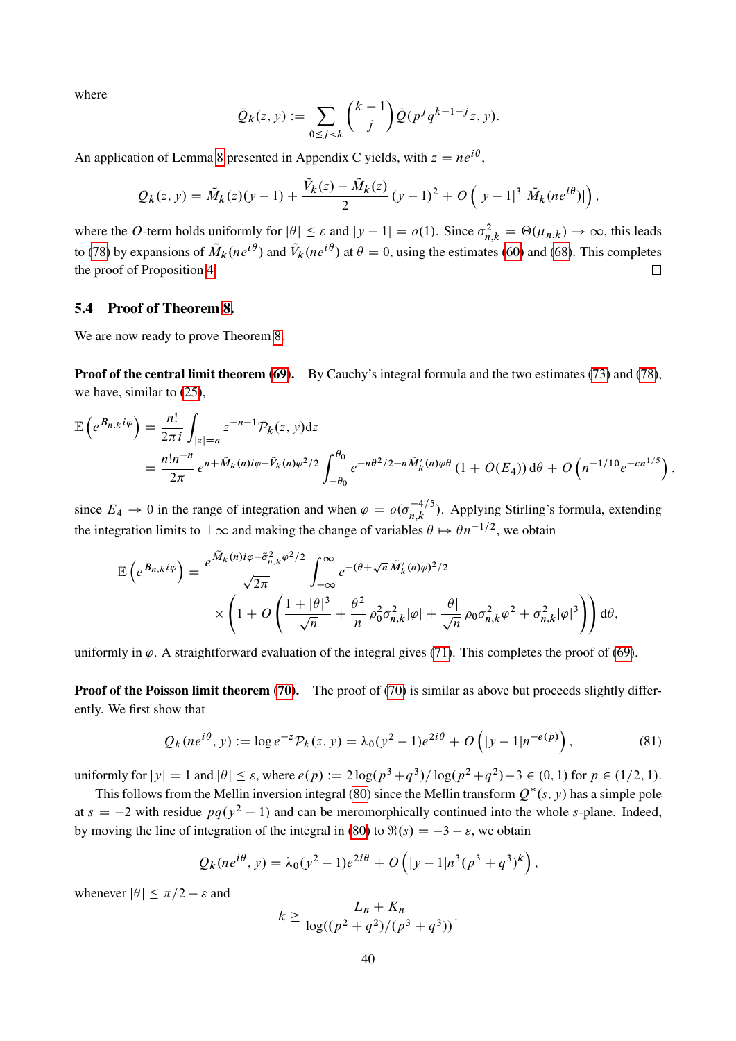where

$$\bar{Q}_k(z, y) := \sum_{0 \le j < k} \binom{k-1}{j} \bar{Q}(p^j q^{k-1-j} z, y).$$

An application of Lemma 8 presented in Appendix C yields, with $z = ne^{i\theta}$,

$$Q_k(z, y) = \tilde{M}_k(z)(y-1) + \frac{\tilde{V}_k(z) - \tilde{M}_k(z)}{2}(y-1)^2 + O\left(|y-1|^3 |\tilde{M}_k(ne^{i\theta})|\right),$$

where the $O$-term holds uniformly for $|\theta| \le \varepsilon$ and $|y-1| = o(1)$. Since $\sigma_{n,k}^2 = \Theta(\mu_{n,k}) \to \infty$, this leads to (78) by expansions of $\tilde{M}_k(ne^{i\theta})$ and $\tilde{V}_k(ne^{i\theta})$ at $\theta = 0$, using the estimates (60) and (68). This completes the proof of Proposition 4. □

## 5.4 Proof of Theorem 8.

We are now ready to prove Theorem 8.

**Proof of the central limit theorem (69).** By Cauchy's integral formula and the two estimates (73) and (78), we have, similar to (25),

$$\begin{aligned}
\mathbb{E}\left(e^{B_{n,k} i\varphi}\right) &= \frac{n!}{2\pi i} \int_{|z|=n} z^{-n-1} \mathcal{P}_k(z, y) \mathrm{d}z \\
&= \frac{n! n^{-n}}{2\pi} e^{n + \tilde{M}_k(n) i\varphi - \tilde{V}_k(n)\varphi^2/2} \int_{-\theta_0}^{\theta_0} e^{-n\theta^2/2 - n\tilde{M}_k'(n)\varphi\theta} \left(1 + O(E_4)\right) \mathrm{d}\theta + O\left(n^{-1/10} e^{-cn^{1/5}}\right),
\end{aligned}$$

since $E_4 \to 0$ in the range of integration and when $\varphi = o(\sigma_{n,k}^{-4/5})$. Applying Stirling's formula, extending the integration limits to $\pm\infty$ and making the change of variables $\theta \mapsto \theta n^{-1/2}$, we obtain

$$\begin{aligned}
\mathbb{E}\left(e^{B_{n,k} i\varphi}\right) = \frac{e^{\tilde{M}_k(n) i\varphi - \tilde{\sigma}_{n,k}^2 \varphi^2/2}}{\sqrt{2\pi}} \int_{-\infty}^{\infty} e^{-(\theta + \sqrt{n}\tilde{M}_k'(n)\varphi)^2/2} \\
\times \left(1 + O\left(\frac{1 + |\theta|^3}{\sqrt{n}} + \frac{\theta^2}{n}\rho_0^2 \sigma_{n,k}^2 |\varphi| + \frac{|\theta|}{\sqrt{n}} \rho_0 \sigma_{n,k}^2 \varphi^2 + \sigma_{n,k}^2 |\varphi|^3\right)\right) \mathrm{d}\theta,
\end{aligned}$$

uniformly in $\varphi$. A straightforward evaluation of the integral gives (71). This completes the proof of (69).

**Proof of the Poisson limit theorem (70).** The proof of (70) is similar as above but proceeds slightly differently. We first show that

$$Q_k(ne^{i\theta}, y) := \log e^{-z} \mathcal{P}_k(z, y) = \lambda_0 (y^2 - 1) e^{2i\theta} + O\left(|y-1| n^{-e(p)}\right), \tag{81}$$

uniformly for $|y| = 1$ and $|\theta| \le \varepsilon$, where $e(p) := 2\log(p^3 + q^3)/\log(p^2 + q^2) - 3 \in (0, 1)$ for $p \in (1/2, 1)$.

This follows from the Mellin inversion integral (80) since the Mellin transform $Q^*(s, y)$ has a simple pole at $s = -2$ with residue $pq(y^2 - 1)$ and can be meromorphically continued into the whole $s$-plane. Indeed, by moving the line of integration of the integral in (80) to $\Re(s) = -3 - \varepsilon$, we obtain

$$Q_k(ne^{i\theta}, y) = \lambda_0 (y^2 - 1) e^{2i\theta} + O\left(|y-1| n^3 (p^3 + q^3)^k\right),$$

whenever $|\theta| \le \pi/2 - \varepsilon$ and

$$k \ge \frac{L_n + K_n}{\log((p^2 + q^2)/(p^3 + q^3))}.$$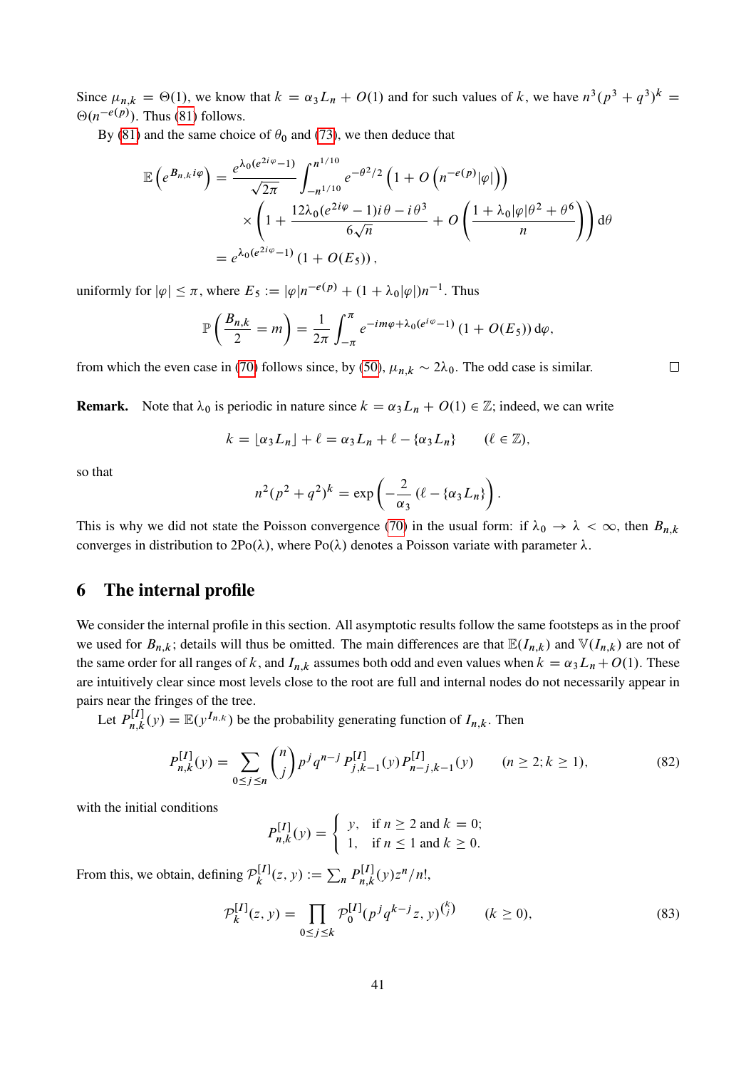Since $\mu_{n,k} = \Theta(1)$, we know that $k = \alpha_3 L_n + O(1)$ and for such values of $k$, we have $n^3(p^3+q^3)^k = \Theta(n^{-e(p)})$. Thus (81) follows.

By (81) and the same choice of $\theta_0$ and (73), we then deduce that

$$
\begin{aligned}
\mathbb{E}\left(e^{B_{n,k} i\varphi}\right) &= \frac{e^{\lambda_0(e^{2i\varphi}-1)}}{\sqrt{2\pi}} \int_{-n^{1/10}}^{n^{1/10}} e^{-\theta^2/2}\left(1+O\left(n^{-e(p)}|\varphi|\right)\right) \\
&\quad \times \left(1 + \frac{12\lambda_0(e^{2i\varphi}-1)i\theta - i\theta^3}{6\sqrt{n}} + O\left(\frac{1+\lambda_0|\varphi|\theta^2+\theta^6}{n}\right)\right) \mathrm{d}\theta \\
&= e^{\lambda_0(e^{2i\varphi}-1)}\left(1+O(E_5)\right),
\end{aligned}
$$

uniformly for $|\varphi| \le \pi$, where $E_5 := |\varphi| n^{-e(p)} + (1+\lambda_0|\varphi|)n^{-1}$. Thus

$$
\mathbb{P}\left(\frac{B_{n,k}}{2} = m\right) = \frac{1}{2\pi}\int_{-\pi}^{\pi} e^{-im\varphi + \lambda_0(e^{i\varphi}-1)}\left(1+O(E_5)\right)\mathrm{d}\varphi,
$$

from which the even case in (70) follows since, by (50), $\mu_{n,k} \sim 2\lambda_0$. The odd case is similar. □

**Remark.** Note that $\lambda_0$ is periodic in nature since $k = \alpha_3 L_n + O(1) \in \mathbb{Z}$; indeed, we can write

$$
k = \lfloor \alpha_3 L_n \rfloor + \ell = \alpha_3 L_n + \ell - \{\alpha_3 L_n\} \qquad (\ell \in \mathbb{Z}),
$$

so that

$$
n^2(p^2+q^2)^k = \exp\left(-\frac{2}{\alpha_3}\left(\ell - \{\alpha_3 L_n\}\right)\right).
$$

This is why we did not state the Poisson convergence (70) in the usual form: if $\lambda_0 \to \lambda < \infty$, then $B_{n,k}$ converges in distribution to $2\mathrm{Po}(\lambda)$, where $\mathrm{Po}(\lambda)$ denotes a Poisson variate with parameter $\lambda$.

## 6 The internal profile

We consider the internal profile in this section. All asymptotic results follow the same footsteps as in the proof we used for $B_{n,k}$; details will thus be omitted. The main differences are that $\mathbb{E}(I_{n,k})$ and $\mathbb{V}(I_{n,k})$ are not of the same order for all ranges of $k$, and $I_{n,k}$ assumes both odd and even values when $k = \alpha_3 L_n + O(1)$. These are intuitively clear since most levels close to the root are full and internal nodes do not necessarily appear in pairs near the fringes of the tree.

Let $P_{n,k}^{[I]}(y) = \mathbb{E}(y^{I_{n,k}})$ be the probability generating function of $I_{n,k}$. Then

$$
P_{n,k}^{[I]}(y) = \sum_{0\le j\le n}\binom{n}{j} p^j q^{n-j} P_{j,k-1}^{[I]}(y) P_{n-j,k-1}^{[I]}(y) \qquad (n \ge 2; k \ge 1), \tag{82}
$$

with the initial conditions

$$
P_{n,k}^{[I]}(y) = \begin{cases} y, & \text{if } n \ge 2 \text{ and } k = 0; \\ 1, & \text{if } n \le 1 \text{ and } k \ge 0. \end{cases}
$$

From this, we obtain, defining $\mathcal{P}_k^{[I]}(z,y) := \sum_n P_{n,k}^{[I]}(y) z^n/n!$,

$$
\mathcal{P}_k^{[I]}(z,y) = \prod_{0\le j\le k} \mathcal{P}_0^{[I]}(p^j q^{k-j} z, y)^{\binom{k}{j}} \qquad (k \ge 0), \tag{83}
$$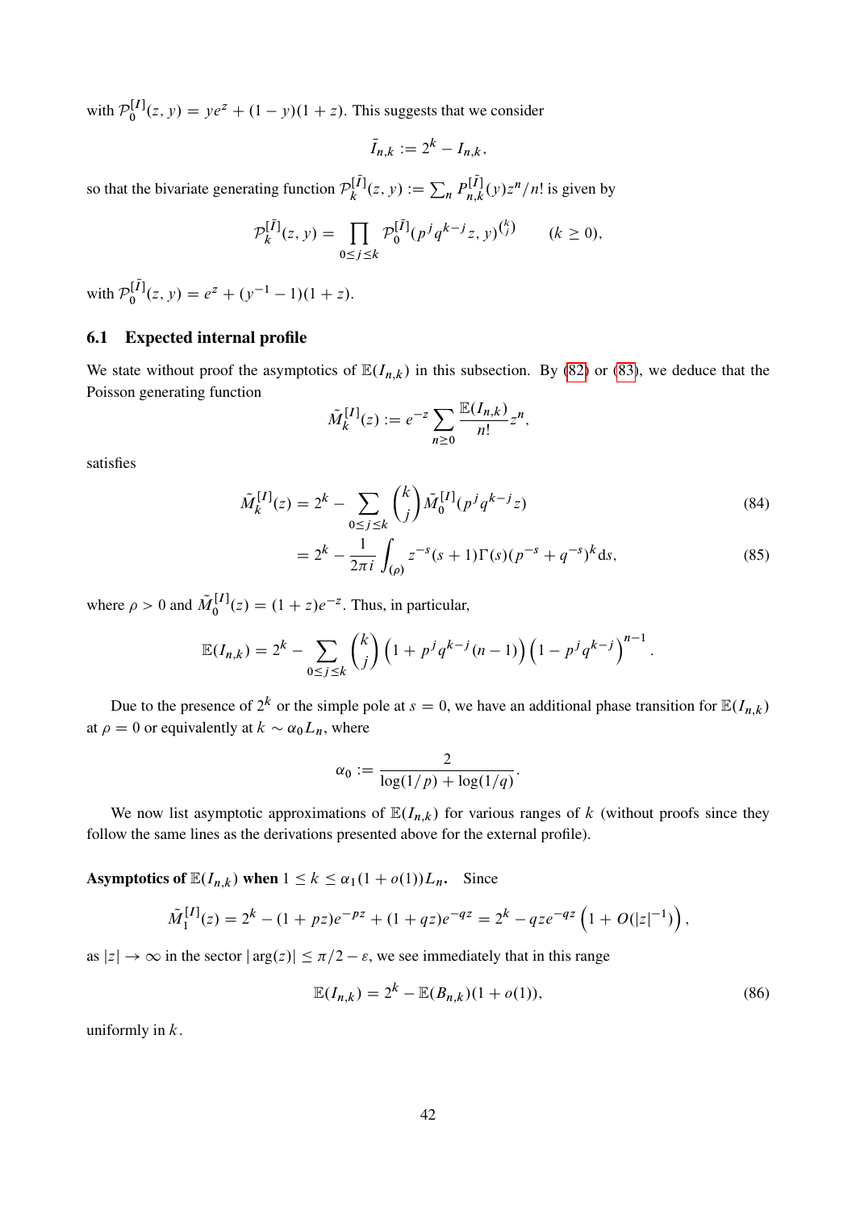with $\mathcal{P}_0^{[I]}(z, y) = ye^z + (1-y)(1+z)$. This suggests that we consider

$$\bar{I}_{n,k} := 2^k - I_{n,k},$$

so that the bivariate generating function $\mathcal{P}_k^{[\bar{I}]}(z, y) := \sum_n P_{n,k}^{[\bar{I}]}(y) z^n/n!$ is given by

$$\mathcal{P}_k^{[\bar{I}]}(z, y) = \prod_{0 \le j \le k} \mathcal{P}_0^{[\bar{I}]}(p^j q^{k-j} z, y)^{\binom{k}{j}} \qquad (k \ge 0),$$

with $\mathcal{P}_0^{[\bar{I}]}(z, y) = e^z + (y^{-1} - 1)(1+z)$.

## 6.1 Expected internal profile

We state without proof the asymptotics of $\mathbb{E}(I_{n,k})$ in this subsection. By (82) or (83), we deduce that the Poisson generating function

$$\tilde{M}_k^{[I]}(z) := e^{-z} \sum_{n \ge 0} \frac{\mathbb{E}(I_{n,k})}{n!} z^n,$$

satisfies

$$\tilde{M}_k^{[I]}(z) = 2^k - \sum_{0 \le j \le k} \binom{k}{j} \tilde{M}_0^{[I]}(p^j q^{k-j} z) \tag{84}$$

$$= 2^k - \frac{1}{2\pi i} \int_{(\rho)} z^{-s}(s+1)\Gamma(s)(p^{-s} + q^{-s})^k \mathrm{d}s, \tag{85}$$

where $\rho > 0$ and $\tilde{M}_0^{[I]}(z) = (1+z)e^{-z}$. Thus, in particular,

$$\mathbb{E}(I_{n,k}) = 2^k - \sum_{0 \le j \le k} \binom{k}{j} \left(1 + p^j q^{k-j}(n-1)\right) \left(1 - p^j q^{k-j}\right)^{n-1}.$$

Due to the presence of $2^k$ or the simple pole at $s = 0$, we have an additional phase transition for $\mathbb{E}(I_{n,k})$ at $\rho = 0$ or equivalently at $k \sim \alpha_0 L_n$, where

$$\alpha_0 := \frac{2}{\log(1/p) + \log(1/q)}.$$

We now list asymptotic approximations of $\mathbb{E}(I_{n,k})$ for various ranges of $k$ (without proofs since they follow the same lines as the derivations presented above for the external profile).

**Asymptotics of $\mathbb{E}(I_{n,k})$ when $1 \le k \le \alpha_1(1+o(1))L_n$.** Since

$$\tilde{M}_1^{[I]}(z) = 2^k - (1+pz)e^{-pz} + (1+qz)e^{-qz} = 2^k - qze^{-qz}\left(1 + O(|z|^{-1})\right),$$

as $|z| \to \infty$ in the sector $|\arg(z)| \le \pi/2 - \varepsilon$, we see immediately that in this range

$$\mathbb{E}(I_{n,k}) = 2^k - \mathbb{E}(B_{n,k})(1 + o(1)), \tag{86}$$

uniformly in $k$.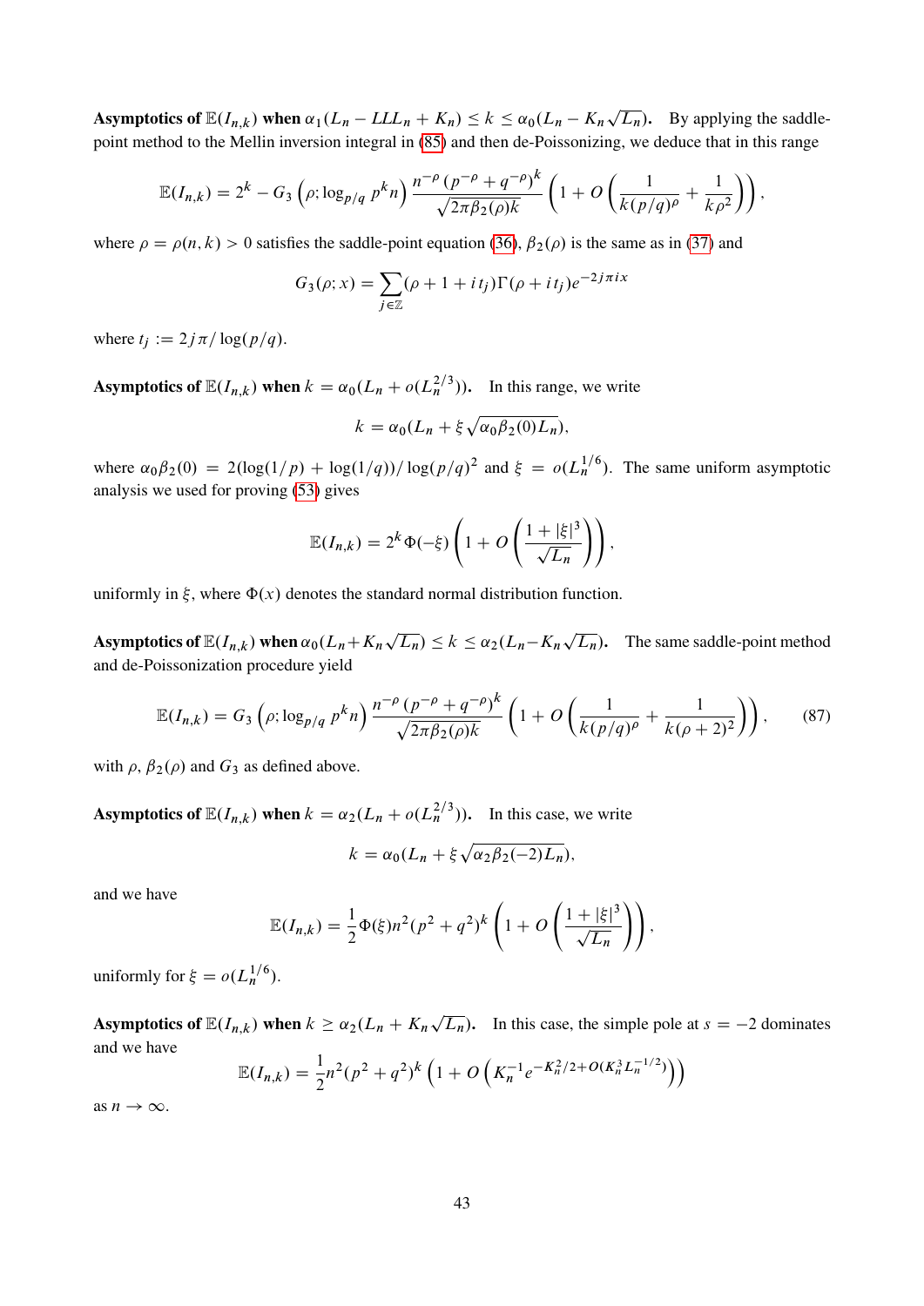**Asymptotics of $\mathbb{E}(I_{n,k})$ when $\alpha_1(L_n - LLL_n + K_n) \le k \le \alpha_0(L_n - K_n\sqrt{L_n})$.** By applying the saddle-point method to the Mellin inversion integral in (85) and then de-Poissonizing, we deduce that in this range

$$\mathbb{E}(I_{n,k}) = 2^k - G_3\left(\rho; \log_{p/q} p^k n\right) \frac{n^{-\rho}\left(p^{-\rho}+q^{-\rho}\right)^k}{\sqrt{2\pi\beta_2(\rho)k}} \left(1 + O\left(\frac{1}{k(p/q)^\rho} + \frac{1}{k\rho^2}\right)\right),$$

where $\rho = \rho(n,k) > 0$ satisfies the saddle-point equation (36), $\beta_2(\rho)$ is the same as in (37) and

$$G_3(\rho; x) = \sum_{j\in\mathbb{Z}} (\rho + 1 + it_j)\Gamma(\rho + it_j) e^{-2j\pi i x}$$

where $t_j := 2j\pi/\log(p/q)$.

**Asymptotics of $\mathbb{E}(I_{n,k})$ when $k = \alpha_0(L_n + o(L_n^{2/3}))$.** In this range, we write

$$k = \alpha_0(L_n + \xi\sqrt{\alpha_0\beta_2(0)L_n}),$$

where $\alpha_0\beta_2(0) = 2(\log(1/p) + \log(1/q))/\log(p/q)^2$ and $\xi = o(L_n^{1/6})$. The same uniform asymptotic analysis we used for proving (53) gives

$$\mathbb{E}(I_{n,k}) = 2^k\,\Phi(-\xi)\left(1 + O\left(\frac{1+|\xi|^3}{\sqrt{L_n}}\right)\right),$$

uniformly in $\xi$, where $\Phi(x)$ denotes the standard normal distribution function.

**Asymptotics of $\mathbb{E}(I_{n,k})$ when $\alpha_0(L_n+K_n\sqrt{L_n}) \le k \le \alpha_2(L_n-K_n\sqrt{L_n})$.** The same saddle-point method and de-Poissonization procedure yield

$$\mathbb{E}(I_{n,k}) = G_3\left(\rho; \log_{p/q} p^k n\right) \frac{n^{-\rho}\left(p^{-\rho}+q^{-\rho}\right)^k}{\sqrt{2\pi\beta_2(\rho)k}} \left(1 + O\left(\frac{1}{k(p/q)^\rho} + \frac{1}{k(\rho+2)^2}\right)\right), \tag{87}$$

with $\rho$, $\beta_2(\rho)$ and $G_3$ as defined above.

**Asymptotics of $\mathbb{E}(I_{n,k})$ when $k = \alpha_2(L_n + o(L_n^{2/3}))$.** In this case, we write

$$k = \alpha_0(L_n + \xi\sqrt{\alpha_2\beta_2(-2)L_n}),$$

and we have

$$\mathbb{E}(I_{n,k}) = \frac{1}{2}\Phi(\xi)n^2(p^2+q^2)^k\left(1 + O\left(\frac{1+|\xi|^3}{\sqrt{L_n}}\right)\right),$$

uniformly for $\xi = o(L_n^{1/6})$.

**Asymptotics of $\mathbb{E}(I_{n,k})$ when $k \ge \alpha_2(L_n + K_n\sqrt{L_n})$.** In this case, the simple pole at $s = -2$ dominates and we have

$$\mathbb{E}(I_{n,k}) = \frac{1}{2}n^2(p^2+q^2)^k\left(1 + O\left(K_n^{-1}e^{-K_n^2/2 + O(K_n^3 L_n^{-1/2})}\right)\right)$$

as $n \to \infty$.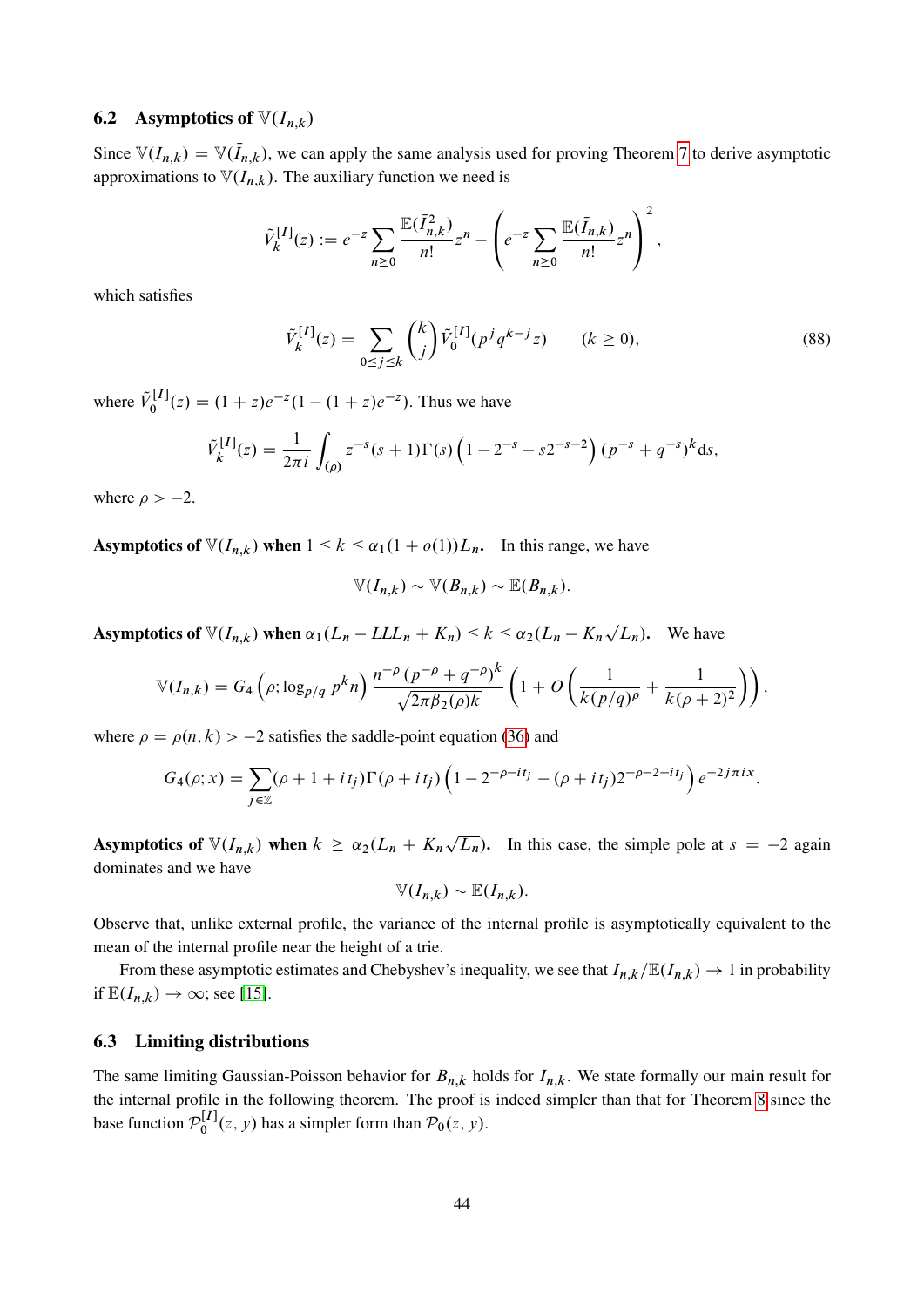### 6.2 Asymptotics of $\mathbb{V}(I_{n,k})$

Since $\mathbb{V}(I_{n,k}) = \mathbb{V}(\bar{I}_{n,k})$, we can apply the same analysis used for proving Theorem 7 to derive asymptotic approximations to $\mathbb{V}(I_{n,k})$. The auxiliary function we need is

$$\tilde{V}_k^{[I]}(z) := e^{-z} \sum_{n\geq 0} \frac{\mathbb{E}(\bar{I}_{n,k}^2)}{n!} z^n - \left( e^{-z} \sum_{n\geq 0} \frac{\mathbb{E}(\bar{I}_{n,k})}{n!} z^n \right)^2,$$

which satisfies

$$\tilde{V}_k^{[I]}(z) = \sum_{0\leq j\leq k} \binom{k}{j} \tilde{V}_0^{[I]}(p^j q^{k-j} z) \qquad (k \geq 0), \tag{88}$$

where $\tilde{V}_0^{[I]}(z) = (1+z)e^{-z}(1-(1+z)e^{-z})$. Thus we have

$$\tilde{V}_k^{[I]}(z) = \frac{1}{2\pi i} \int_{(\rho)} z^{-s}(s+1)\Gamma(s)\left(1 - 2^{-s} - s2^{-s-2}\right)(p^{-s}+q^{-s})^k \mathrm{d}s,$$

where $\rho > -2$.

**Asymptotics of $\mathbb{V}(I_{n,k})$ when $1 \leq k \leq \alpha_1(1+o(1))L_n$.** In this range, we have

$$\mathbb{V}(I_{n,k}) \sim \mathbb{V}(B_{n,k}) \sim \mathbb{E}(B_{n,k}).$$

**Asymptotics of $\mathbb{V}(I_{n,k})$ when $\alpha_1(L_n - LLL_n + K_n) \leq k \leq \alpha_2(L_n - K_n\sqrt{L_n})$.** We have

$$\mathbb{V}(I_{n,k}) = G_4\left(\rho; \log_{p/q} p^k n\right) \frac{n^{-\rho}\left(p^{-\rho}+q^{-\rho}\right)^k}{\sqrt{2\pi\beta_2(\rho)k}} \left(1 + O\left(\frac{1}{k(p/q)^\rho} + \frac{1}{k(\rho+2)^2}\right)\right),$$

where $\rho = \rho(n,k) > -2$ satisfies the saddle-point equation (36) and

$$G_4(\rho; x) = \sum_{j\in\mathbb{Z}} (\rho + 1 + it_j)\Gamma(\rho + it_j)\left(1 - 2^{-\rho-it_j} - (\rho+it_j)2^{-\rho-2-it_j}\right)e^{-2j\pi i x}.$$

**Asymptotics of $\mathbb{V}(I_{n,k})$ when $k \geq \alpha_2(L_n + K_n\sqrt{L_n})$.** In this case, the simple pole at $s = -2$ again dominates and we have

$$\mathbb{V}(I_{n,k}) \sim \mathbb{E}(I_{n,k}).$$

Observe that, unlike external profile, the variance of the internal profile is asymptotically equivalent to the mean of the internal profile near the height of a trie.

From these asymptotic estimates and Chebyshev's inequality, we see that $I_{n,k}/\mathbb{E}(I_{n,k}) \to 1$ in probability if $\mathbb{E}(I_{n,k}) \to \infty$; see [15].

### 6.3 Limiting distributions

The same limiting Gaussian-Poisson behavior for $B_{n,k}$ holds for $I_{n,k}$. We state formally our main result for the internal profile in the following theorem. The proof is indeed simpler than that for Theorem 8 since the base function $\mathcal{P}_0^{[I]}(z,y)$ has a simpler form than $\mathcal{P}_0(z,y)$.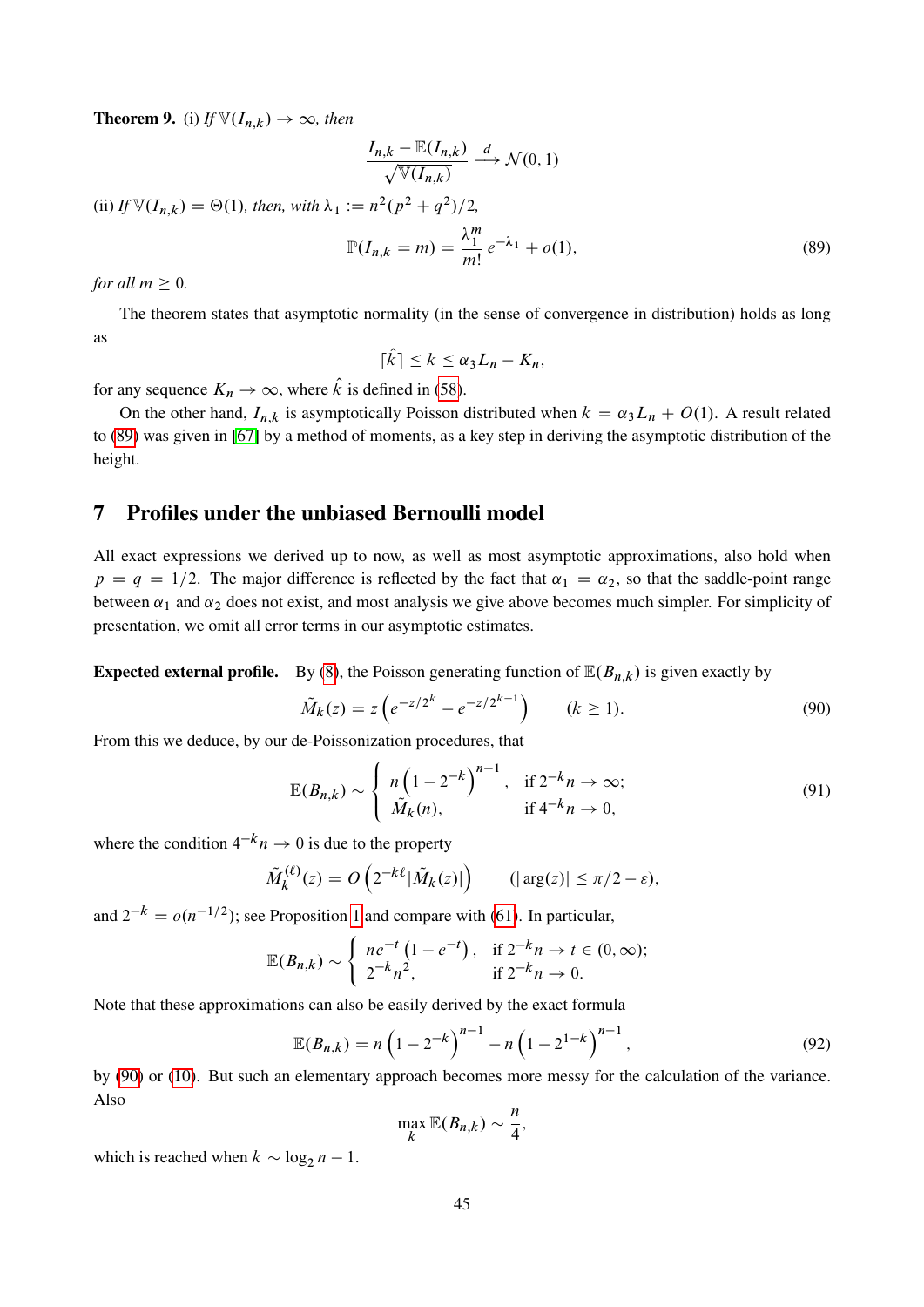**Theorem 9.** (i) *If* $\mathbb{V}(I_{n,k}) \to \infty$*, then*

$$\frac{I_{n,k} - \mathbb{E}(I_{n,k})}{\sqrt{\mathbb{V}(I_{n,k})}} \xrightarrow{d} \mathcal{N}(0,1)$$

(ii) *If* $\mathbb{V}(I_{n,k}) = \Theta(1)$*, then, with* $\lambda_1 := n^2(p^2+q^2)/2$*,*

$$\mathbb{P}(I_{n,k} = m) = \frac{\lambda_1^m}{m!} e^{-\lambda_1} + o(1), \tag{89}$$

*for all* $m \geq 0$*.*

The theorem states that asymptotic normality (in the sense of convergence in distribution) holds as long as

$$\lceil \hat{k} \rceil \leq k \leq \alpha_3 L_n - K_n,$$

for any sequence $K_n \to \infty$, where $\hat{k}$ is defined in (58).

On the other hand, $I_{n,k}$ is asymptotically Poisson distributed when $k = \alpha_3 L_n + O(1)$. A result related to (89) was given in [67] by a method of moments, as a key step in deriving the asymptotic distribution of the height.

## 7 Profiles under the unbiased Bernoulli model

All exact expressions we derived up to now, as well as most asymptotic approximations, also hold when $p = q = 1/2$. The major difference is reflected by the fact that $\alpha_1 = \alpha_2$, so that the saddle-point range between $\alpha_1$ and $\alpha_2$ does not exist, and most analysis we give above becomes much simpler. For simplicity of presentation, we omit all error terms in our asymptotic estimates.

**Expected external profile.** By (8), the Poisson generating function of $\mathbb{E}(B_{n,k})$ is given exactly by

$$\tilde{M}_k(z) = z\left(e^{-z/2^k} - e^{-z/2^{k-1}}\right) \qquad (k \geq 1). \tag{90}$$

From this we deduce, by our de-Poissonization procedures, that

$$\mathbb{E}(B_{n,k}) \sim \begin{cases} n\left(1-2^{-k}\right)^{n-1}, & \text{if } 2^{-k}n \to \infty; \\ \tilde{M}_k(n), & \text{if } 4^{-k}n \to 0, \end{cases} \tag{91}$$

where the condition $4^{-k}n \to 0$ is due to the property

$$\tilde{M}_k^{(\ell)}(z) = O\left(2^{-k\ell}|\tilde{M}_k(z)|\right) \qquad (|\arg(z)| \leq \pi/2 - \varepsilon),$$

and $2^{-k} = o(n^{-1/2})$; see Proposition 1 and compare with (61). In particular,

$$\mathbb{E}(B_{n,k}) \sim \begin{cases} ne^{-t}\left(1-e^{-t}\right), & \text{if } 2^{-k}n \to t \in (0,\infty); \\ 2^{-k}n^2, & \text{if } 2^{-k}n \to 0. \end{cases}$$

Note that these approximations can also be easily derived by the exact formula

$$\mathbb{E}(B_{n,k}) = n\left(1-2^{-k}\right)^{n-1} - n\left(1-2^{1-k}\right)^{n-1}, \tag{92}$$

by (90) or (10). But such an elementary approach becomes more messy for the calculation of the variance. Also

$$\max_k \mathbb{E}(B_{n,k}) \sim \frac{n}{4},$$

which is reached when $k \sim \log_2 n - 1$.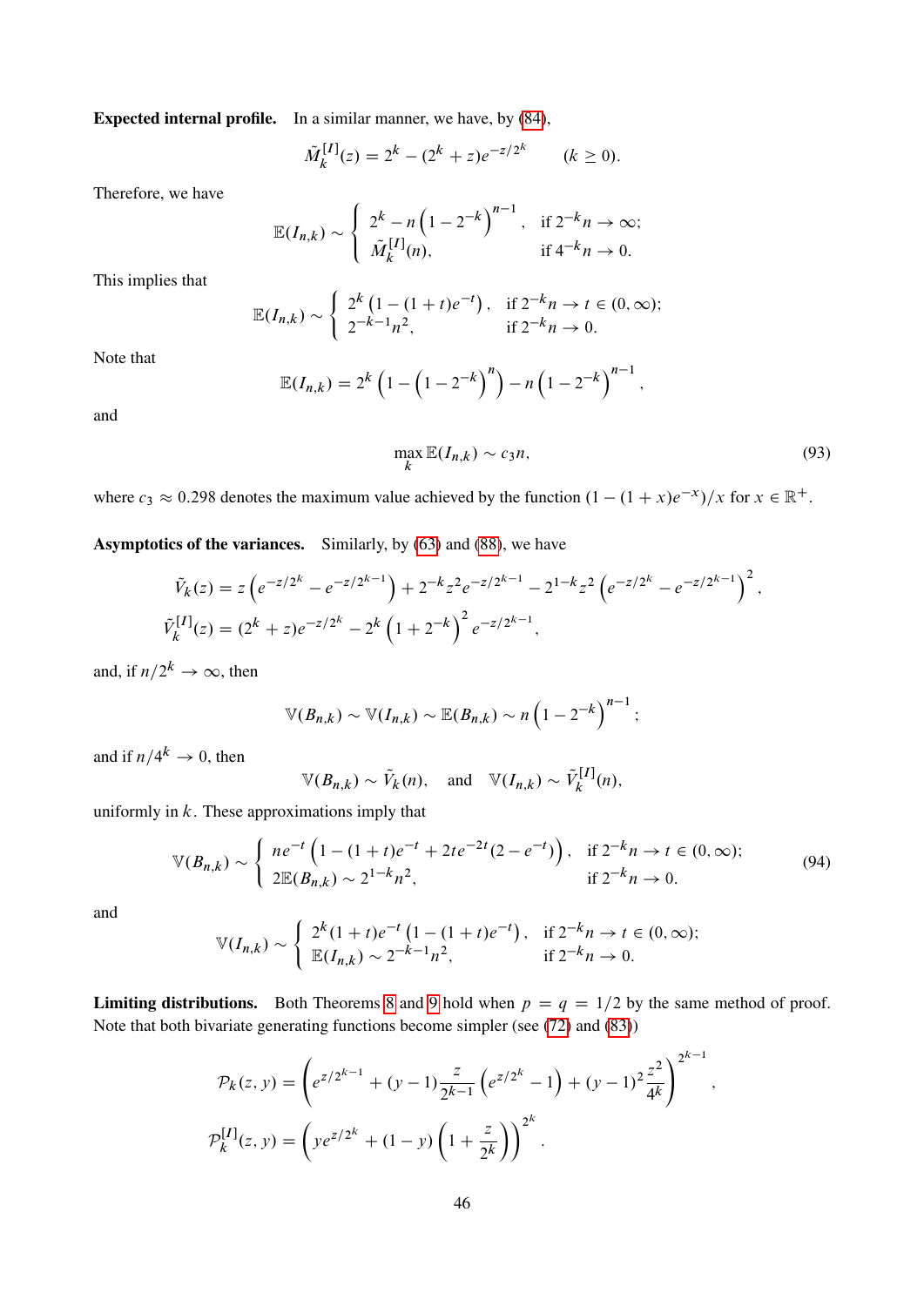**Expected internal profile.** In a similar manner, we have, by (84),

$$\tilde{M}_k^{[I]}(z) = 2^k - (2^k + z)e^{-z/2^k} \qquad (k \geq 0).$$

Therefore, we have

$$\mathbb{E}(I_{n,k}) \sim \begin{cases} 2^k - n\left(1 - 2^{-k}\right)^{n-1}, & \text{if } 2^{-k}n \to \infty; \\ \tilde{M}_k^{[I]}(n), & \text{if } 4^{-k}n \to 0. \end{cases}$$

This implies that

$$\mathbb{E}(I_{n,k}) \sim \begin{cases} 2^k\left(1 - (1+t)e^{-t}\right), & \text{if } 2^{-k}n \to t \in (0,\infty); \\ 2^{-k-1}n^2, & \text{if } 2^{-k}n \to 0. \end{cases}$$

Note that

$$\mathbb{E}(I_{n,k}) = 2^k\left(1 - \left(1 - 2^{-k}\right)^n\right) - n\left(1 - 2^{-k}\right)^{n-1},$$

and

$$\max_k \mathbb{E}(I_{n,k}) \sim c_3 n, \tag{93}$$

where $c_3 \approx 0.298$ denotes the maximum value achieved by the function $(1-(1+x)e^{-x})/x$ for $x \in \mathbb{R}^+$.

**Asymptotics of the variances.** Similarly, by (63) and (88), we have

$$\begin{aligned}
\tilde{V}_k(z) &= z\left(e^{-z/2^k} - e^{-z/2^{k-1}}\right) + 2^{-k}z^2 e^{-z/2^{k-1}} - 2^{1-k}z^2\left(e^{-z/2^k} - e^{-z/2^{k-1}}\right)^2, \\
\tilde{V}_k^{[I]}(z) &= (2^k + z)e^{-z/2^k} - 2^k\left(1 + 2^{-k}\right)^2 e^{-z/2^{k-1}},
\end{aligned}$$

and, if $n/2^k \to \infty$, then

$$\mathbb{V}(B_{n,k}) \sim \mathbb{V}(I_{n,k}) \sim \mathbb{E}(B_{n,k}) \sim n\left(1 - 2^{-k}\right)^{n-1};$$

and if $n/4^k \to 0$, then

$$\mathbb{V}(B_{n,k}) \sim \tilde{V}_k(n), \quad \text{and} \quad \mathbb{V}(I_{n,k}) \sim \tilde{V}_k^{[I]}(n),$$

uniformly in $k$. These approximations imply that

$$\mathbb{V}(B_{n,k}) \sim \begin{cases} ne^{-t}\left(1 - (1+t)e^{-t} + 2te^{-2t}(2 - e^{-t})\right), & \text{if } 2^{-k}n \to t \in (0,\infty); \\ 2\mathbb{E}(B_{n,k}) \sim 2^{1-k}n^2, & \text{if } 2^{-k}n \to 0. \end{cases} \tag{94}$$

and

$$\mathbb{V}(I_{n,k}) \sim \begin{cases} 2^k(1+t)e^{-t}\left(1 - (1+t)e^{-t}\right), & \text{if } 2^{-k}n \to t \in (0,\infty); \\ \mathbb{E}(I_{n,k}) \sim 2^{-k-1}n^2, & \text{if } 2^{-k}n \to 0. \end{cases}$$

**Limiting distributions.** Both Theorems 8 and 9 hold when $p = q = 1/2$ by the same method of proof. Note that both bivariate generating functions become simpler (see (72) and (83))

$$\begin{aligned}
\mathcal{P}_k(z, y) &= \left(e^{z/2^{k-1}} + (y-1)\frac{z}{2^{k-1}}\left(e^{z/2^k} - 1\right) + (y-1)^2\frac{z^2}{4^k}\right)^{2^{k-1}}, \\
\mathcal{P}_k^{[I]}(z, y) &= \left(ye^{z/2^k} + (1-y)\left(1 + \frac{z}{2^k}\right)\right)^{2^k}.
\end{aligned}$$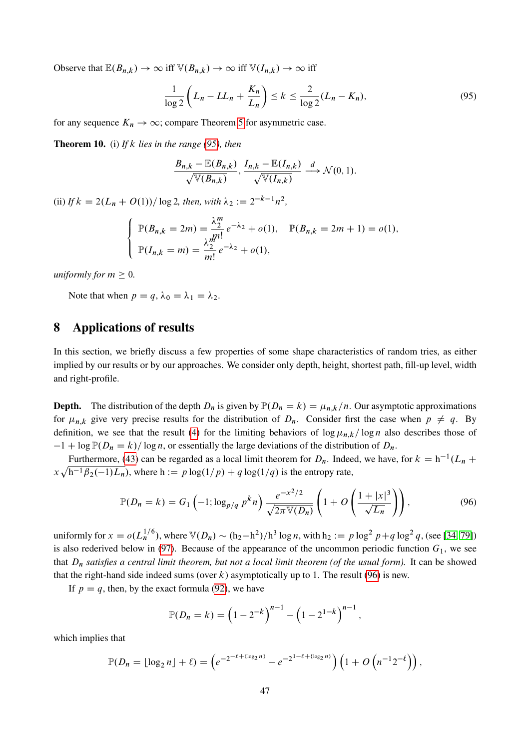Observe that $\mathbb{E}(B_{n,k}) \to \infty$ iff $\mathbb{V}(B_{n,k}) \to \infty$ iff $\mathbb{V}(I_{n,k}) \to \infty$ iff

$$\frac{1}{\log 2}\left(L_n - LL_n + \frac{K_n}{L_n}\right) \le k \le \frac{2}{\log 2}(L_n - K_n), \tag{95}$$

for any sequence $K_n \to \infty$; compare Theorem 5 for asymmetric case.

**Theorem 10.** (i) *If $k$ lies in the range (95), then*

$$\frac{B_{n,k} - \mathbb{E}(B_{n,k})}{\sqrt{\mathbb{V}(B_{n,k})}}, \frac{I_{n,k} - \mathbb{E}(I_{n,k})}{\sqrt{\mathbb{V}(I_{n,k})}} \xrightarrow{d} \mathcal{N}(0,1).$$

(ii) *If $k = 2(L_n + O(1))/\log 2$, then, with $\lambda_2 := 2^{-k-1}n^2$,*

$$\begin{cases} \mathbb{P}(B_{n,k} = 2m) = \dfrac{\lambda_2^m}{m!}e^{-\lambda_2} + o(1), \quad \mathbb{P}(B_{n,k} = 2m+1) = o(1), \\ \mathbb{P}(I_{n,k} = m) = \dfrac{\lambda_2^m}{m!}e^{-\lambda_2} + o(1), \end{cases}$$

*uniformly for $m \ge 0$.*

Note that when $p = q$, $\lambda_0 = \lambda_1 = \lambda_2$.

## 8 Applications of results

In this section, we briefly discuss a few properties of some shape characteristics of random tries, as either implied by our results or by our approaches. We consider only depth, height, shortest path, fill-up level, width and right-profile.

**Depth.** The distribution of the depth $D_n$ is given by $\mathbb{P}(D_n = k) = \mu_{n,k}/n$. Our asymptotic approximations for $\mu_{n,k}$ give very precise results for the distribution of $D_n$. Consider first the case when $p \ne q$. By definition, we see that the result (4) for the limiting behaviors of $\log \mu_{n,k}/\log n$ also describes those of $-1 + \log \mathbb{P}(D_n = k)/\log n$, or essentially the large deviations of the distribution of $D_n$.

Furthermore, (43) can be regarded as a local limit theorem for $D_n$. Indeed, we have, for $k = \mathrm{h}^{-1}(L_n + x\sqrt{\mathrm{h}^{-1}\beta_2(-1)L_n})$, where $\mathrm{h} := p\log(1/p) + q\log(1/q)$ is the entropy rate,

$$\mathbb{P}(D_n = k) = G_1\left(-1; \log_{p/q} p^k n\right)\frac{e^{-x^2/2}}{\sqrt{2\pi\mathbb{V}(D_n)}}\left(1 + O\left(\frac{1+|x|^3}{\sqrt{L_n}}\right)\right), \tag{96}$$

uniformly for $x = o(L_n^{1/6})$, where $\mathbb{V}(D_n) \sim (\mathrm{h}_2 - \mathrm{h}^2)/\mathrm{h}^3 \log n$, with $\mathrm{h}_2 := p\log^2 p + q\log^2 q$, (see [34, 79]) is also rederived below in (97). Because of the appearance of the uncommon periodic function $G_1$, we see that *$D_n$ satisfies a central limit theorem, but not a local limit theorem (of the usual form).* It can be showed that the right-hand side indeed sums (over $k$) asymptotically up to 1. The result (96) is new.

If $p = q$, then, by the exact formula (92), we have

$$\mathbb{P}(D_n = k) = \left(1 - 2^{-k}\right)^{n-1} - \left(1 - 2^{1-k}\right)^{n-1},$$

which implies that

$$\mathbb{P}(D_n = \lfloor \log_2 n \rfloor + \ell) = \left(e^{-2^{-\ell + \{\log_2 n\}}} - e^{-2^{1-\ell+\{\log_2 n\}}}\right)\left(1 + O\left(n^{-1}2^{-\ell}\right)\right),$$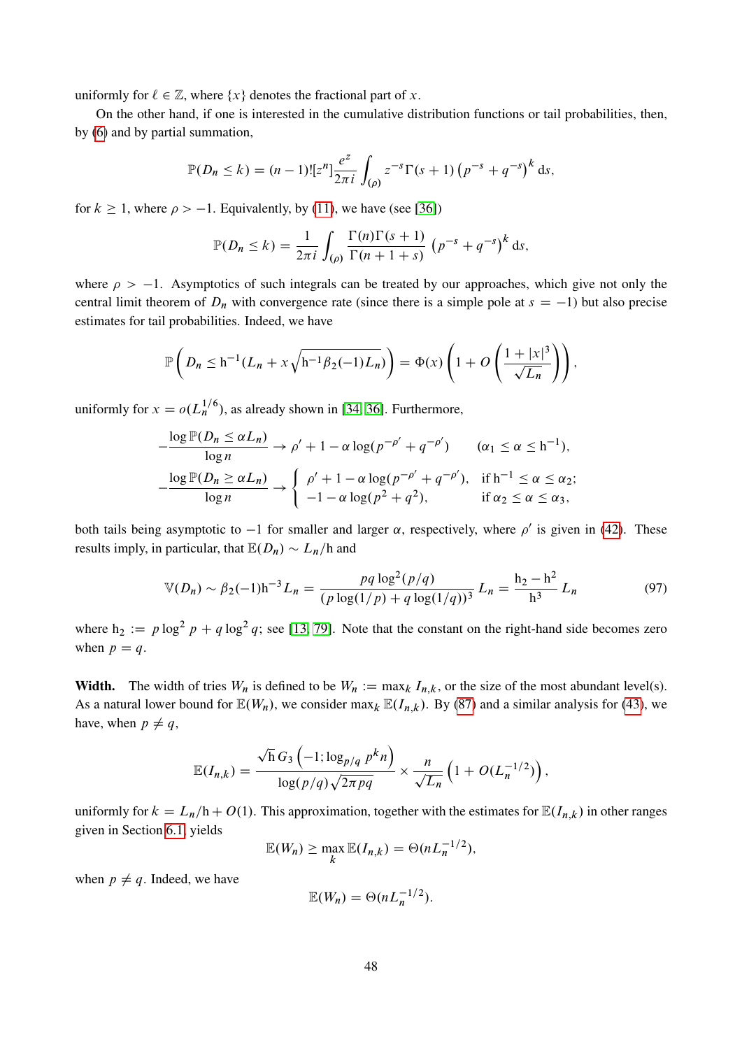uniformly for $\ell \in \mathbb{Z}$, where $\{x\}$ denotes the fractional part of $x$.

On the other hand, if one is interested in the cumulative distribution functions or tail probabilities, then, by (6) and by partial summation,

$$\mathbb{P}(D_n \le k) = (n-1)![z^n]\frac{e^z}{2\pi i}\int_{(\rho)} z^{-s}\Gamma(s+1)\left(p^{-s}+q^{-s}\right)^k \mathrm{d}s,$$

for $k \ge 1$, where $\rho > -1$. Equivalently, by (11), we have (see [36])

$$\mathbb{P}(D_n \le k) = \frac{1}{2\pi i}\int_{(\rho)} \frac{\Gamma(n)\Gamma(s+1)}{\Gamma(n+1+s)}\left(p^{-s}+q^{-s}\right)^k \mathrm{d}s,$$

where $\rho > -1$. Asymptotics of such integrals can be treated by our approaches, which give not only the central limit theorem of $D_n$ with convergence rate (since there is a simple pole at $s = -1$) but also precise estimates for tail probabilities. Indeed, we have

$$\mathbb{P}\left(D_n \le \mathrm{h}^{-1}(L_n + x\sqrt{\mathrm{h}^{-1}\beta_2(-1)L_n})\right) = \Phi(x)\left(1 + O\left(\frac{1+|x|^3}{\sqrt{L_n}}\right)\right),$$

uniformly for $x = o(L_n^{1/6})$, as already shown in [34, 36]. Furthermore,

$$-\frac{\log \mathbb{P}(D_n \le \alpha L_n)}{\log n} \to \rho' + 1 - \alpha\log(p^{-\rho'} + q^{-\rho'}) \qquad (\alpha_1 \le \alpha \le \mathrm{h}^{-1}),$$

$$-\frac{\log \mathbb{P}(D_n \ge \alpha L_n)}{\log n} \to \begin{cases} \rho' + 1 - \alpha\log(p^{-\rho'} + q^{-\rho'}), & \text{if } \mathrm{h}^{-1} \le \alpha \le \alpha_2; \\ -1 - \alpha\log(p^2+q^2), & \text{if } \alpha_2 \le \alpha \le \alpha_3, \end{cases}$$

both tails being asymptotic to $-1$ for smaller and larger $\alpha$, respectively, where $\rho'$ is given in (42). These results imply, in particular, that $\mathbb{E}(D_n) \sim L_n/\mathrm{h}$ and

$$\mathbb{V}(D_n) \sim \beta_2(-1)\mathrm{h}^{-3}L_n = \frac{pq\log^2(p/q)}{(p\log(1/p) + q\log(1/q))^3}L_n = \frac{\mathrm{h}_2 - \mathrm{h}^2}{\mathrm{h}^3}L_n \tag{97}$$

where $\mathrm{h}_2 := p\log^2 p + q\log^2 q$; see [13, 79]. Note that the constant on the right-hand side becomes zero when $p = q$.

**Width.** The width of tries $W_n$ is defined to be $W_n := \max_k I_{n,k}$, or the size of the most abundant level(s). As a natural lower bound for $\mathbb{E}(W_n)$, we consider $\max_k \mathbb{E}(I_{n,k})$. By (87) and a similar analysis for (43), we have, when $p \ne q$,

$$\mathbb{E}(I_{n,k}) = \frac{\sqrt{\mathrm{h}}\, G_3\left(-1; \log_{p/q} p^k n\right)}{\log(p/q)\sqrt{2\pi pq}} \times \frac{n}{\sqrt{L_n}}\left(1 + O(L_n^{-1/2})\right),$$

uniformly for $k = L_n/\mathrm{h} + O(1)$. This approximation, together with the estimates for $\mathbb{E}(I_{n,k})$ in other ranges given in Section 6.1, yields

$$\mathbb{E}(W_n) \ge \max_k \mathbb{E}(I_{n,k}) = \Theta(nL_n^{-1/2}),$$

when $p \ne q$. Indeed, we have

$$\mathbb{E}(W_n) = \Theta(nL_n^{-1/2}).$$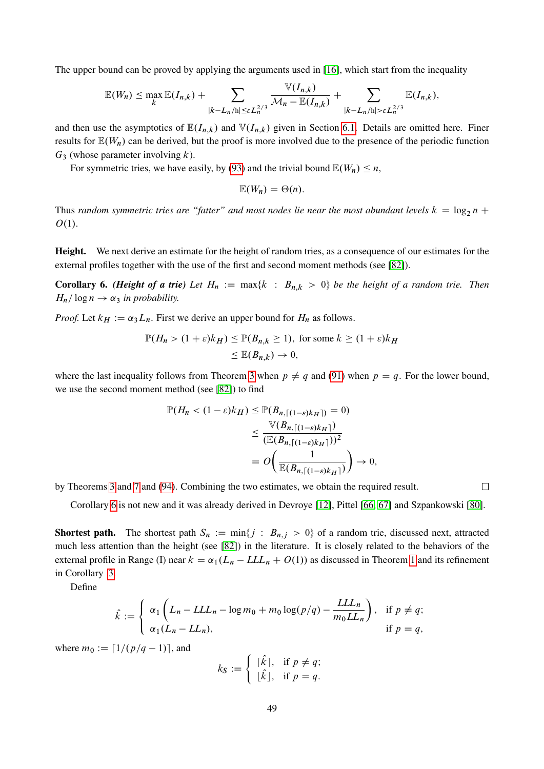The upper bound can be proved by applying the arguments used in [16], which start from the inequality

$$\mathbb{E}(W_n) \le \max_k \mathbb{E}(I_{n,k}) + \sum_{|k-L_n/\mathrm{h}|\le \varepsilon L_n^{2/3}} \frac{\mathbb{V}(I_{n,k})}{\mathcal{M}_n - \mathbb{E}(I_{n,k})} + \sum_{|k-L_n/\mathrm{h}|>\varepsilon L_n^{2/3}} \mathbb{E}(I_{n,k}),$$

and then use the asymptotics of $\mathbb{E}(I_{n,k})$ and $\mathbb{V}(I_{n,k})$ given in Section 6.1. Details are omitted here. Finer results for $\mathbb{E}(W_n)$ can be derived, but the proof is more involved due to the presence of the periodic function $G_3$ (whose parameter involving $k$).

For symmetric tries, we have easily, by (93) and the trivial bound $\mathbb{E}(W_n) \le n$,

$$\mathbb{E}(W_n) = \Theta(n).$$

Thus *random symmetric tries are "fatter" and most nodes lie near the most abundant levels* $k = \log_2 n + O(1)$.

**Height.** We next derive an estimate for the height of random tries, as a consequence of our estimates for the external profiles together with the use of the first and second moment methods (see [82]).

**Corollary 6.** ***(Height of a trie)*** *Let $H_n := \max\{k : B_{n,k} > 0\}$ be the height of a random trie. Then $H_n/\log n \to \alpha_3$ in probability.*

*Proof.* Let $k_H := \alpha_3 L_n$. First we derive an upper bound for $H_n$ as follows.

$$\begin{aligned}\mathbb{P}(H_n > (1+\varepsilon)k_H) &\le \mathbb{P}(B_{n,k} \ge 1), \text{ for some } k \ge (1+\varepsilon)k_H\\ &\le \mathbb{E}(B_{n,k}) \to 0,\end{aligned}$$

where the last inequality follows from Theorem 3 when $p \ne q$ and (91) when $p = q$. For the lower bound, we use the second moment method (see [82]) to find

$$\begin{aligned}\mathbb{P}(H_n < (1-\varepsilon)k_H) &\le \mathbb{P}(B_{n,\lceil (1-\varepsilon)k_H\rceil} = 0)\\ &\le \frac{\mathbb{V}(B_{n,\lceil (1-\varepsilon)k_H\rceil})}{(\mathbb{E}(B_{n,\lceil (1-\varepsilon)k_H\rceil}))^2}\\ &= O\left(\frac{1}{\mathbb{E}(B_{n,\lceil (1-\varepsilon)k_H\rceil})}\right) \to 0,\end{aligned}$$

by Theorems 3 and 7 and (94). Combining the two estimates, we obtain the required result. □

Corollary 6 is not new and it was already derived in Devroye [12], Pittel [66, 67] and Szpankowski [80].

**Shortest path.** The shortest path $S_n := \min\{j : B_{n,j} > 0\}$ of a random trie, discussed next, attracted much less attention than the height (see [82]) in the literature. It is closely related to the behaviors of the external profile in Range (I) near $k = \alpha_1(L_n - LL_n + O(1))$ as discussed in Theorem 1 and its refinement in Corollary 3.

Define

$$\hat{k} := \begin{cases} \alpha_1\left(L_n - LL_n - \log m_0 + m_0\log(p/q) - \dfrac{LL_n}{m_0 LL_n}\right), & \text{if } p \ne q;\\ \alpha_1(L_n - LL_n), & \text{if } p = q,\end{cases}$$

where $m_0 := \lceil 1/(p/q - 1)\rceil$, and

$$k_S := \begin{cases} \lceil \hat{k}\rceil, & \text{if } p \ne q;\\ \lfloor \hat{k}\rfloor, & \text{if } p = q.\end{cases}$$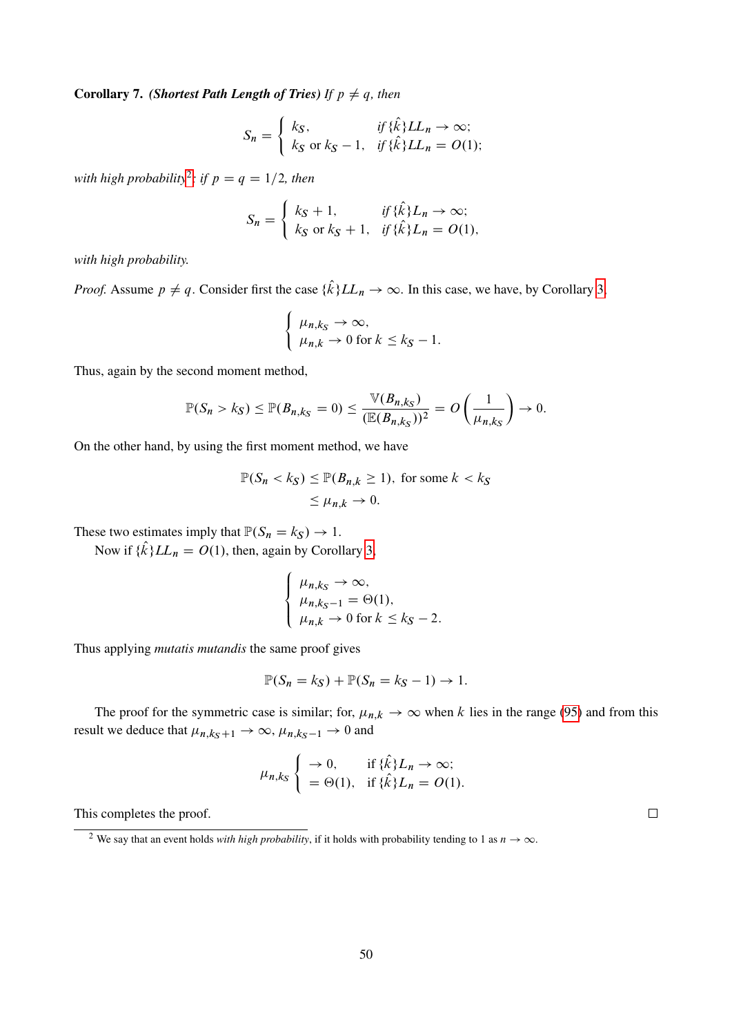**Corollary 7.** ***(Shortest Path Length of Tries)*** *If $p \neq q$, then*

$$S_n = \begin{cases} k_S, & \text{if } \{\hat{k}\}LL_n \to \infty; \\ k_S \text{ or } k_S - 1, & \text{if } \{\hat{k}\}LL_n = O(1); \end{cases}$$

*with high probability*[2]*; if $p = q = 1/2$, then*

$$S_n = \begin{cases} k_S + 1, & \text{if } \{\hat{k}\}L_n \to \infty; \\ k_S \text{ or } k_S + 1, & \text{if } \{\hat{k}\}L_n = O(1), \end{cases}$$

*with high probability.*

*Proof.* Assume $p \neq q$. Consider first the case $\{\hat{k}\}LL_n \to \infty$. In this case, we have, by Corollary 3,

$$\begin{cases} \mu_{n,k_S} \to \infty, \\ \mu_{n,k} \to 0 \text{ for } k \leq k_S - 1. \end{cases}$$

Thus, again by the second moment method,

$$\mathbb{P}(S_n > k_S) \leq \mathbb{P}(B_{n,k_S} = 0) \leq \frac{\mathbb{V}(B_{n,k_S})}{(\mathbb{E}(B_{n,k_S}))^2} = O\left(\frac{1}{\mu_{n,k_S}}\right) \to 0.$$

On the other hand, by using the first moment method, we have

$$\begin{aligned} \mathbb{P}(S_n < k_S) &\leq \mathbb{P}(B_{n,k} \geq 1), \text{ for some } k < k_S \\ &\leq \mu_{n,k} \to 0. \end{aligned}$$

These two estimates imply that $\mathbb{P}(S_n = k_S) \to 1$.

Now if $\{\hat{k}\}LL_n = O(1)$, then, again by Corollary 3,

$$\begin{cases} \mu_{n,k_S} \to \infty, \\ \mu_{n,k_S - 1} = \Theta(1), \\ \mu_{n,k} \to 0 \text{ for } k \leq k_S - 2. \end{cases}$$

Thus applying *mutatis mutandis* the same proof gives

$$\mathbb{P}(S_n = k_S) + \mathbb{P}(S_n = k_S - 1) \to 1.$$

The proof for the symmetric case is similar; for, $\mu_{n,k} \to \infty$ when $k$ lies in the range (95) and from this result we deduce that $\mu_{n,k_S+1} \to \infty$, $\mu_{n,k_S-1} \to 0$ and

$$\mu_{n,k_S} \begin{cases} \to 0, & \text{if } \{\hat{k}\}L_n \to \infty; \\ = \Theta(1), & \text{if } \{\hat{k}\}L_n = O(1). \end{cases}$$

This completes the proof. □

---

[2] We say that an event holds *with high probability*, if it holds with probability tending to 1 as $n \to \infty$.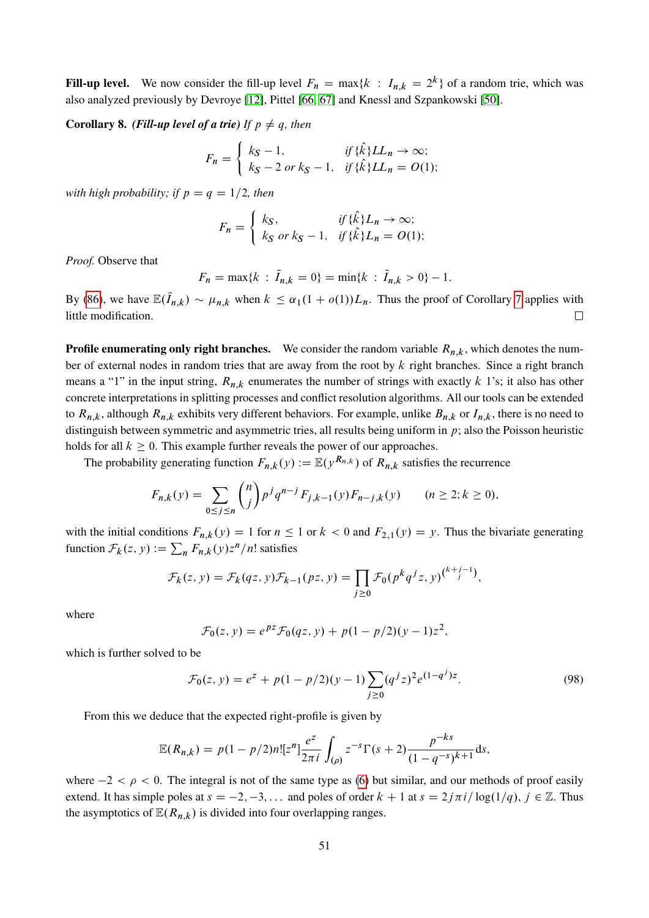**Fill-up level.** We now consider the fill-up level $F_n = \max\{k : I_{n,k} = 2^k\}$ of a random trie, which was also analyzed previously by Devroye [12], Pittel [66, 67] and Knessl and Szpankowski [50].

**Corollary 8.** ***(Fill-up level of a trie)*** *If $p \neq q$, then*

$$F_n = \begin{cases} k_S - 1, & \text{if } \{\hat{k}\}LL_n \to \infty; \\ k_S - 2 \text{ or } k_S - 1, & \text{if } \{\hat{k}\}LL_n = O(1); \end{cases}$$

*with high probability; if $p = q = 1/2$, then*

$$F_n = \begin{cases} k_S, & \text{if } \{\hat{k}\}L_n \to \infty; \\ k_S \text{ or } k_S - 1, & \text{if } \{\hat{k}\}L_n = O(1); \end{cases}$$

*Proof.* Observe that

$$F_n = \max\{k : \bar{I}_{n,k} = 0\} = \min\{k : \bar{I}_{n,k} > 0\} - 1.$$

By (86), we have $\mathbb{E}(\bar{I}_{n,k}) \sim \mu_{n,k}$ when $k \leq \alpha_1(1 + o(1))L_n$. Thus the proof of Corollary 7 applies with little modification. □

**Profile enumerating only right branches.** We consider the random variable $R_{n,k}$, which denotes the number of external nodes in random tries that are away from the root by $k$ right branches. Since a right branch means a "1" in the input string, $R_{n,k}$ enumerates the number of strings with exactly $k$ 1's; it also has other concrete interpretations in splitting processes and conflict resolution algorithms. All our tools can be extended to $R_{n,k}$, although $R_{n,k}$ exhibits very different behaviors. For example, unlike $B_{n,k}$ or $I_{n,k}$, there is no need to distinguish between symmetric and asymmetric tries, all results being uniform in $p$; also the Poisson heuristic holds for all $k \geq 0$. This example further reveals the power of our approaches.

The probability generating function $F_{n,k}(y) := \mathbb{E}(y^{R_{n,k}})$ of $R_{n,k}$ satisfies the recurrence

$$F_{n,k}(y) = \sum_{0 \leq j \leq n} \binom{n}{j} p^j q^{n-j} F_{j,k-1}(y) F_{n-j,k}(y) \qquad (n \geq 2; k \geq 0),$$

with the initial conditions $F_{n,k}(y) = 1$ for $n \leq 1$ or $k < 0$ and $F_{2,1}(y) = y$. Thus the bivariate generating function $\mathcal{F}_k(z, y) := \sum_n F_{n,k}(y) z^n / n!$ satisfies

$$\mathcal{F}_k(z, y) = \mathcal{F}_k(qz, y)\mathcal{F}_{k-1}(pz, y) = \prod_{j \geq 0} \mathcal{F}_0(p^k q^j z, y)^{\binom{k+j-1}{j}},$$

where

$$\mathcal{F}_0(z, y) = e^{pz}\mathcal{F}_0(qz, y) + p(1 - p/2)(y - 1)z^2,$$

which is further solved to be

$$\mathcal{F}_0(z, y) = e^z + p(1 - p/2)(y - 1)\sum_{j \geq 0}(q^j z)^2 e^{(1-q^j)z}. \tag{98}$$

From this we deduce that the expected right-profile is given by

$$\mathbb{E}(R_{n,k}) = p(1 - p/2)n![z^n]\frac{e^z}{2\pi i}\int_{(\rho)} z^{-s}\Gamma(s + 2)\frac{p^{-ks}}{(1 - q^{-s})^{k+1}}\mathrm{d}s,$$

where $-2 < \rho < 0$. The integral is not of the same type as (6) but similar, and our methods of proof easily extend. It has simple poles at $s = -2, -3, \ldots$ and poles of order $k + 1$ at $s = 2j\pi i/\log(1/q)$, $j \in \mathbb{Z}$. Thus the asymptotics of $\mathbb{E}(R_{n,k})$ is divided into four overlapping ranges.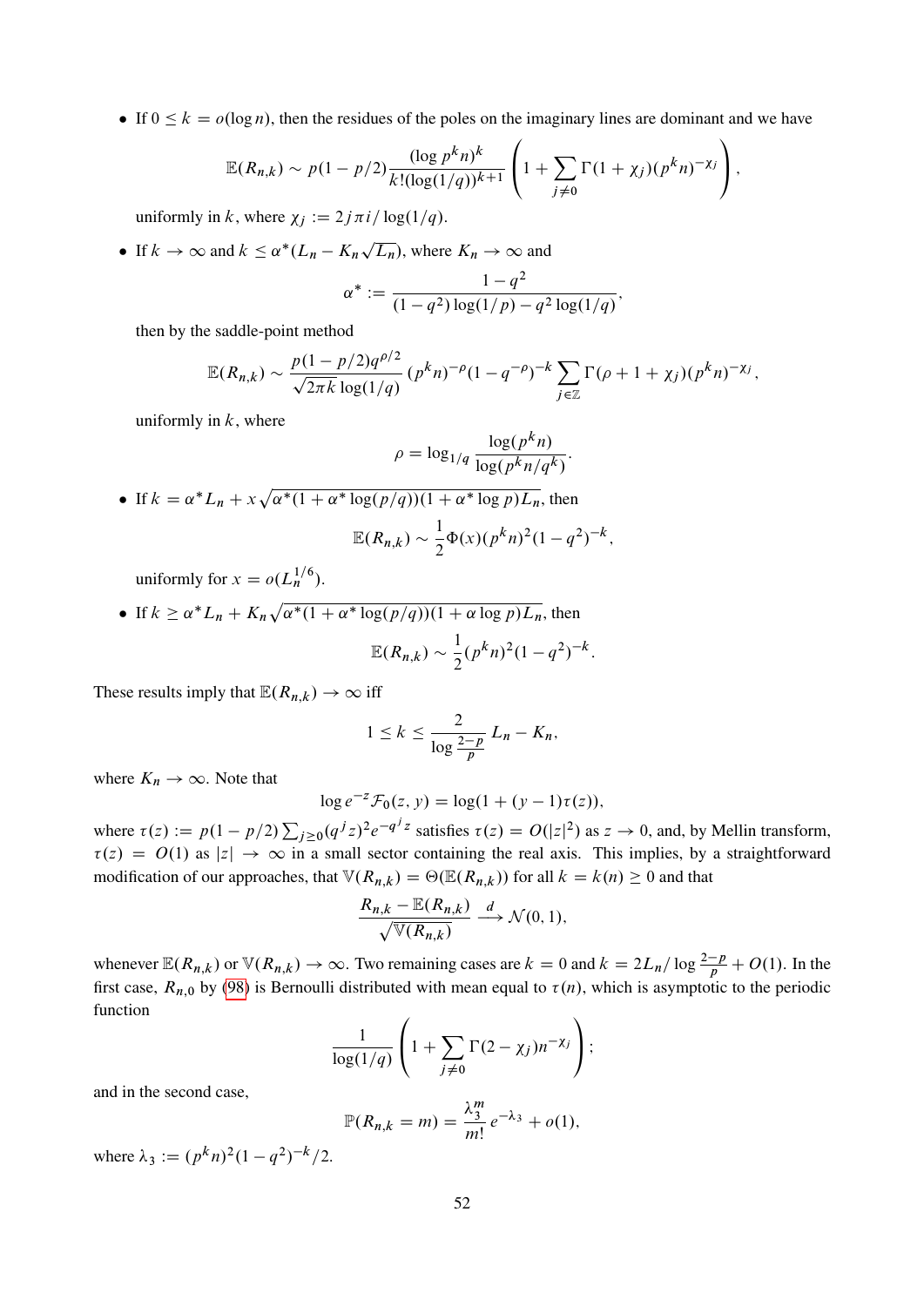- If $0 \le k = o(\log n)$, then the residues of the poles on the imaginary lines are dominant and we have

$$\mathbb{E}(R_{n,k}) \sim p(1-p/2)\frac{(\log p^k n)^k}{k!(\log(1/q))^{k+1}}\left(1+\sum_{j\neq 0}\Gamma(1+\chi_j)(p^k n)^{-\chi_j}\right),$$

uniformly in $k$, where $\chi_j := 2j\pi i/\log(1/q)$.

- If $k \to \infty$ and $k \le \alpha^*(L_n - K_n\sqrt{L_n})$, where $K_n \to \infty$ and

$$\alpha^* := \frac{1-q^2}{(1-q^2)\log(1/p) - q^2\log(1/q)},$$

then by the saddle-point method

$$\mathbb{E}(R_{n,k}) \sim \frac{p(1-p/2)q^{\rho/2}}{\sqrt{2\pi k}\log(1/q)}(p^k n)^{-\rho}(1-q^{-\rho})^{-k}\sum_{j\in\mathbb{Z}}\Gamma(\rho+1+\chi_j)(p^k n)^{-\chi_j},$$

uniformly in $k$, where

$$\rho = \log_{1/q}\frac{\log(p^k n)}{\log(p^k n/q^k)}.$$

- If $k = \alpha^* L_n + x\sqrt{\alpha^*(1+\alpha^*\log(p/q))(1+\alpha^*\log p)L_n}$, then

$$\mathbb{E}(R_{n,k}) \sim \frac{1}{2}\Phi(x)(p^k n)^2(1-q^2)^{-k},$$

uniformly for $x = o(L_n^{1/6})$.

- If $k \ge \alpha^* L_n + K_n\sqrt{\alpha^*(1+\alpha^*\log(p/q))(1+\alpha\log p)L_n}$, then

$$\mathbb{E}(R_{n,k}) \sim \frac{1}{2}(p^k n)^2(1-q^2)^{-k}.$$

These results imply that $\mathbb{E}(R_{n,k}) \to \infty$ iff

$$1 \le k \le \frac{2}{\log\frac{2-p}{p}}L_n - K_n,$$

where $K_n \to \infty$. Note that

$$\log e^{-z}\mathcal{F}_0(z,y) = \log(1+(y-1)\tau(z)),$$

where $\tau(z) := p(1-p/2)\sum_{j\ge 0}(q^j z)^2 e^{-q^j z}$ satisfies $\tau(z) = O(|z|^2)$ as $z \to 0$, and, by Mellin transform, $\tau(z) = O(1)$ as $|z| \to \infty$ in a small sector containing the real axis. This implies, by a straightforward modification of our approaches, that $\mathbb{V}(R_{n,k}) = \Theta(\mathbb{E}(R_{n,k}))$ for all $k = k(n) \ge 0$ and that

$$\frac{R_{n,k} - \mathbb{E}(R_{n,k})}{\sqrt{\mathbb{V}(R_{n,k})}} \xrightarrow{d} \mathcal{N}(0,1),$$

whenever $\mathbb{E}(R_{n,k})$ or $\mathbb{V}(R_{n,k}) \to \infty$. Two remaining cases are $k = 0$ and $k = 2L_n/\log\frac{2-p}{p} + O(1)$. In the first case, $R_{n,0}$ by (98) is Bernoulli distributed with mean equal to $\tau(n)$, which is asymptotic to the periodic function

$$\frac{1}{\log(1/q)}\left(1+\sum_{j\neq 0}\Gamma(2-\chi_j)n^{-\chi_j}\right);$$

and in the second case,

$$\mathbb{P}(R_{n,k} = m) = \frac{\lambda_3^m}{m!}e^{-\lambda_3} + o(1),$$

where $\lambda_3 := (p^k n)^2(1-q^2)^{-k}/2$.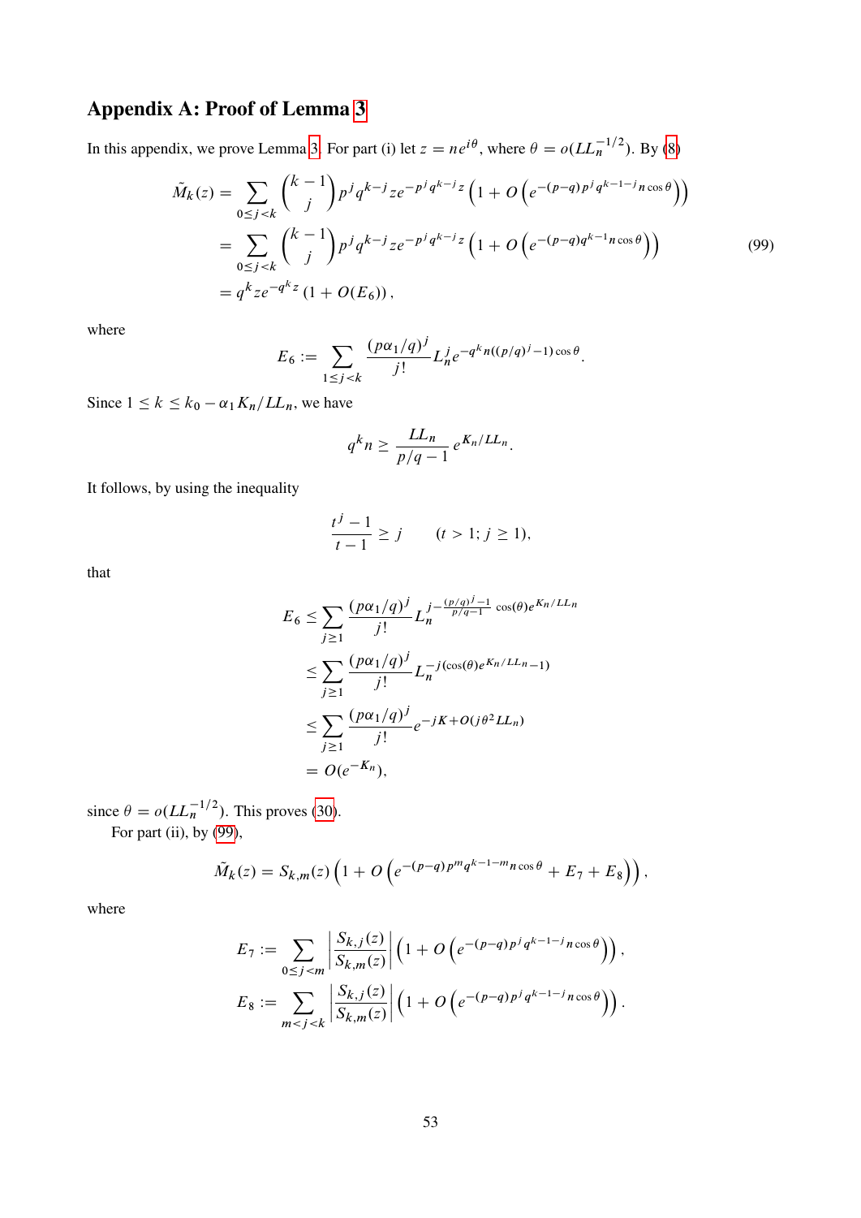## Appendix A: Proof of Lemma 3

In this appendix, we prove Lemma 3. For part (i) let $z = ne^{i\theta}$, where $\theta = o(LL_n^{-1/2})$. By (8)

$$
\begin{aligned}
\tilde{M}_k(z) &= \sum_{0 \le j < k} \binom{k-1}{j} p^j q^{k-j} z e^{-p^j q^{k-j} z} \left(1 + O\left(e^{-(p-q)p^j q^{k-1-j} n \cos\theta}\right)\right) \\
&= \sum_{0 \le j < k} \binom{k-1}{j} p^j q^{k-j} z e^{-p^j q^{k-j} z} \left(1 + O\left(e^{-(p-q)q^{k-1} n \cos\theta}\right)\right) \\
&= q^k z e^{-q^k z} \left(1 + O(E_6)\right),
\end{aligned} \tag{99}
$$

where

$$
E_6 := \sum_{1 \le j < k} \frac{(p\alpha_1/q)^j}{j!} L_n^j e^{-q^k n((p/q)^j - 1)\cos\theta}.
$$

Since $1 \le k \le k_0 - \alpha_1 K_n / LL_n$, we have

$$
q^k n \ge \frac{LL_n}{p/q - 1} e^{K_n / LL_n}.
$$

It follows, by using the inequality

$$
\frac{t^j - 1}{t - 1} \ge j \qquad (t > 1;\, j \ge 1),
$$

that

$$
\begin{aligned}
E_6 &\le \sum_{j \ge 1} \frac{(p\alpha_1/q)^j}{j!} L_n^{\,j - \frac{(p/q)^j - 1}{p/q - 1} \cos(\theta) e^{K_n / LL_n}} \\
&\le \sum_{j \ge 1} \frac{(p\alpha_1/q)^j}{j!} L_n^{-j(\cos(\theta) e^{K_n/LL_n} - 1)} \\
&\le \sum_{j \ge 1} \frac{(p\alpha_1/q)^j}{j!} e^{-jK + O(j\theta^2 LL_n)} \\
&= O(e^{-K_n}),
\end{aligned}
$$

since $\theta = o(LL_n^{-1/2})$. This proves (30).

For part (ii), by (99),

$$
\tilde{M}_k(z) = S_{k,m}(z) \left(1 + O\left(e^{-(p-q)p^m q^{k-1-m} n \cos\theta} + E_7 + E_8\right)\right),
$$

where

$$
E_7 := \sum_{0 \le j < m} \left| \frac{S_{k,j}(z)}{S_{k,m}(z)} \right| \left(1 + O\left(e^{-(p-q)p^j q^{k-1-j} n \cos\theta}\right)\right),
$$

$$
E_8 := \sum_{m < j < k} \left| \frac{S_{k,j}(z)}{S_{k,m}(z)} \right| \left(1 + O\left(e^{-(p-q)p^j q^{k-1-j} n \cos\theta}\right)\right).
$$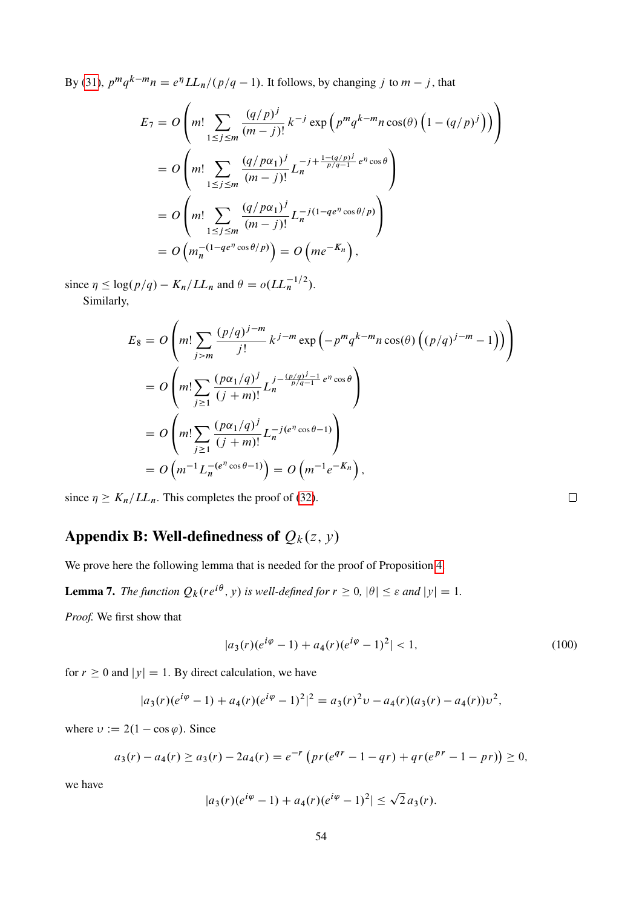By (31), $p^m q^{k-m} n = e^{\eta} LL_n/(p/q-1)$. It follows, by changing $j$ to $m-j$, that

$$
\begin{aligned}
E_7 &= O\left( m! \sum_{1\le j\le m} \frac{(q/p)^j}{(m-j)!} k^{-j} \exp\left( p^m q^{k-m} n \cos(\theta) \left(1-(q/p)^j\right)\right)\right) \\
&= O\left( m! \sum_{1\le j\le m} \frac{(q/p\alpha_1)^j}{(m-j)!} L_n^{-j+\frac{1-(q/p)^j}{p/q-1} e^{\eta}\cos\theta}\right) \\
&= O\left( m! \sum_{1\le j\le m} \frac{(q/p\alpha_1)^j}{(m-j)!} L_n^{-j(1-qe^{\eta}\cos\theta/p)}\right) \\
&= O\left( m_n^{-(1-qe^{\eta}\cos\theta/p)}\right) = O\left(me^{-K_n}\right),
\end{aligned}
$$

since $\eta \le \log(p/q) - K_n/LL_n$ and $\theta = o(LL_n^{-1/2})$.

Similarly,

$$
\begin{aligned}
E_8 &= O\left( m! \sum_{j>m} \frac{(p/q)^{j-m}}{j!} k^{j-m} \exp\left( -p^m q^{k-m} n \cos(\theta) \left((p/q)^{j-m}-1\right)\right)\right) \\
&= O\left( m! \sum_{j\ge 1} \frac{(p\alpha_1/q)^j}{(j+m)!} L_n^{j-\frac{(p/q)^j-1}{p/q-1} e^{\eta}\cos\theta}\right) \\
&= O\left( m! \sum_{j\ge 1} \frac{(p\alpha_1/q)^j}{(j+m)!} L_n^{-j(e^{\eta}\cos\theta-1)}\right) \\
&= O\left( m^{-1} L_n^{-(e^{\eta}\cos\theta-1)}\right) = O\left(m^{-1}e^{-K_n}\right),
\end{aligned}
$$

since $\eta \ge K_n/LL_n$. This completes the proof of (32). □

## Appendix B: Well-definedness of $Q_k(z, y)$

We prove here the following lemma that is needed for the proof of Proposition 4.

**Lemma 7.** *The function $Q_k(re^{i\theta}, y)$ is well-defined for $r \ge 0$, $|\theta| \le \varepsilon$ and $|y| = 1$.*

*Proof.* We first show that

$$
|a_3(r)(e^{i\varphi}-1) + a_4(r)(e^{i\varphi}-1)^2| < 1, \tag{100}
$$

for $r \ge 0$ and $|y| = 1$. By direct calculation, we have

$$
|a_3(r)(e^{i\varphi}-1) + a_4(r)(e^{i\varphi}-1)^2|^2 = a_3(r)^2 \upsilon - a_4(r)(a_3(r) - a_4(r))\upsilon^2,
$$

where $\upsilon := 2(1-\cos\varphi)$. Since

$$
a_3(r) - a_4(r) \ge a_3(r) - 2a_4(r) = e^{-r}\left( pr(e^{qr} - 1 - qr) + qr(e^{pr} - 1 - pr)\right) \ge 0,
$$

we have

$$
|a_3(r)(e^{i\varphi}-1) + a_4(r)(e^{i\varphi}-1)^2| \le \sqrt{2}\, a_3(r).
$$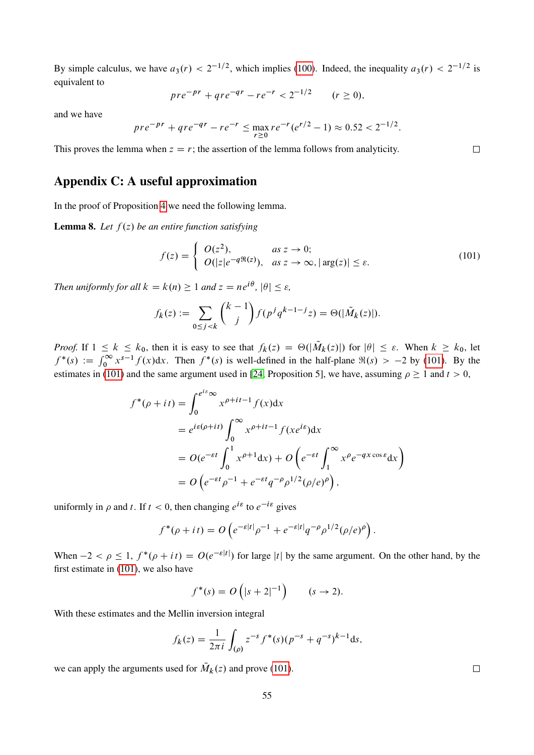By simple calculus, we have $a_3(r) < 2^{-1/2}$, which implies (100). Indeed, the inequality $a_3(r) < 2^{-1/2}$ is equivalent to

$$pre^{-pr} + qre^{-qr} - re^{-r} < 2^{-1/2} \qquad (r \geq 0),$$

and we have

$$pre^{-pr} + qre^{-qr} - re^{-r} \leq \max_{r \geq 0} re^{-r}(e^{r/2} - 1) \approx 0.52 < 2^{-1/2}.$$

This proves the lemma when $z = r$; the assertion of the lemma follows from analyticity. □

## Appendix C: A useful approximation

In the proof of Proposition 4 we need the following lemma.

**Lemma 8.** *Let $f(z)$ be an entire function satisfying*

$$f(z) = \begin{cases} O(z^2), & \text{as } z \to 0; \\ O(|z|e^{-q\Re(z)}), & \text{as } z \to \infty, |\arg(z)| \leq \varepsilon. \end{cases} \tag{101}$$

*Then uniformly for all $k = k(n) \geq 1$ and $z = ne^{i\theta}$, $|\theta| \leq \varepsilon$,*

$$f_k(z) := \sum_{0 \leq j < k} \binom{k-1}{j} f(p^j q^{k-1-j} z) = \Theta(|\tilde{M}_k(z)|).$$

*Proof.* If $1 \leq k \leq k_0$, then it is easy to see that $f_k(z) = \Theta(|\tilde{M}_k(z)|)$ for $|\theta| \leq \varepsilon$. When $k \geq k_0$, let $f^*(s) := \int_0^\infty x^{s-1} f(x)\mathrm{d}x$. Then $f^*(s)$ is well-defined in the half-plane $\Re(s) > -2$ by (101). By the estimates in (101) and the same argument used in [24, Proposition 5], we have, assuming $\rho \geq 1$ and $t > 0$,

$$\begin{aligned}
f^*(\rho + it) &= \int_0^{e^{i\varepsilon}\infty} x^{\rho+it-1} f(x)\mathrm{d}x \\
&= e^{i\varepsilon(\rho+it)} \int_0^\infty x^{\rho+it-1} f(xe^{i\varepsilon})\mathrm{d}x \\
&= O(e^{-\varepsilon t} \int_0^1 x^{\rho+1}\mathrm{d}x) + O\left(e^{-\varepsilon t} \int_1^\infty x^\rho e^{-qx\cos\varepsilon}\mathrm{d}x\right) \\
&= O\left(e^{-\varepsilon t}\rho^{-1} + e^{-\varepsilon t} q^{-\rho} \rho^{1/2} (\rho/e)^\rho\right),
\end{aligned}$$

uniformly in $\rho$ and $t$. If $t < 0$, then changing $e^{i\varepsilon}$ to $e^{-i\varepsilon}$ gives

$$f^*(\rho + it) = O\left(e^{-\varepsilon|t|}\rho^{-1} + e^{-\varepsilon|t|} q^{-\rho} \rho^{1/2} (\rho/e)^\rho\right).$$

When $-2 < \rho \leq 1$, $f^*(\rho + it) = O(e^{-\varepsilon|t|})$ for large $|t|$ by the same argument. On the other hand, by the first estimate in (101), we also have

$$f^*(s) = O\left(|s + 2|^{-1}\right) \qquad (s \to 2).$$

With these estimates and the Mellin inversion integral

$$f_k(z) = \frac{1}{2\pi i} \int_{(\rho)} z^{-s} f^*(s)(p^{-s} + q^{-s})^{k-1}\mathrm{d}s,$$

we can apply the arguments used for $\tilde{M}_k(z)$ and prove (101). □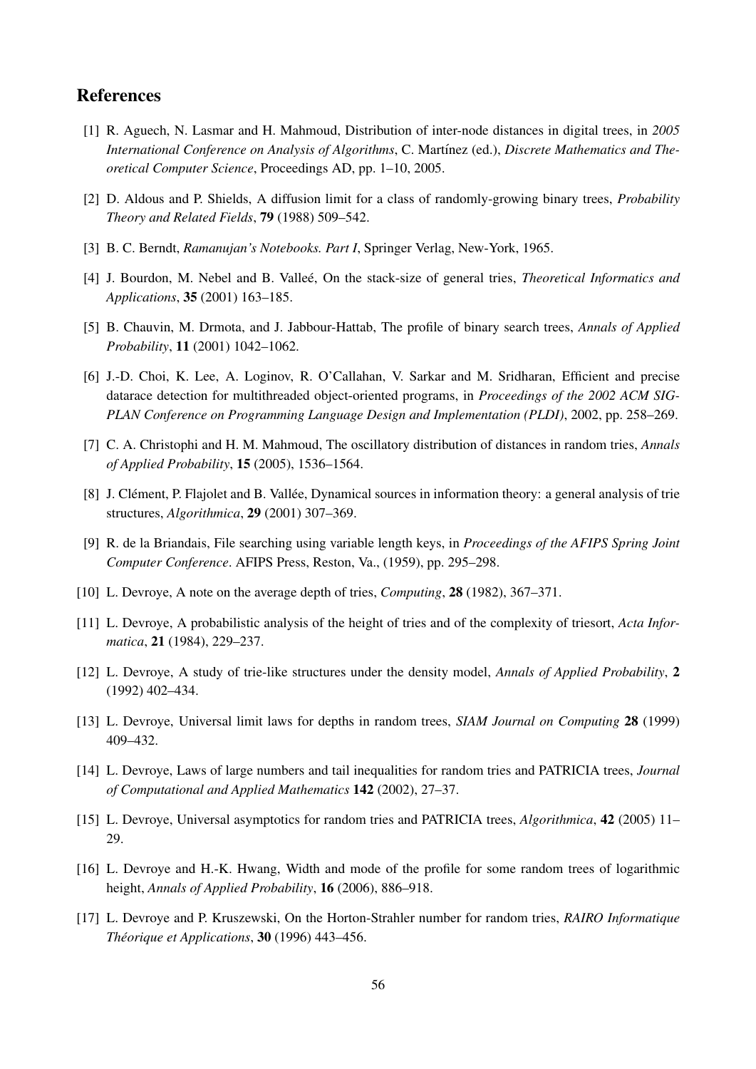## References

[1] R. Aguech, N. Lasmar and H. Mahmoud, Distribution of inter-node distances in digital trees, in *2005 International Conference on Analysis of Algorithms*, C. Martínez (ed.), *Discrete Mathematics and Theoretical Computer Science*, Proceedings AD, pp. 1–10, 2005.

[2] D. Aldous and P. Shields, A diffusion limit for a class of randomly-growing binary trees, *Probability Theory and Related Fields*, **79** (1988) 509–542.

[3] B. C. Berndt, *Ramanujan's Notebooks. Part I*, Springer Verlag, New-York, 1965.

[4] J. Bourdon, M. Nebel and B. Valleé, On the stack-size of general tries, *Theoretical Informatics and Applications*, **35** (2001) 163–185.

[5] B. Chauvin, M. Drmota, and J. Jabbour-Hattab, The profile of binary search trees, *Annals of Applied Probability*, **11** (2001) 1042–1062.

[6] J.-D. Choi, K. Lee, A. Loginov, R. O'Callahan, V. Sarkar and M. Sridharan, Efficient and precise datarace detection for multithreaded object-oriented programs, in *Proceedings of the 2002 ACM SIGPLAN Conference on Programming Language Design and Implementation (PLDI)*, 2002, pp. 258–269.

[7] C. A. Christophi and H. M. Mahmoud, The oscillatory distribution of distances in random tries, *Annals of Applied Probability*, **15** (2005), 1536–1564.

[8] J. Clément, P. Flajolet and B. Vallée, Dynamical sources in information theory: a general analysis of trie structures, *Algorithmica*, **29** (2001) 307–369.

[9] R. de la Briandais, File searching using variable length keys, in *Proceedings of the AFIPS Spring Joint Computer Conference*. AFIPS Press, Reston, Va., (1959), pp. 295–298.

[10] L. Devroye, A note on the average depth of tries, *Computing*, **28** (1982), 367–371.

[11] L. Devroye, A probabilistic analysis of the height of tries and of the complexity of triesort, *Acta Informatica*, **21** (1984), 229–237.

[12] L. Devroye, A study of trie-like structures under the density model, *Annals of Applied Probability*, **2** (1992) 402–434.

[13] L. Devroye, Universal limit laws for depths in random trees, *SIAM Journal on Computing* **28** (1999) 409–432.

[14] L. Devroye, Laws of large numbers and tail inequalities for random tries and PATRICIA trees, *Journal of Computational and Applied Mathematics* **142** (2002), 27–37.

[15] L. Devroye, Universal asymptotics for random tries and PATRICIA trees, *Algorithmica*, **42** (2005) 11–29.

[16] L. Devroye and H.-K. Hwang, Width and mode of the profile for some random trees of logarithmic height, *Annals of Applied Probability*, **16** (2006), 886–918.

[17] L. Devroye and P. Kruszewski, On the Horton-Strahler number for random tries, *RAIRO Informatique Théorique et Applications*, **30** (1996) 443–456.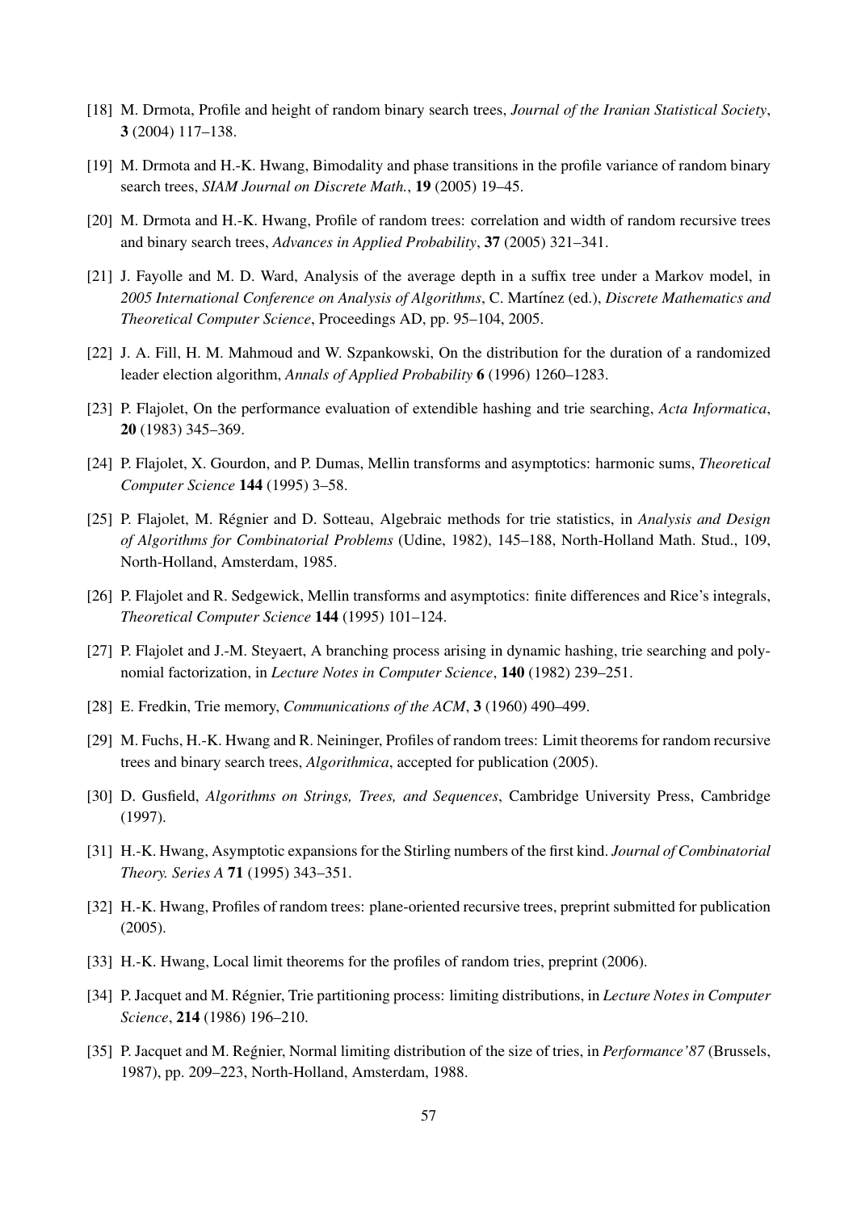[18] M. Drmota, Profile and height of random binary search trees, *Journal of the Iranian Statistical Society*, **3** (2004) 117–138.

[19] M. Drmota and H.-K. Hwang, Bimodality and phase transitions in the profile variance of random binary search trees, *SIAM Journal on Discrete Math.*, **19** (2005) 19–45.

[20] M. Drmota and H.-K. Hwang, Profile of random trees: correlation and width of random recursive trees and binary search trees, *Advances in Applied Probability*, **37** (2005) 321–341.

[21] J. Fayolle and M. D. Ward, Analysis of the average depth in a suffix tree under a Markov model, in *2005 International Conference on Analysis of Algorithms*, C. Martínez (ed.), *Discrete Mathematics and Theoretical Computer Science*, Proceedings AD, pp. 95–104, 2005.

[22] J. A. Fill, H. M. Mahmoud and W. Szpankowski, On the distribution for the duration of a randomized leader election algorithm, *Annals of Applied Probability* **6** (1996) 1260–1283.

[23] P. Flajolet, On the performance evaluation of extendible hashing and trie searching, *Acta Informatica*, **20** (1983) 345–369.

[24] P. Flajolet, X. Gourdon, and P. Dumas, Mellin transforms and asymptotics: harmonic sums, *Theoretical Computer Science* **144** (1995) 3–58.

[25] P. Flajolet, M. Régnier and D. Sotteau, Algebraic methods for trie statistics, in *Analysis and Design of Algorithms for Combinatorial Problems* (Udine, 1982), 145–188, North-Holland Math. Stud., 109, North-Holland, Amsterdam, 1985.

[26] P. Flajolet and R. Sedgewick, Mellin transforms and asymptotics: finite differences and Rice's integrals, *Theoretical Computer Science* **144** (1995) 101–124.

[27] P. Flajolet and J.-M. Steyaert, A branching process arising in dynamic hashing, trie searching and polynomial factorization, in *Lecture Notes in Computer Science*, **140** (1982) 239–251.

[28] E. Fredkin, Trie memory, *Communications of the ACM*, **3** (1960) 490–499.

[29] M. Fuchs, H.-K. Hwang and R. Neininger, Profiles of random trees: Limit theorems for random recursive trees and binary search trees, *Algorithmica*, accepted for publication (2005).

[30] D. Gusfield, *Algorithms on Strings, Trees, and Sequences*, Cambridge University Press, Cambridge (1997).

[31] H.-K. Hwang, Asymptotic expansions for the Stirling numbers of the first kind. *Journal of Combinatorial Theory. Series A* **71** (1995) 343–351.

[32] H.-K. Hwang, Profiles of random trees: plane-oriented recursive trees, preprint submitted for publication (2005).

[33] H.-K. Hwang, Local limit theorems for the profiles of random tries, preprint (2006).

[34] P. Jacquet and M. Régnier, Trie partitioning process: limiting distributions, in *Lecture Notes in Computer Science*, **214** (1986) 196–210.

[35] P. Jacquet and M. Regńier, Normal limiting distribution of the size of tries, in *Performance'87* (Brussels, 1987), pp. 209–223, North-Holland, Amsterdam, 1988.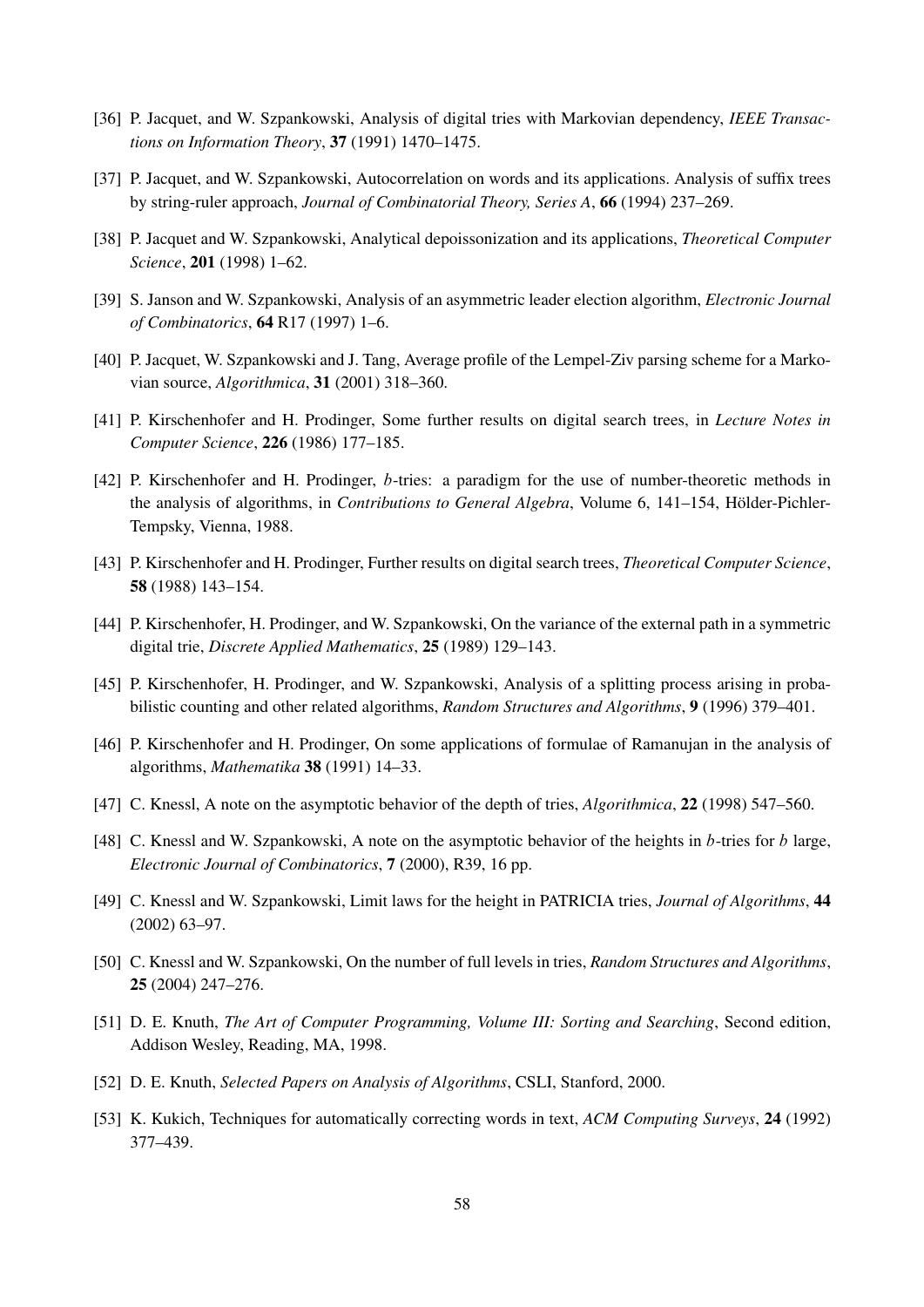[36] P. Jacquet, and W. Szpankowski, Analysis of digital tries with Markovian dependency, *IEEE Transactions on Information Theory*, **37** (1991) 1470–1475.

[37] P. Jacquet, and W. Szpankowski, Autocorrelation on words and its applications. Analysis of suffix trees by string-ruler approach, *Journal of Combinatorial Theory, Series A*, **66** (1994) 237–269.

[38] P. Jacquet and W. Szpankowski, Analytical depoissonization and its applications, *Theoretical Computer Science*, **201** (1998) 1–62.

[39] S. Janson and W. Szpankowski, Analysis of an asymmetric leader election algorithm, *Electronic Journal of Combinatorics*, **64** R17 (1997) 1–6.

[40] P. Jacquet, W. Szpankowski and J. Tang, Average profile of the Lempel-Ziv parsing scheme for a Markovian source, *Algorithmica*, **31** (2001) 318–360.

[41] P. Kirschenhofer and H. Prodinger, Some further results on digital search trees, in *Lecture Notes in Computer Science*, **226** (1986) 177–185.

[42] P. Kirschenhofer and H. Prodinger, $b$-tries: a paradigm for the use of number-theoretic methods in the analysis of algorithms, in *Contributions to General Algebra*, Volume 6, 141–154, Hölder-Pichler-Tempsky, Vienna, 1988.

[43] P. Kirschenhofer and H. Prodinger, Further results on digital search trees, *Theoretical Computer Science*, **58** (1988) 143–154.

[44] P. Kirschenhofer, H. Prodinger, and W. Szpankowski, On the variance of the external path in a symmetric digital trie, *Discrete Applied Mathematics*, **25** (1989) 129–143.

[45] P. Kirschenhofer, H. Prodinger, and W. Szpankowski, Analysis of a splitting process arising in probabilistic counting and other related algorithms, *Random Structures and Algorithms*, **9** (1996) 379–401.

[46] P. Kirschenhofer and H. Prodinger, On some applications of formulae of Ramanujan in the analysis of algorithms, *Mathematika* **38** (1991) 14–33.

[47] C. Knessl, A note on the asymptotic behavior of the depth of tries, *Algorithmica*, **22** (1998) 547–560.

[48] C. Knessl and W. Szpankowski, A note on the asymptotic behavior of the heights in $b$-tries for $b$ large, *Electronic Journal of Combinatorics*, **7** (2000), R39, 16 pp.

[49] C. Knessl and W. Szpankowski, Limit laws for the height in PATRICIA tries, *Journal of Algorithms*, **44** (2002) 63–97.

[50] C. Knessl and W. Szpankowski, On the number of full levels in tries, *Random Structures and Algorithms*, **25** (2004) 247–276.

[51] D. E. Knuth, *The Art of Computer Programming, Volume III: Sorting and Searching*, Second edition, Addison Wesley, Reading, MA, 1998.

[52] D. E. Knuth, *Selected Papers on Analysis of Algorithms*, CSLI, Stanford, 2000.

[53] K. Kukich, Techniques for automatically correcting words in text, *ACM Computing Surveys*, **24** (1992) 377–439.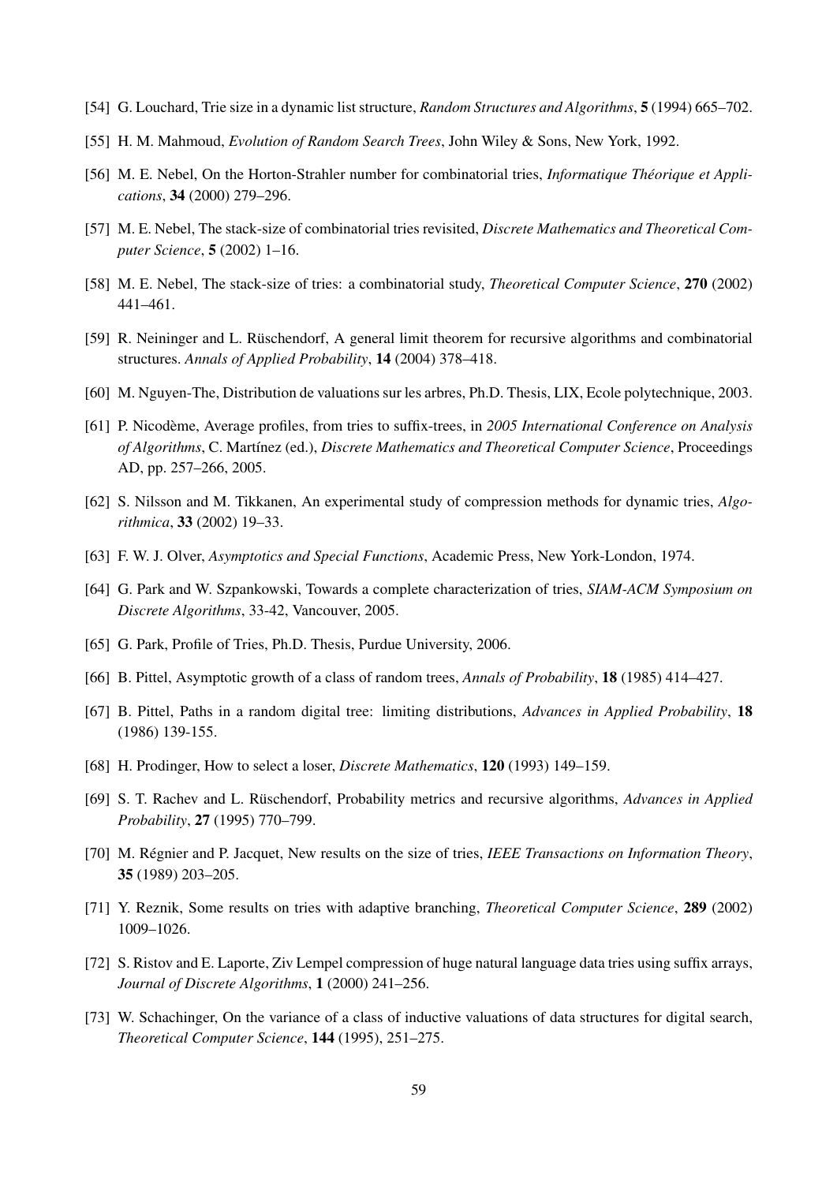[54] G. Louchard, Trie size in a dynamic list structure, *Random Structures and Algorithms*, **5** (1994) 665–702.

[55] H. M. Mahmoud, *Evolution of Random Search Trees*, John Wiley & Sons, New York, 1992.

[56] M. E. Nebel, On the Horton-Strahler number for combinatorial tries, *Informatique Théorique et Applications*, **34** (2000) 279–296.

[57] M. E. Nebel, The stack-size of combinatorial tries revisited, *Discrete Mathematics and Theoretical Computer Science*, **5** (2002) 1–16.

[58] M. E. Nebel, The stack-size of tries: a combinatorial study, *Theoretical Computer Science*, **270** (2002) 441–461.

[59] R. Neininger and L. Rüschendorf, A general limit theorem for recursive algorithms and combinatorial structures. *Annals of Applied Probability*, **14** (2004) 378–418.

[60] M. Nguyen-The, Distribution de valuations sur les arbres, Ph.D. Thesis, LIX, Ecole polytechnique, 2003.

[61] P. Nicodème, Average profiles, from tries to suffix-trees, in *2005 International Conference on Analysis of Algorithms*, C. Martínez (ed.), *Discrete Mathematics and Theoretical Computer Science*, Proceedings AD, pp. 257–266, 2005.

[62] S. Nilsson and M. Tikkanen, An experimental study of compression methods for dynamic tries, *Algorithmica*, **33** (2002) 19–33.

[63] F. W. J. Olver, *Asymptotics and Special Functions*, Academic Press, New York-London, 1974.

[64] G. Park and W. Szpankowski, Towards a complete characterization of tries, *SIAM-ACM Symposium on Discrete Algorithms*, 33-42, Vancouver, 2005.

[65] G. Park, Profile of Tries, Ph.D. Thesis, Purdue University, 2006.

[66] B. Pittel, Asymptotic growth of a class of random trees, *Annals of Probability*, **18** (1985) 414–427.

[67] B. Pittel, Paths in a random digital tree: limiting distributions, *Advances in Applied Probability*, **18** (1986) 139-155.

[68] H. Prodinger, How to select a loser, *Discrete Mathematics*, **120** (1993) 149–159.

[69] S. T. Rachev and L. Rüschendorf, Probability metrics and recursive algorithms, *Advances in Applied Probability*, **27** (1995) 770–799.

[70] M. Régnier and P. Jacquet, New results on the size of tries, *IEEE Transactions on Information Theory*, **35** (1989) 203–205.

[71] Y. Reznik, Some results on tries with adaptive branching, *Theoretical Computer Science*, **289** (2002) 1009–1026.

[72] S. Ristov and E. Laporte, Ziv Lempel compression of huge natural language data tries using suffix arrays, *Journal of Discrete Algorithms*, **1** (2000) 241–256.

[73] W. Schachinger, On the variance of a class of inductive valuations of data structures for digital search, *Theoretical Computer Science*, **144** (1995), 251–275.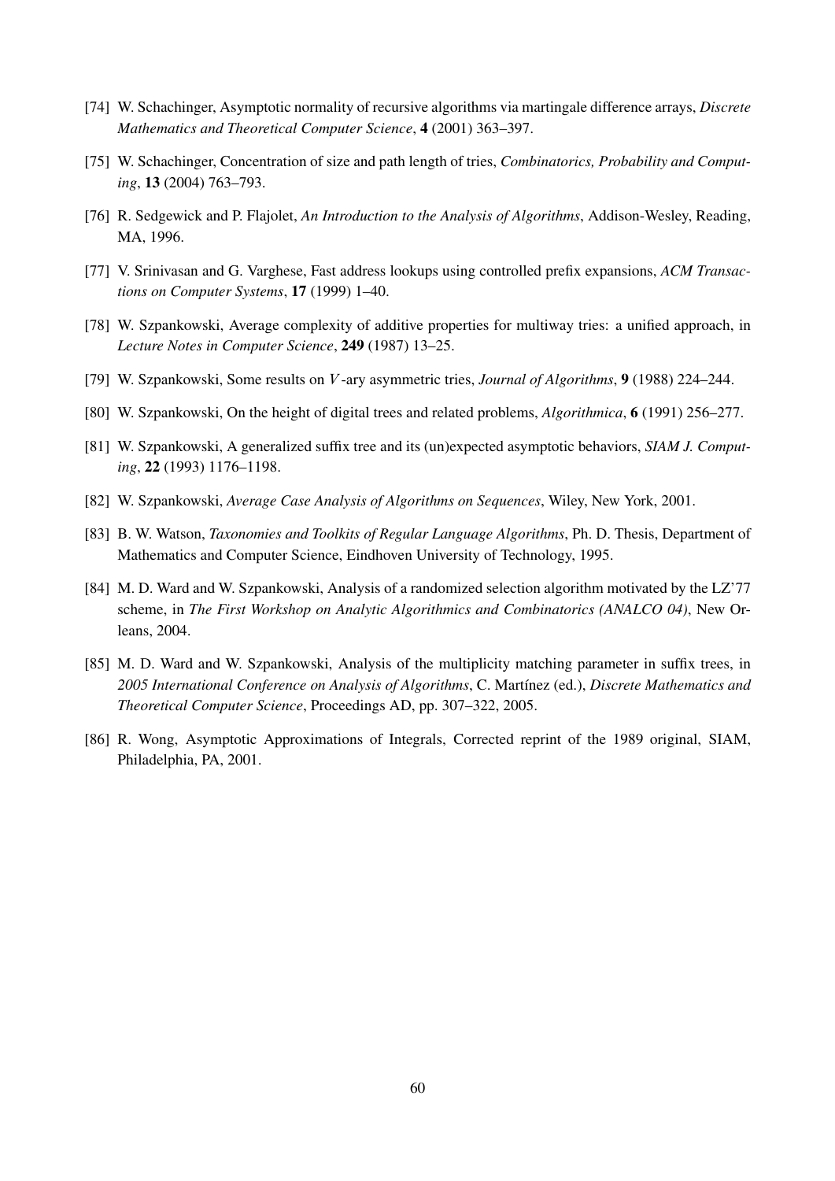[74] W. Schachinger, Asymptotic normality of recursive algorithms via martingale difference arrays, *Discrete Mathematics and Theoretical Computer Science*, **4** (2001) 363–397.

[75] W. Schachinger, Concentration of size and path length of tries, *Combinatorics, Probability and Computing*, **13** (2004) 763–793.

[76] R. Sedgewick and P. Flajolet, *An Introduction to the Analysis of Algorithms*, Addison-Wesley, Reading, MA, 1996.

[77] V. Srinivasan and G. Varghese, Fast address lookups using controlled prefix expansions, *ACM Transactions on Computer Systems*, **17** (1999) 1–40.

[78] W. Szpankowski, Average complexity of additive properties for multiway tries: a unified approach, in *Lecture Notes in Computer Science*, **249** (1987) 13–25.

[79] W. Szpankowski, Some results on $V$-ary asymmetric tries, *Journal of Algorithms*, **9** (1988) 224–244.

[80] W. Szpankowski, On the height of digital trees and related problems, *Algorithmica*, **6** (1991) 256–277.

[81] W. Szpankowski, A generalized suffix tree and its (un)expected asymptotic behaviors, *SIAM J. Computing*, **22** (1993) 1176–1198.

[82] W. Szpankowski, *Average Case Analysis of Algorithms on Sequences*, Wiley, New York, 2001.

[83] B. W. Watson, *Taxonomies and Toolkits of Regular Language Algorithms*, Ph. D. Thesis, Department of Mathematics and Computer Science, Eindhoven University of Technology, 1995.

[84] M. D. Ward and W. Szpankowski, Analysis of a randomized selection algorithm motivated by the LZ'77 scheme, in *The First Workshop on Analytic Algorithmics and Combinatorics (ANALCO 04)*, New Orleans, 2004.

[85] M. D. Ward and W. Szpankowski, Analysis of the multiplicity matching parameter in suffix trees, in *2005 International Conference on Analysis of Algorithms*, C. Martínez (ed.), *Discrete Mathematics and Theoretical Computer Science*, Proceedings AD, pp. 307–322, 2005.

[86] R. Wong, Asymptotic Approximations of Integrals, Corrected reprint of the 1989 original, SIAM, Philadelphia, PA, 2001.